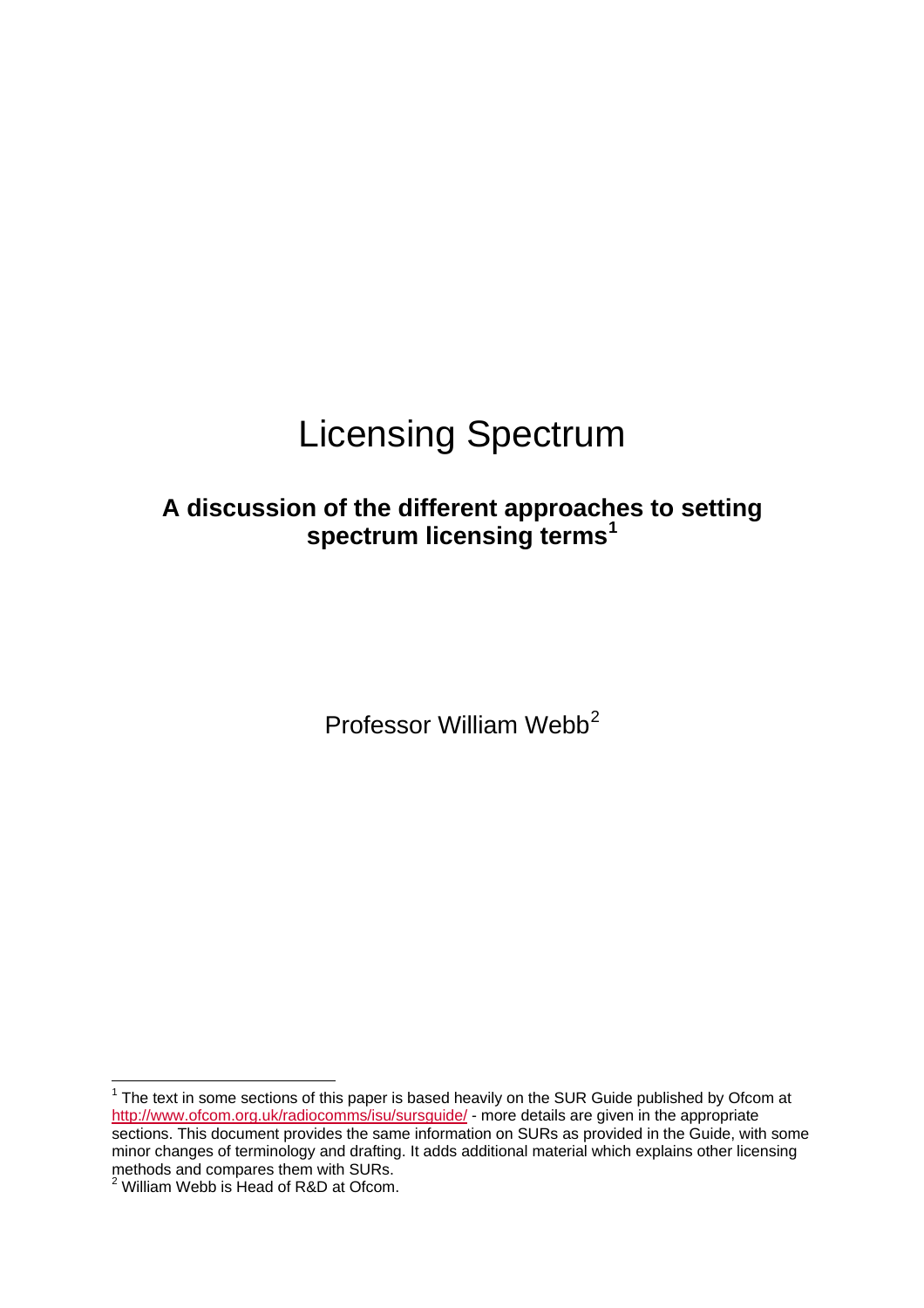# Licensing Spectrum

## A discussion of the different approaches to setting spectrum licensing terms[1]

Professor William Webb[2]

---

[1] The text in some sections of this paper is based heavily on the SUR Guide published by Ofcom at http://www.ofcom.org.uk/radiocomms/isu/sursguide/ - more details are given in the appropriate sections. This document provides the same information on SURs as provided in the Guide, with some minor changes of terminology and drafting. It adds additional material which explains other licensing methods and compares them with SURs.

[2] William Webb is Head of R&D at Ofcom.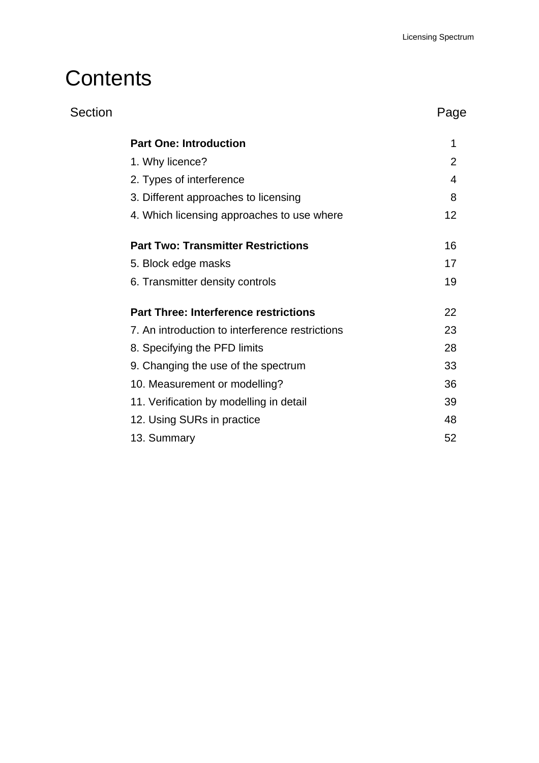# Contents

| Section | Page |
|---|---|
| **Part One: Introduction** | 1 |
| 1. Why licence? | 2 |
| 2. Types of interference | 4 |
| 3. Different approaches to licensing | 8 |
| 4. Which licensing approaches to use where | 12 |
| **Part Two: Transmitter Restrictions** | 16 |
| 5. Block edge masks | 17 |
| 6. Transmitter density controls | 19 |
| **Part Three: Interference restrictions** | 22 |
| 7. An introduction to interference restrictions | 23 |
| 8. Specifying the PFD limits | 28 |
| 9. Changing the use of the spectrum | 33 |
| 10. Measurement or modelling? | 36 |
| 11. Verification by modelling in detail | 39 |
| 12. Using SURs in practice | 48 |
| 13. Summary | 52 |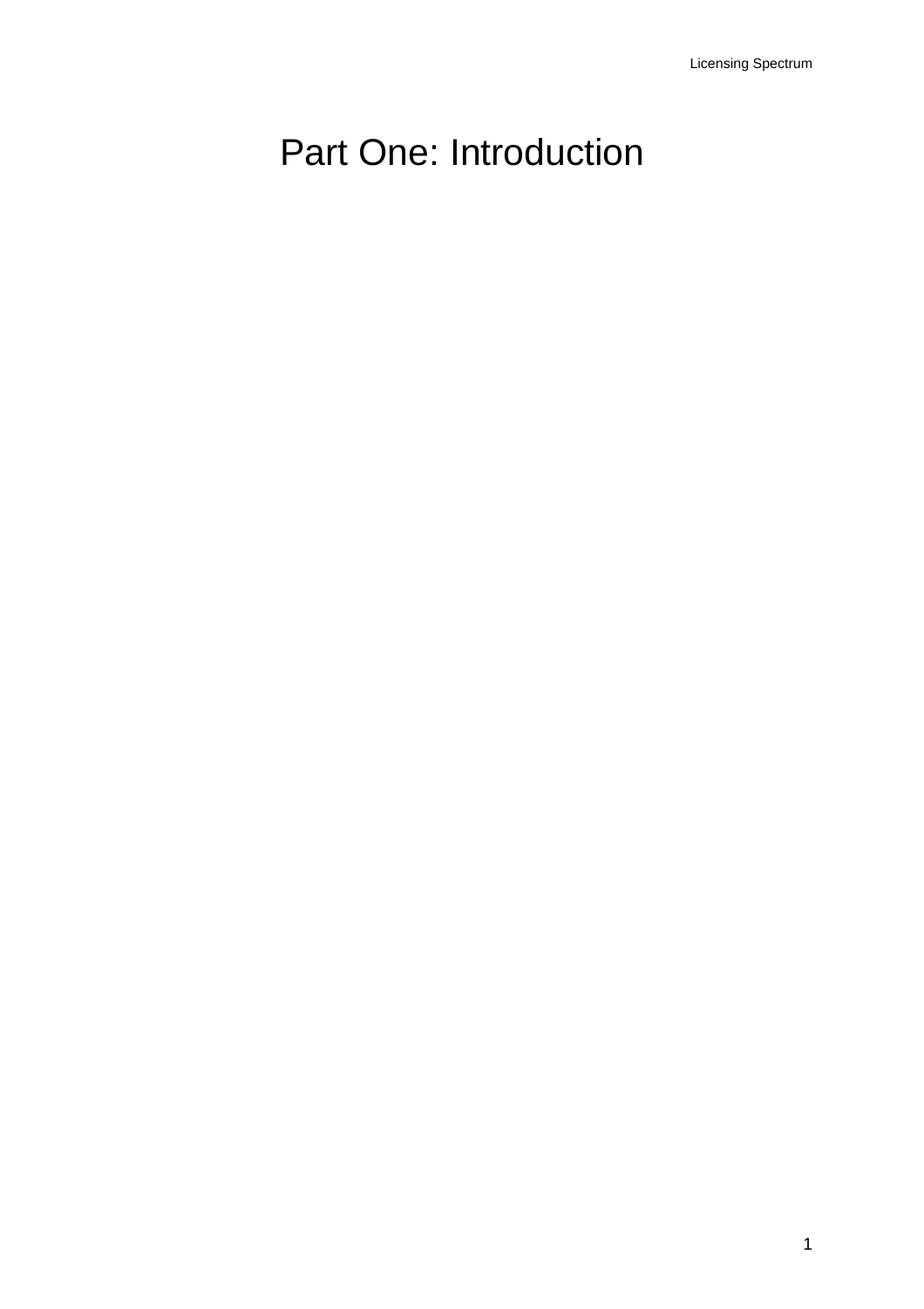# Part One: Introduction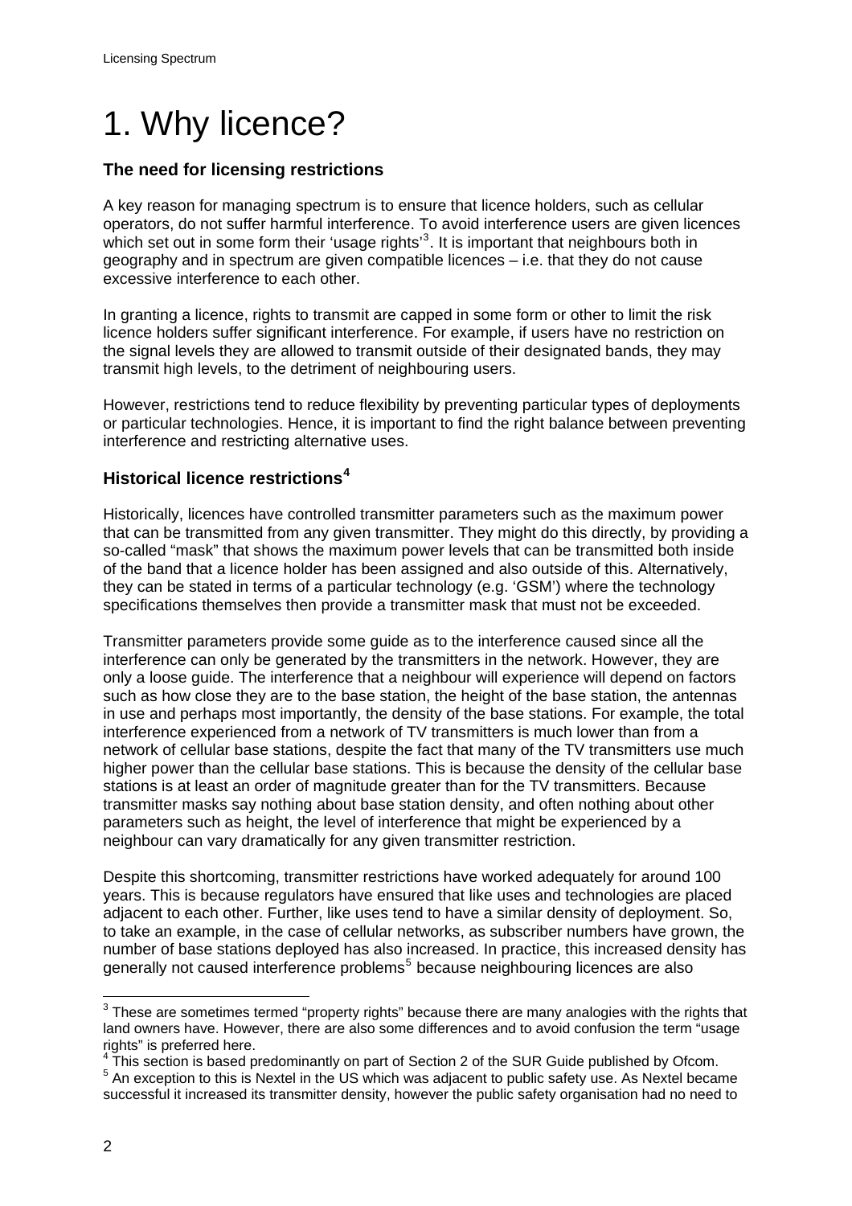# 1. Why licence?

### The need for licensing restrictions

A key reason for managing spectrum is to ensure that licence holders, such as cellular operators, do not suffer harmful interference. To avoid interference users are given licences which set out in some form their 'usage rights'[3]. It is important that neighbours both in geography and in spectrum are given compatible licences – i.e. that they do not cause excessive interference to each other.

In granting a licence, rights to transmit are capped in some form or other to limit the risk licence holders suffer significant interference. For example, if users have no restriction on the signal levels they are allowed to transmit outside of their designated bands, they may transmit high levels, to the detriment of neighbouring users.

However, restrictions tend to reduce flexibility by preventing particular types of deployments or particular technologies. Hence, it is important to find the right balance between preventing interference and restricting alternative uses.

### Historical licence restrictions[4]

Historically, licences have controlled transmitter parameters such as the maximum power that can be transmitted from any given transmitter. They might do this directly, by providing a so-called "mask" that shows the maximum power levels that can be transmitted both inside of the band that a licence holder has been assigned and also outside of this. Alternatively, they can be stated in terms of a particular technology (e.g. 'GSM') where the technology specifications themselves then provide a transmitter mask that must not be exceeded.

Transmitter parameters provide some guide as to the interference caused since all the interference can only be generated by the transmitters in the network. However, they are only a loose guide. The interference that a neighbour will experience will depend on factors such as how close they are to the base station, the height of the base station, the antennas in use and perhaps most importantly, the density of the base stations. For example, the total interference experienced from a network of TV transmitters is much lower than from a network of cellular base stations, despite the fact that many of the TV transmitters use much higher power than the cellular base stations. This is because the density of the cellular base stations is at least an order of magnitude greater than for the TV transmitters. Because transmitter masks say nothing about base station density, and often nothing about other parameters such as height, the level of interference that might be experienced by a neighbour can vary dramatically for any given transmitter restriction.

Despite this shortcoming, transmitter restrictions have worked adequately for around 100 years. This is because regulators have ensured that like uses and technologies are placed adjacent to each other. Further, like uses tend to have a similar density of deployment. So, to take an example, in the case of cellular networks, as subscriber numbers have grown, the number of base stations deployed has also increased. In practice, this increased density has generally not caused interference problems[5] because neighbouring licences are also

[3] These are sometimes termed "property rights" because there are many analogies with the rights that land owners have. However, there are also some differences and to avoid confusion the term "usage rights" is preferred here.

[4] This section is based predominantly on part of Section 2 of the SUR Guide published by Ofcom.

[5] An exception to this is Nextel in the US which was adjacent to public safety use. As Nextel became successful it increased its transmitter density, however the public safety organisation had no need to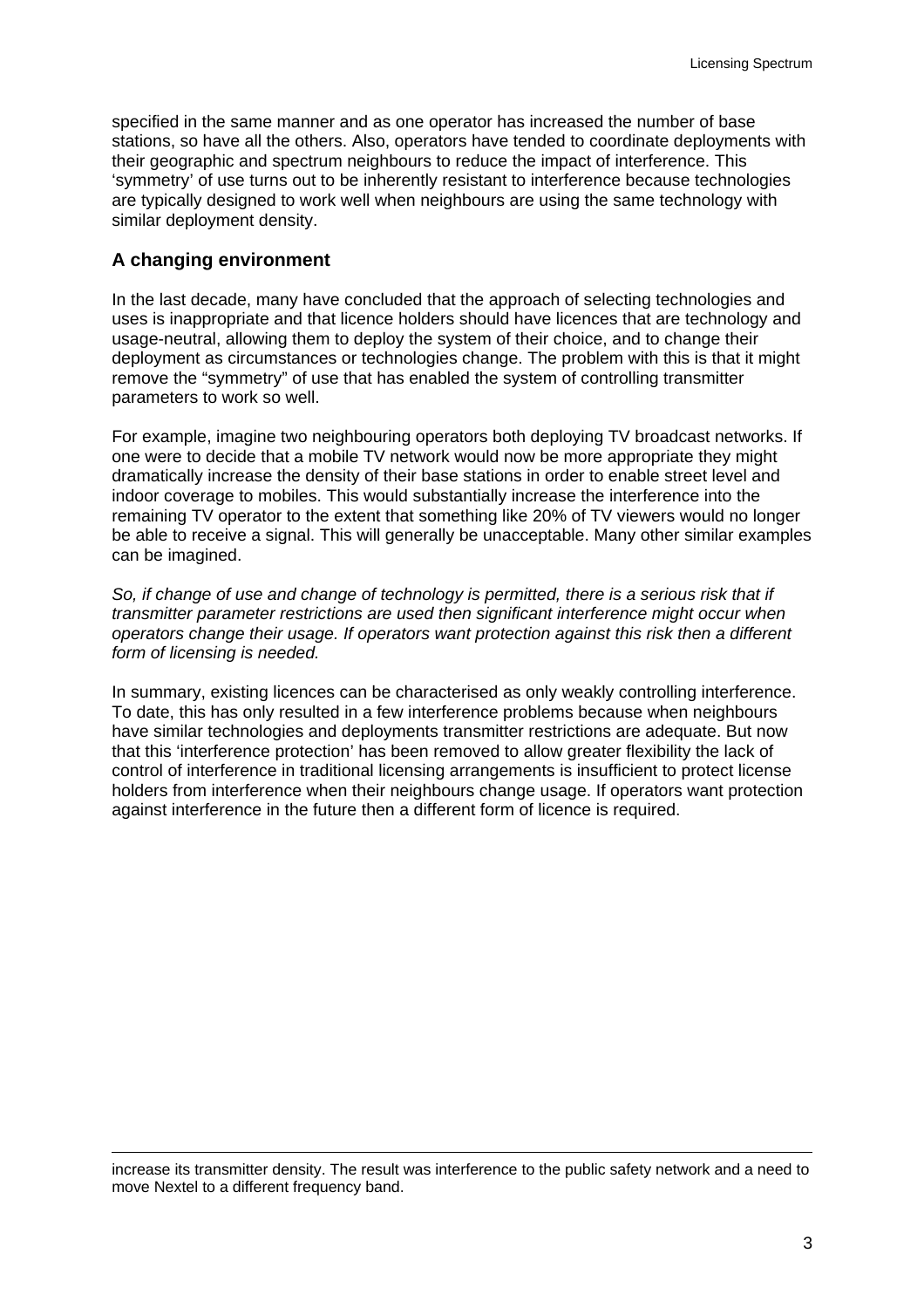specified in the same manner and as one operator has increased the number of base stations, so have all the others. Also, operators have tended to coordinate deployments with their geographic and spectrum neighbours to reduce the impact of interference. This 'symmetry' of use turns out to be inherently resistant to interference because technologies are typically designed to work well when neighbours are using the same technology with similar deployment density.

## A changing environment

In the last decade, many have concluded that the approach of selecting technologies and uses is inappropriate and that licence holders should have licences that are technology and usage-neutral, allowing them to deploy the system of their choice, and to change their deployment as circumstances or technologies change. The problem with this is that it might remove the "symmetry" of use that has enabled the system of controlling transmitter parameters to work so well.

For example, imagine two neighbouring operators both deploying TV broadcast networks. If one were to decide that a mobile TV network would now be more appropriate they might dramatically increase the density of their base stations in order to enable street level and indoor coverage to mobiles. This would substantially increase the interference into the remaining TV operator to the extent that something like 20% of TV viewers would no longer be able to receive a signal. This will generally be unacceptable. Many other similar examples can be imagined.

*So, if change of use and change of technology is permitted, there is a serious risk that if transmitter parameter restrictions are used then significant interference might occur when operators change their usage. If operators want protection against this risk then a different form of licensing is needed.*

In summary, existing licences can be characterised as only weakly controlling interference. To date, this has only resulted in a few interference problems because when neighbours have similar technologies and deployments transmitter restrictions are adequate. But now that this 'interference protection' has been removed to allow greater flexibility the lack of control of interference in traditional licensing arrangements is insufficient to protect license holders from interference when their neighbours change usage. If operators want protection against interference in the future then a different form of licence is required.

---

increase its transmitter density. The result was interference to the public safety network and a need to move Nextel to a different frequency band.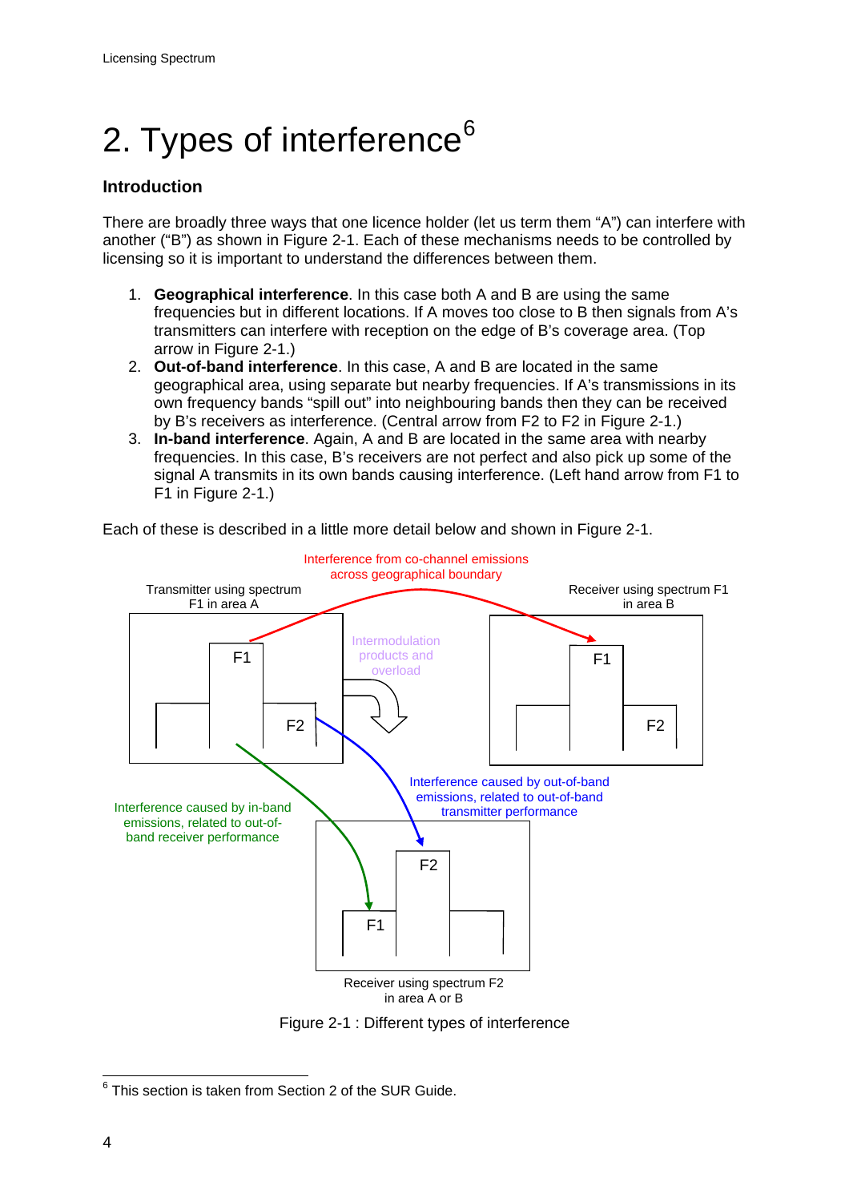# 2. Types of interference[6]

### Introduction

There are broadly three ways that one licence holder (let us term them "A") can interfere with another ("B") as shown in Figure 2-1. Each of these mechanisms needs to be controlled by licensing so it is important to understand the differences between them.

1. **Geographical interference**. In this case both A and B are using the same frequencies but in different locations. If A moves too close to B then signals from A's transmitters can interfere with reception on the edge of B's coverage area. (Top arrow in Figure 2-1.)
2. **Out-of-band interference**. In this case, A and B are located in the same geographical area, using separate but nearby frequencies. If A's transmissions in its own frequency bands "spill out" into neighbouring bands then they can be received by B's receivers as interference. (Central arrow from F2 to F2 in Figure 2-1.)
3. **In-band interference**. Again, A and B are located in the same area with nearby frequencies. In this case, B's receivers are not perfect and also pick up some of the signal A transmits in its own bands causing interference. (Left hand arrow from F1 to F1 in Figure 2-1.)

Each of these is described in a little more detail below and shown in Figure 2-1.

Figure 2-1 : Different types of interference

[6] This section is taken from Section 2 of the SUR Guide.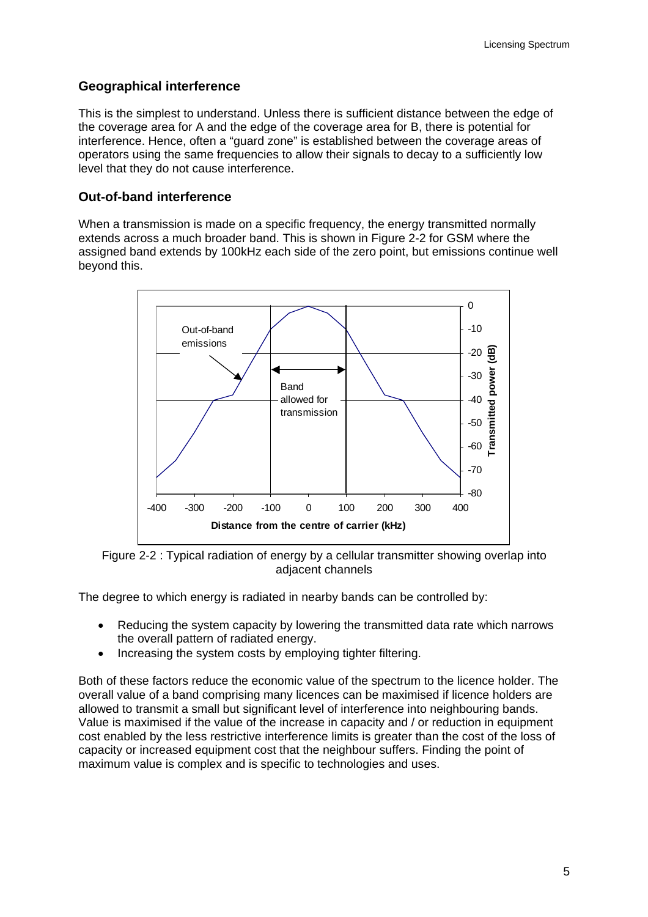## Geographical interference

This is the simplest to understand. Unless there is sufficient distance between the edge of the coverage area for A and the edge of the coverage area for B, there is potential for interference. Hence, often a “guard zone” is established between the coverage areas of operators using the same frequencies to allow their signals to decay to a sufficiently low level that they do not cause interference.

## Out-of-band interference

When a transmission is made on a specific frequency, the energy transmitted normally extends across a much broader band. This is shown in Figure 2-2 for GSM where the assigned band extends by 100kHz each side of the zero point, but emissions continue well beyond this.

Figure 2-2 : Typical radiation of energy by a cellular transmitter showing overlap into adjacent channels

The degree to which energy is radiated in nearby bands can be controlled by:

- Reducing the system capacity by lowering the transmitted data rate which narrows the overall pattern of radiated energy.
- Increasing the system costs by employing tighter filtering.

Both of these factors reduce the economic value of the spectrum to the licence holder. The overall value of a band comprising many licences can be maximised if licence holders are allowed to transmit a small but significant level of interference into neighbouring bands. Value is maximised if the value of the increase in capacity and / or reduction in equipment cost enabled by the less restrictive interference limits is greater than the cost of the loss of capacity or increased equipment cost that the neighbour suffers. Finding the point of maximum value is complex and is specific to technologies and uses.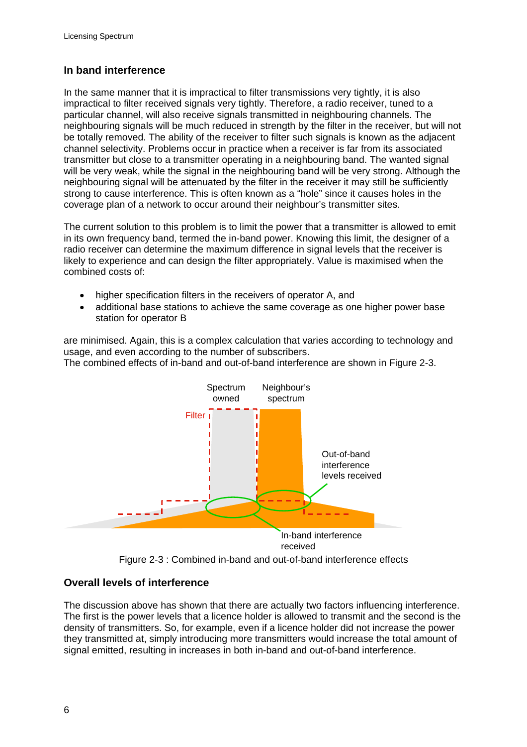## In band interference

In the same manner that it is impractical to filter transmissions very tightly, it is also impractical to filter received signals very tightly. Therefore, a radio receiver, tuned to a particular channel, will also receive signals transmitted in neighbouring channels. The neighbouring signals will be much reduced in strength by the filter in the receiver, but will not be totally removed. The ability of the receiver to filter such signals is known as the adjacent channel selectivity. Problems occur in practice when a receiver is far from its associated transmitter but close to a transmitter operating in a neighbouring band. The wanted signal will be very weak, while the signal in the neighbouring band will be very strong. Although the neighbouring signal will be attenuated by the filter in the receiver it may still be sufficiently strong to cause interference. This is often known as a "hole" since it causes holes in the coverage plan of a network to occur around their neighbour's transmitter sites.

The current solution to this problem is to limit the power that a transmitter is allowed to emit in its own frequency band, termed the in-band power. Knowing this limit, the designer of a radio receiver can determine the maximum difference in signal levels that the receiver is likely to experience and can design the filter appropriately. Value is maximised when the combined costs of:

- higher specification filters in the receivers of operator A, and
- additional base stations to achieve the same coverage as one higher power base station for operator B

are minimised. Again, this is a complex calculation that varies according to technology and usage, and even according to the number of subscribers.
The combined effects of in-band and out-of-band interference are shown in Figure 2-3.

Spectrum owned | Neighbour's spectrum | Filter | Out-of-band interference levels received | In-band interference received

Figure 2-3 : Combined in-band and out-of-band interference effects

## Overall levels of interference

The discussion above has shown that there are actually two factors influencing interference. The first is the power levels that a licence holder is allowed to transmit and the second is the density of transmitters. So, for example, even if a licence holder did not increase the power they transmitted at, simply introducing more transmitters would increase the total amount of signal emitted, resulting in increases in both in-band and out-of-band interference.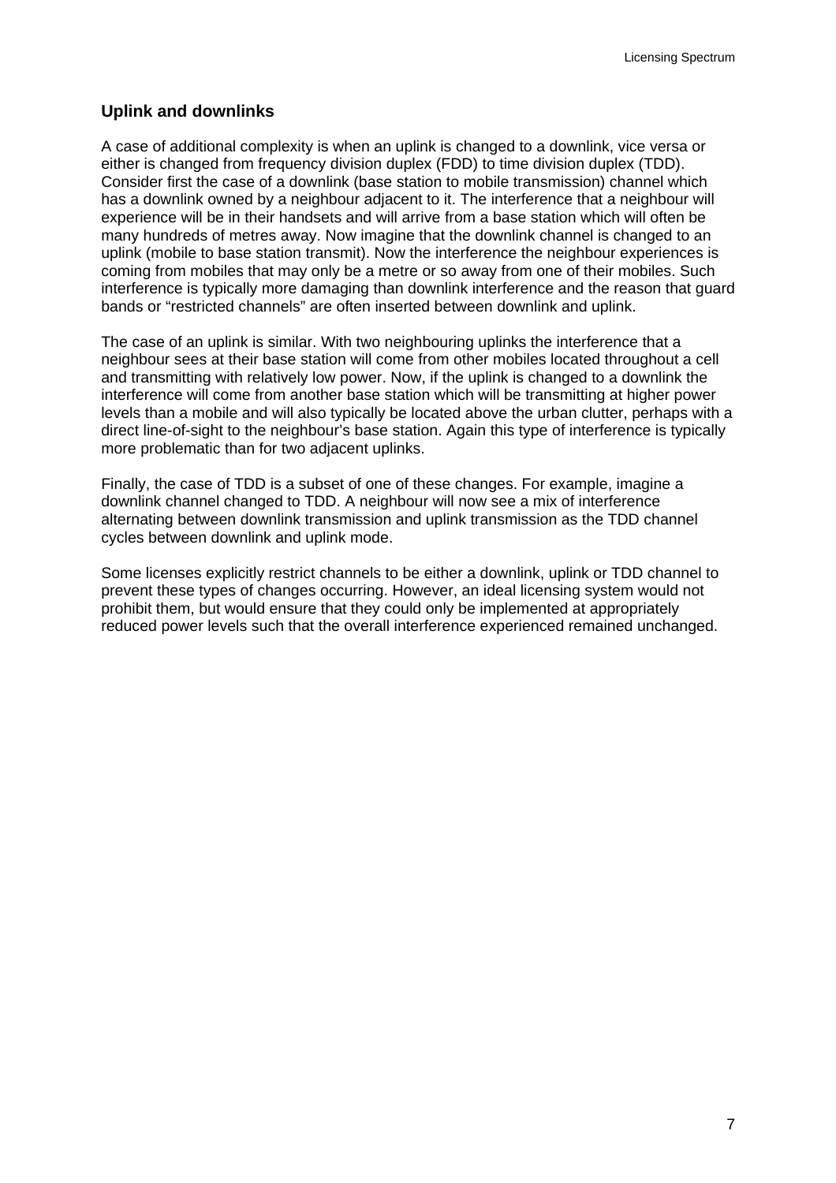### Uplink and downlinks

A case of additional complexity is when an uplink is changed to a downlink, vice versa or either is changed from frequency division duplex (FDD) to time division duplex (TDD). Consider first the case of a downlink (base station to mobile transmission) channel which has a downlink owned by a neighbour adjacent to it. The interference that a neighbour will experience will be in their handsets and will arrive from a base station which will often be many hundreds of metres away. Now imagine that the downlink channel is changed to an uplink (mobile to base station transmit). Now the interference the neighbour experiences is coming from mobiles that may only be a metre or so away from one of their mobiles. Such interference is typically more damaging than downlink interference and the reason that guard bands or "restricted channels" are often inserted between downlink and uplink.

The case of an uplink is similar. With two neighbouring uplinks the interference that a neighbour sees at their base station will come from other mobiles located throughout a cell and transmitting with relatively low power. Now, if the uplink is changed to a downlink the interference will come from another base station which will be transmitting at higher power levels than a mobile and will also typically be located above the urban clutter, perhaps with a direct line-of-sight to the neighbour's base station. Again this type of interference is typically more problematic than for two adjacent uplinks.

Finally, the case of TDD is a subset of one of these changes. For example, imagine a downlink channel changed to TDD. A neighbour will now see a mix of interference alternating between downlink transmission and uplink transmission as the TDD channel cycles between downlink and uplink mode.

Some licenses explicitly restrict channels to be either a downlink, uplink or TDD channel to prevent these types of changes occurring. However, an ideal licensing system would not prohibit them, but would ensure that they could only be implemented at appropriately reduced power levels such that the overall interference experienced remained unchanged.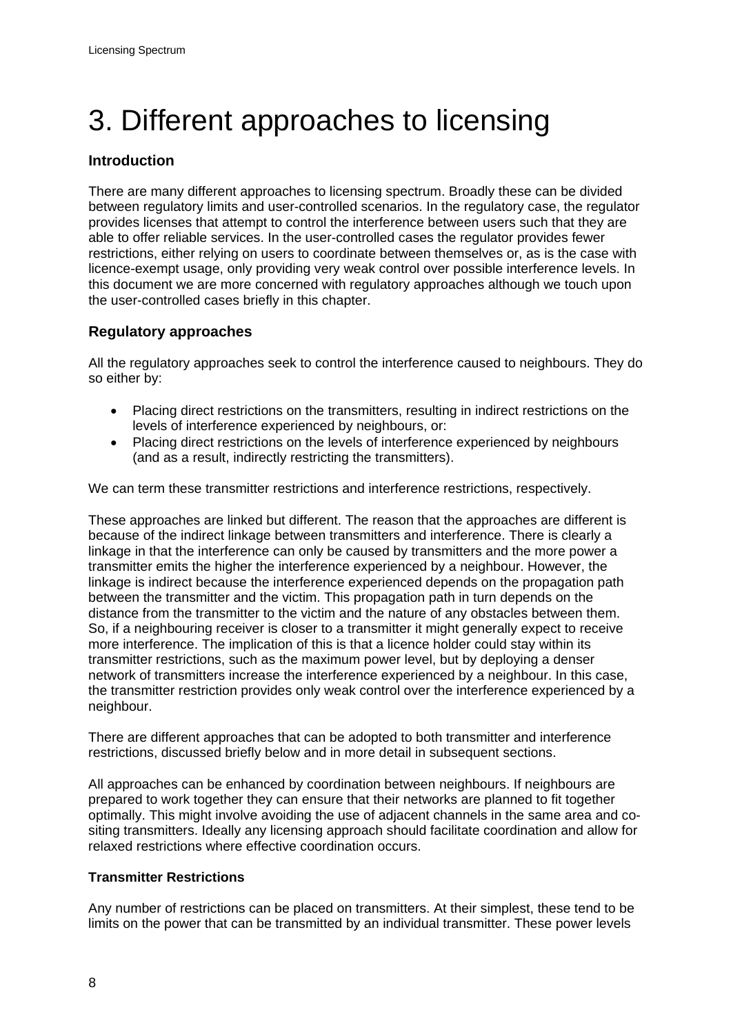# 3. Different approaches to licensing

### Introduction

There are many different approaches to licensing spectrum. Broadly these can be divided between regulatory limits and user-controlled scenarios. In the regulatory case, the regulator provides licenses that attempt to control the interference between users such that they are able to offer reliable services. In the user-controlled cases the regulator provides fewer restrictions, either relying on users to coordinate between themselves or, as is the case with licence-exempt usage, only providing very weak control over possible interference levels. In this document we are more concerned with regulatory approaches although we touch upon the user-controlled cases briefly in this chapter.

### Regulatory approaches

All the regulatory approaches seek to control the interference caused to neighbours. They do so either by:

- Placing direct restrictions on the transmitters, resulting in indirect restrictions on the levels of interference experienced by neighbours, or:
- Placing direct restrictions on the levels of interference experienced by neighbours (and as a result, indirectly restricting the transmitters).

We can term these transmitter restrictions and interference restrictions, respectively.

These approaches are linked but different. The reason that the approaches are different is because of the indirect linkage between transmitters and interference. There is clearly a linkage in that the interference can only be caused by transmitters and the more power a transmitter emits the higher the interference experienced by a neighbour. However, the linkage is indirect because the interference experienced depends on the propagation path between the transmitter and the victim. This propagation path in turn depends on the distance from the transmitter to the victim and the nature of any obstacles between them. So, if a neighbouring receiver is closer to a transmitter it might generally expect to receive more interference. The implication of this is that a licence holder could stay within its transmitter restrictions, such as the maximum power level, but by deploying a denser network of transmitters increase the interference experienced by a neighbour. In this case, the transmitter restriction provides only weak control over the interference experienced by a neighbour.

There are different approaches that can be adopted to both transmitter and interference restrictions, discussed briefly below and in more detail in subsequent sections.

All approaches can be enhanced by coordination between neighbours. If neighbours are prepared to work together they can ensure that their networks are planned to fit together optimally. This might involve avoiding the use of adjacent channels in the same area and co-siting transmitters. Ideally any licensing approach should facilitate coordination and allow for relaxed restrictions where effective coordination occurs.

#### Transmitter Restrictions

Any number of restrictions can be placed on transmitters. At their simplest, these tend to be limits on the power that can be transmitted by an individual transmitter. These power levels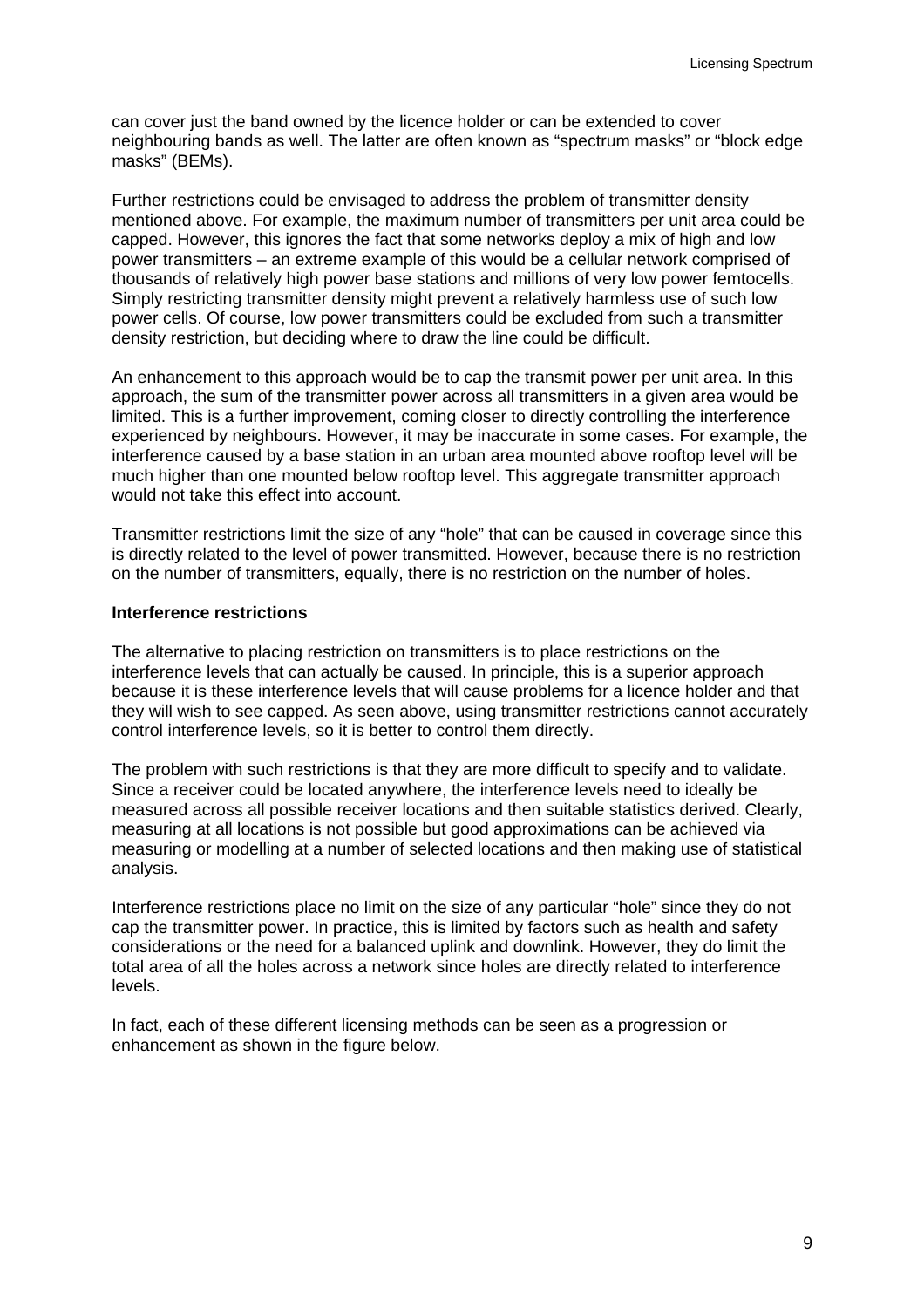can cover just the band owned by the licence holder or can be extended to cover neighbouring bands as well. The latter are often known as "spectrum masks" or "block edge masks" (BEMs).

Further restrictions could be envisaged to address the problem of transmitter density mentioned above. For example, the maximum number of transmitters per unit area could be capped. However, this ignores the fact that some networks deploy a mix of high and low power transmitters – an extreme example of this would be a cellular network comprised of thousands of relatively high power base stations and millions of very low power femtocells. Simply restricting transmitter density might prevent a relatively harmless use of such low power cells. Of course, low power transmitters could be excluded from such a transmitter density restriction, but deciding where to draw the line could be difficult.

An enhancement to this approach would be to cap the transmit power per unit area. In this approach, the sum of the transmitter power across all transmitters in a given area would be limited. This is a further improvement, coming closer to directly controlling the interference experienced by neighbours. However, it may be inaccurate in some cases. For example, the interference caused by a base station in an urban area mounted above rooftop level will be much higher than one mounted below rooftop level. This aggregate transmitter approach would not take this effect into account.

Transmitter restrictions limit the size of any "hole" that can be caused in coverage since this is directly related to the level of power transmitted. However, because there is no restriction on the number of transmitters, equally, there is no restriction on the number of holes.

**Interference restrictions**

The alternative to placing restriction on transmitters is to place restrictions on the interference levels that can actually be caused. In principle, this is a superior approach because it is these interference levels that will cause problems for a licence holder and that they will wish to see capped. As seen above, using transmitter restrictions cannot accurately control interference levels, so it is better to control them directly.

The problem with such restrictions is that they are more difficult to specify and to validate. Since a receiver could be located anywhere, the interference levels need to ideally be measured across all possible receiver locations and then suitable statistics derived. Clearly, measuring at all locations is not possible but good approximations can be achieved via measuring or modelling at a number of selected locations and then making use of statistical analysis.

Interference restrictions place no limit on the size of any particular "hole" since they do not cap the transmitter power. In practice, this is limited by factors such as health and safety considerations or the need for a balanced uplink and downlink. However, they do limit the total area of all the holes across a network since holes are directly related to interference levels.

In fact, each of these different licensing methods can be seen as a progression or enhancement as shown in the figure below.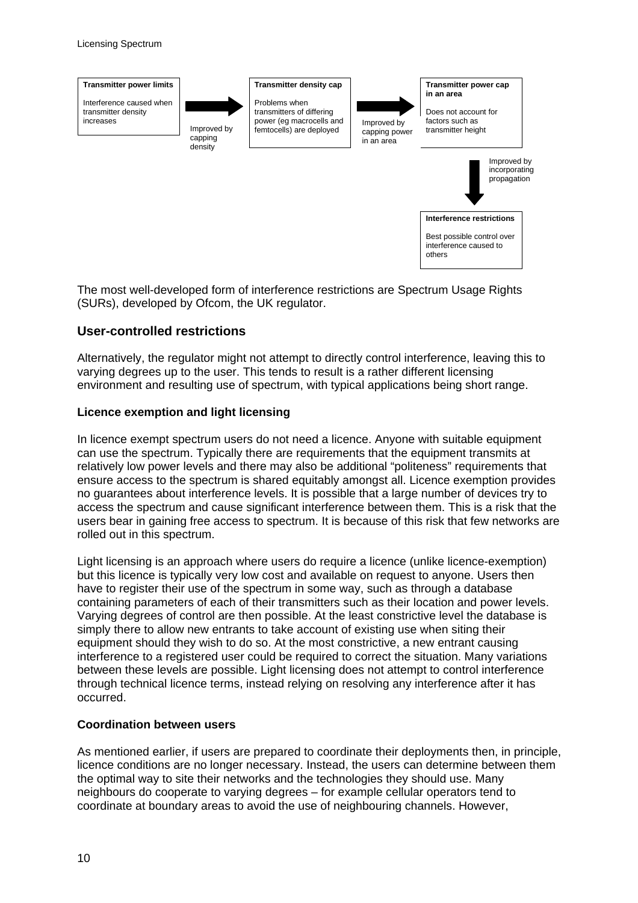**Transmitter power limits**

Interference caused when transmitter density increases

→ Improved by capping density

**Transmitter density cap**

Problems when transmitters of differing power (eg macrocells and femtocells) are deployed

→ Improved by capping power in an area

**Transmitter power cap in an area**

Does not account for factors such as transmitter height

↓ Improved by incorporating propagation

**Interference restrictions**

Best possible control over interference caused to others

The most well-developed form of interference restrictions are Spectrum Usage Rights (SURs), developed by Ofcom, the UK regulator.

## User-controlled restrictions

Alternatively, the regulator might not attempt to directly control interference, leaving this to varying degrees up to the user. This tends to result is a rather different licensing environment and resulting use of spectrum, with typical applications being short range.

### Licence exemption and light licensing

In licence exempt spectrum users do not need a licence. Anyone with suitable equipment can use the spectrum. Typically there are requirements that the equipment transmits at relatively low power levels and there may also be additional "politeness" requirements that ensure access to the spectrum is shared equitably amongst all. Licence exemption provides no guarantees about interference levels. It is possible that a large number of devices try to access the spectrum and cause significant interference between them. This is a risk that the users bear in gaining free access to spectrum. It is because of this risk that few networks are rolled out in this spectrum.

Light licensing is an approach where users do require a licence (unlike licence-exemption) but this licence is typically very low cost and available on request to anyone. Users then have to register their use of the spectrum in some way, such as through a database containing parameters of each of their transmitters such as their location and power levels. Varying degrees of control are then possible. At the least constrictive level the database is simply there to allow new entrants to take account of existing use when siting their equipment should they wish to do so. At the most constrictive, a new entrant causing interference to a registered user could be required to correct the situation. Many variations between these levels are possible. Light licensing does not attempt to control interference through technical licence terms, instead relying on resolving any interference after it has occurred.

### Coordination between users

As mentioned earlier, if users are prepared to coordinate their deployments then, in principle, licence conditions are no longer necessary. Instead, the users can determine between them the optimal way to site their networks and the technologies they should use. Many neighbours do cooperate to varying degrees – for example cellular operators tend to coordinate at boundary areas to avoid the use of neighbouring channels. However,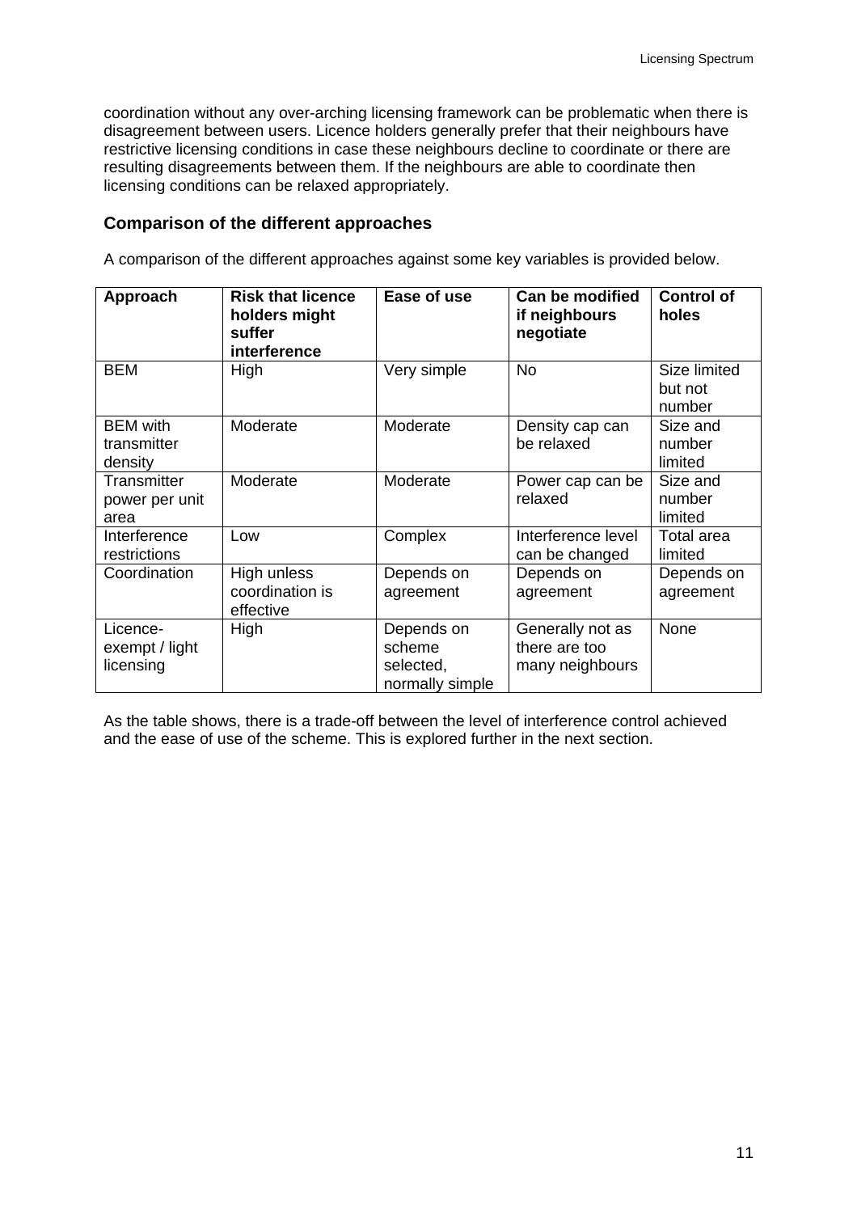coordination without any over-arching licensing framework can be problematic when there is disagreement between users. Licence holders generally prefer that their neighbours have restrictive licensing conditions in case these neighbours decline to coordinate or there are resulting disagreements between them. If the neighbours are able to coordinate then licensing conditions can be relaxed appropriately.

### Comparison of the different approaches

A comparison of the different approaches against some key variables is provided below.

| Approach | Risk that licence holders might suffer interference | Ease of use | Can be modified if neighbours negotiate | Control of holes |
|---|---|---|---|---|
| BEM | High | Very simple | No | Size limited but not number |
| BEM with transmitter density | Moderate | Moderate | Density cap can be relaxed | Size and number limited |
| Transmitter power per unit area | Moderate | Moderate | Power cap can be relaxed | Size and number limited |
| Interference restrictions | Low | Complex | Interference level can be changed | Total area limited |
| Coordination | High unless coordination is effective | Depends on agreement | Depends on agreement | Depends on agreement |
| Licence-exempt / light licensing | High | Depends on scheme selected, normally simple | Generally not as there are too many neighbours | None |

As the table shows, there is a trade-off between the level of interference control achieved and the ease of use of the scheme. This is explored further in the next section.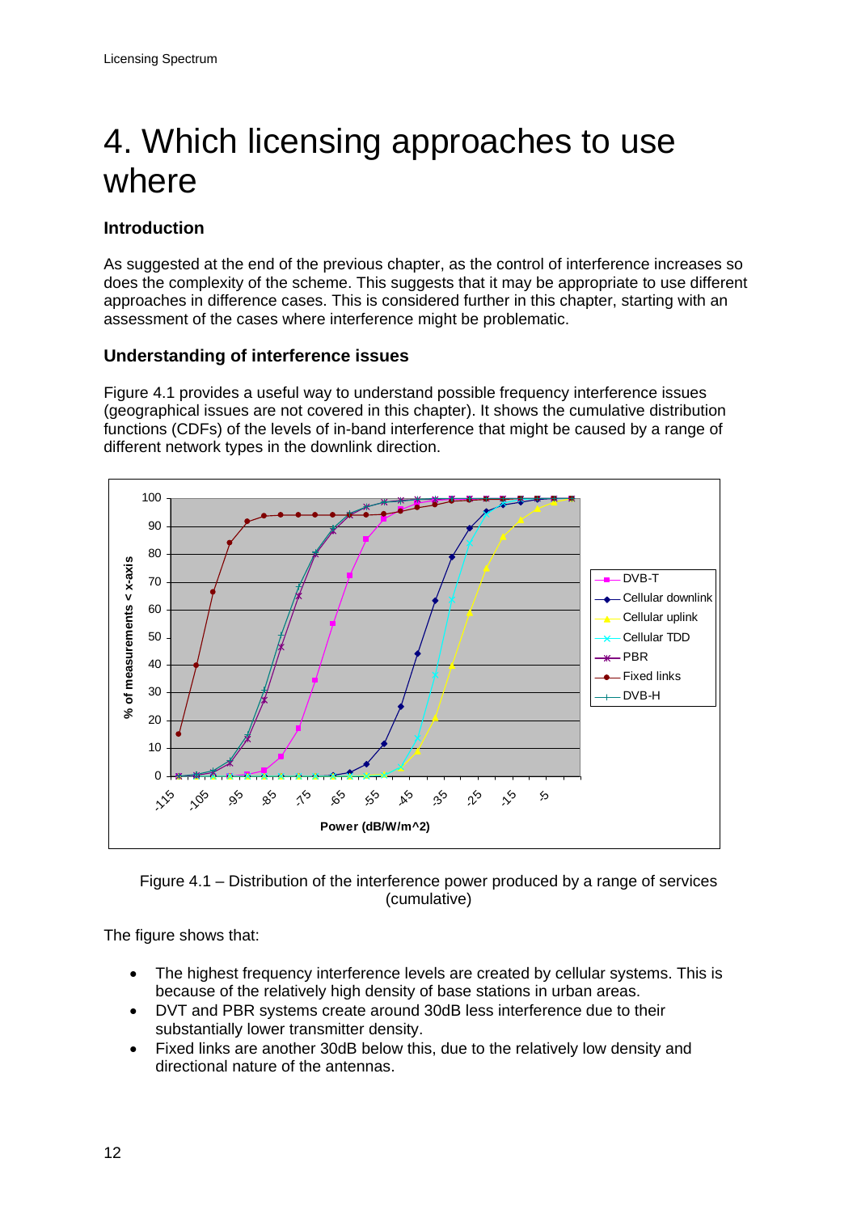# 4. Which licensing approaches to use where

## Introduction

As suggested at the end of the previous chapter, as the control of interference increases so does the complexity of the scheme. This suggests that it may be appropriate to use different approaches in difference cases. This is considered further in this chapter, starting with an assessment of the cases where interference might be problematic.

## Understanding of interference issues

Figure 4.1 provides a useful way to understand possible frequency interference issues (geographical issues are not covered in this chapter). It shows the cumulative distribution functions (CDFs) of the levels of in-band interference that might be caused by a range of different network types in the downlink direction.

Figure 4.1 – Distribution of the interference power produced by a range of services (cumulative)

The figure shows that:

- The highest frequency interference levels are created by cellular systems. This is because of the relatively high density of base stations in urban areas.
- DVT and PBR systems create around 30dB less interference due to their substantially lower transmitter density.
- Fixed links are another 30dB below this, due to the relatively low density and directional nature of the antennas.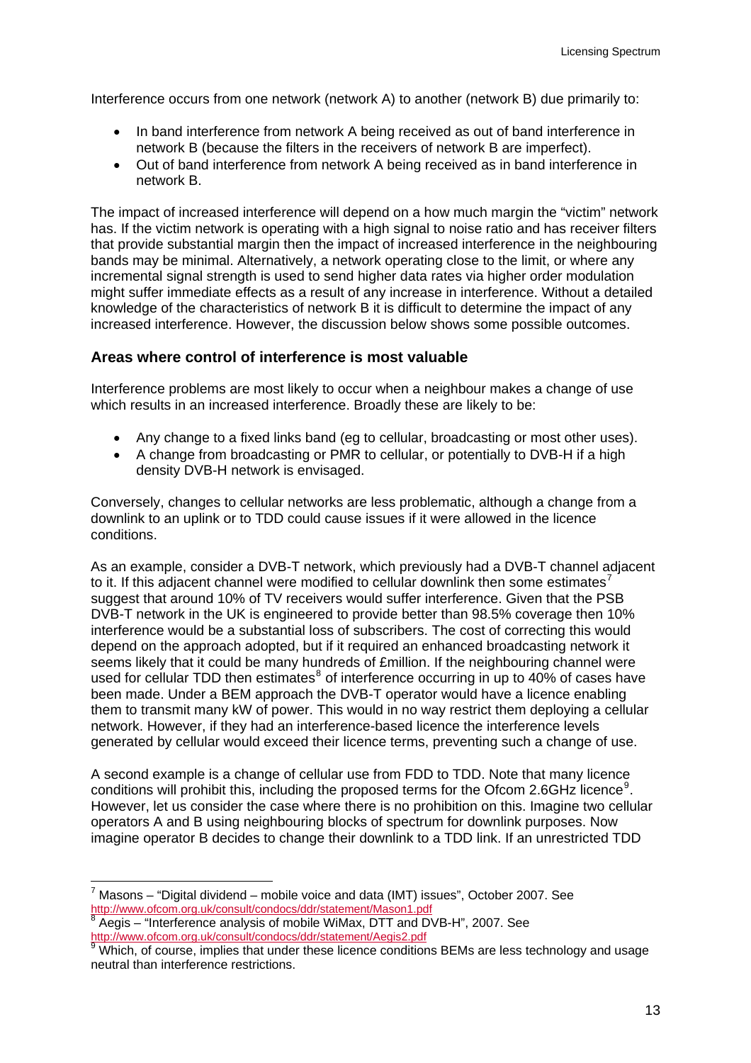Interference occurs from one network (network A) to another (network B) due primarily to:

- In band interference from network A being received as out of band interference in network B (because the filters in the receivers of network B are imperfect).
- Out of band interference from network A being received as in band interference in network B.

The impact of increased interference will depend on a how much margin the "victim" network has. If the victim network is operating with a high signal to noise ratio and has receiver filters that provide substantial margin then the impact of increased interference in the neighbouring bands may be minimal. Alternatively, a network operating close to the limit, or where any incremental signal strength is used to send higher data rates via higher order modulation might suffer immediate effects as a result of any increase in interference. Without a detailed knowledge of the characteristics of network B it is difficult to determine the impact of any increased interference. However, the discussion below shows some possible outcomes.

### Areas where control of interference is most valuable

Interference problems are most likely to occur when a neighbour makes a change of use which results in an increased interference. Broadly these are likely to be:

- Any change to a fixed links band (eg to cellular, broadcasting or most other uses).
- A change from broadcasting or PMR to cellular, or potentially to DVB-H if a high density DVB-H network is envisaged.

Conversely, changes to cellular networks are less problematic, although a change from a downlink to an uplink or to TDD could cause issues if it were allowed in the licence conditions.

As an example, consider a DVB-T network, which previously had a DVB-T channel adjacent to it. If this adjacent channel were modified to cellular downlink then some estimates[7] suggest that around 10% of TV receivers would suffer interference. Given that the PSB DVB-T network in the UK is engineered to provide better than 98.5% coverage then 10% interference would be a substantial loss of subscribers. The cost of correcting this would depend on the approach adopted, but if it required an enhanced broadcasting network it seems likely that it could be many hundreds of £million. If the neighbouring channel were used for cellular TDD then estimates[8] of interference occurring in up to 40% of cases have been made. Under a BEM approach the DVB-T operator would have a licence enabling them to transmit many kW of power. This would in no way restrict them deploying a cellular network. However, if they had an interference-based licence the interference levels generated by cellular would exceed their licence terms, preventing such a change of use.

A second example is a change of cellular use from FDD to TDD. Note that many licence conditions will prohibit this, including the proposed terms for the Ofcom 2.6GHz licence[9]. However, let us consider the case where there is no prohibition on this. Imagine two cellular operators A and B using neighbouring blocks of spectrum for downlink purposes. Now imagine operator B decides to change their downlink to a TDD link. If an unrestricted TDD

---

[7] Masons – "Digital dividend – mobile voice and data (IMT) issues", October 2007. See http://www.ofcom.org.uk/consult/condocs/ddr/statement/Mason1.pdf

[8] Aegis – "Interference analysis of mobile WiMax, DTT and DVB-H", 2007. See http://www.ofcom.org.uk/consult/condocs/ddr/statement/Aegis2.pdf

[9] Which, of course, implies that under these licence conditions BEMs are less technology and usage neutral than interference restrictions.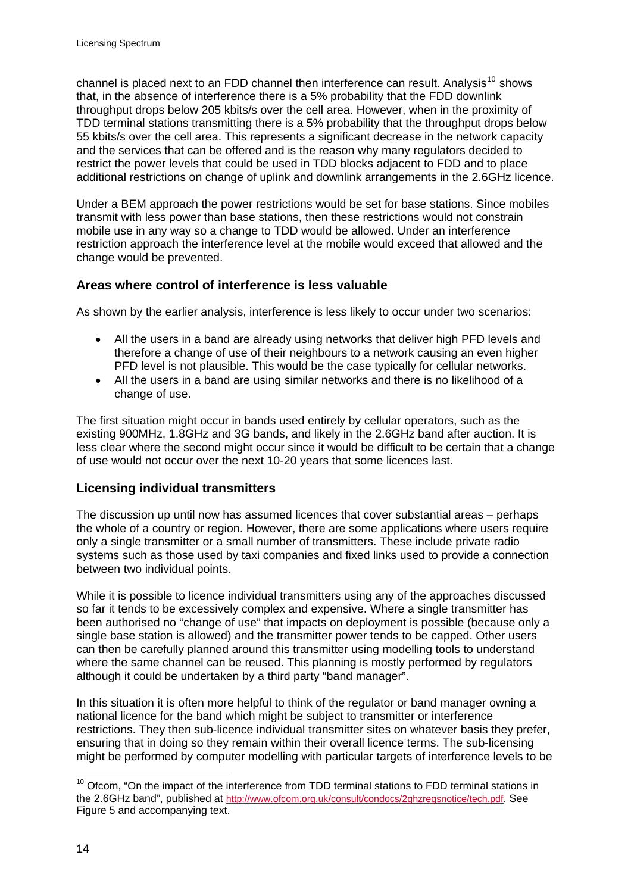channel is placed next to an FDD channel then interference can result. Analysis[10] shows that, in the absence of interference there is a 5% probability that the FDD downlink throughput drops below 205 kbits/s over the cell area. However, when in the proximity of TDD terminal stations transmitting there is a 5% probability that the throughput drops below 55 kbits/s over the cell area. This represents a significant decrease in the network capacity and the services that can be offered and is the reason why many regulators decided to restrict the power levels that could be used in TDD blocks adjacent to FDD and to place additional restrictions on change of uplink and downlink arrangements in the 2.6GHz licence.

Under a BEM approach the power restrictions would be set for base stations. Since mobiles transmit with less power than base stations, then these restrictions would not constrain mobile use in any way so a change to TDD would be allowed. Under an interference restriction approach the interference level at the mobile would exceed that allowed and the change would be prevented.

### Areas where control of interference is less valuable

As shown by the earlier analysis, interference is less likely to occur under two scenarios:

- All the users in a band are already using networks that deliver high PFD levels and therefore a change of use of their neighbours to a network causing an even higher PFD level is not plausible. This would be the case typically for cellular networks.
- All the users in a band are using similar networks and there is no likelihood of a change of use.

The first situation might occur in bands used entirely by cellular operators, such as the existing 900MHz, 1.8GHz and 3G bands, and likely in the 2.6GHz band after auction. It is less clear where the second might occur since it would be difficult to be certain that a change of use would not occur over the next 10-20 years that some licences last.

### Licensing individual transmitters

The discussion up until now has assumed licences that cover substantial areas – perhaps the whole of a country or region. However, there are some applications where users require only a single transmitter or a small number of transmitters. These include private radio systems such as those used by taxi companies and fixed links used to provide a connection between two individual points.

While it is possible to licence individual transmitters using any of the approaches discussed so far it tends to be excessively complex and expensive. Where a single transmitter has been authorised no "change of use" that impacts on deployment is possible (because only a single base station is allowed) and the transmitter power tends to be capped. Other users can then be carefully planned around this transmitter using modelling tools to understand where the same channel can be reused. This planning is mostly performed by regulators although it could be undertaken by a third party "band manager".

In this situation it is often more helpful to think of the regulator or band manager owning a national licence for the band which might be subject to transmitter or interference restrictions. They then sub-licence individual transmitter sites on whatever basis they prefer, ensuring that in doing so they remain within their overall licence terms. The sub-licensing might be performed by computer modelling with particular targets of interference levels to be

[10] Ofcom, "On the impact of the interference from TDD terminal stations to FDD terminal stations in the 2.6GHz band", published at http://www.ofcom.org.uk/consult/condocs/2ghzregsnotice/tech.pdf. See Figure 5 and accompanying text.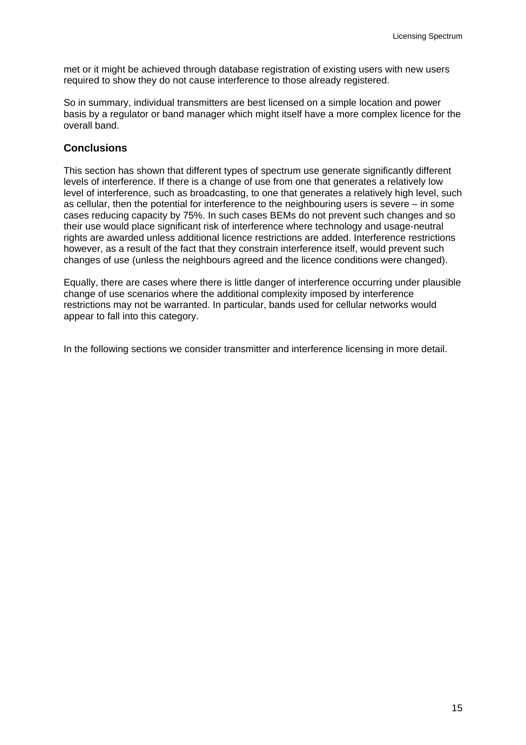met or it might be achieved through database registration of existing users with new users required to show they do not cause interference to those already registered.

So in summary, individual transmitters are best licensed on a simple location and power basis by a regulator or band manager which might itself have a more complex licence for the overall band.

## Conclusions

This section has shown that different types of spectrum use generate significantly different levels of interference. If there is a change of use from one that generates a relatively low level of interference, such as broadcasting, to one that generates a relatively high level, such as cellular, then the potential for interference to the neighbouring users is severe – in some cases reducing capacity by 75%. In such cases BEMs do not prevent such changes and so their use would place significant risk of interference where technology and usage-neutral rights are awarded unless additional licence restrictions are added. Interference restrictions however, as a result of the fact that they constrain interference itself, would prevent such changes of use (unless the neighbours agreed and the licence conditions were changed).

Equally, there are cases where there is little danger of interference occurring under plausible change of use scenarios where the additional complexity imposed by interference restrictions may not be warranted. In particular, bands used for cellular networks would appear to fall into this category.

In the following sections we consider transmitter and interference licensing in more detail.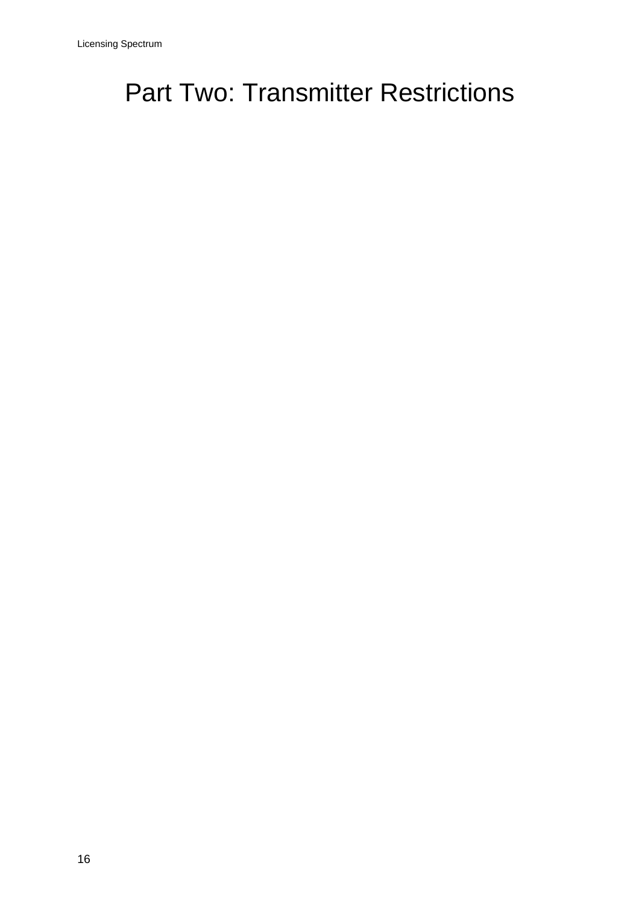# Part Two: Transmitter Restrictions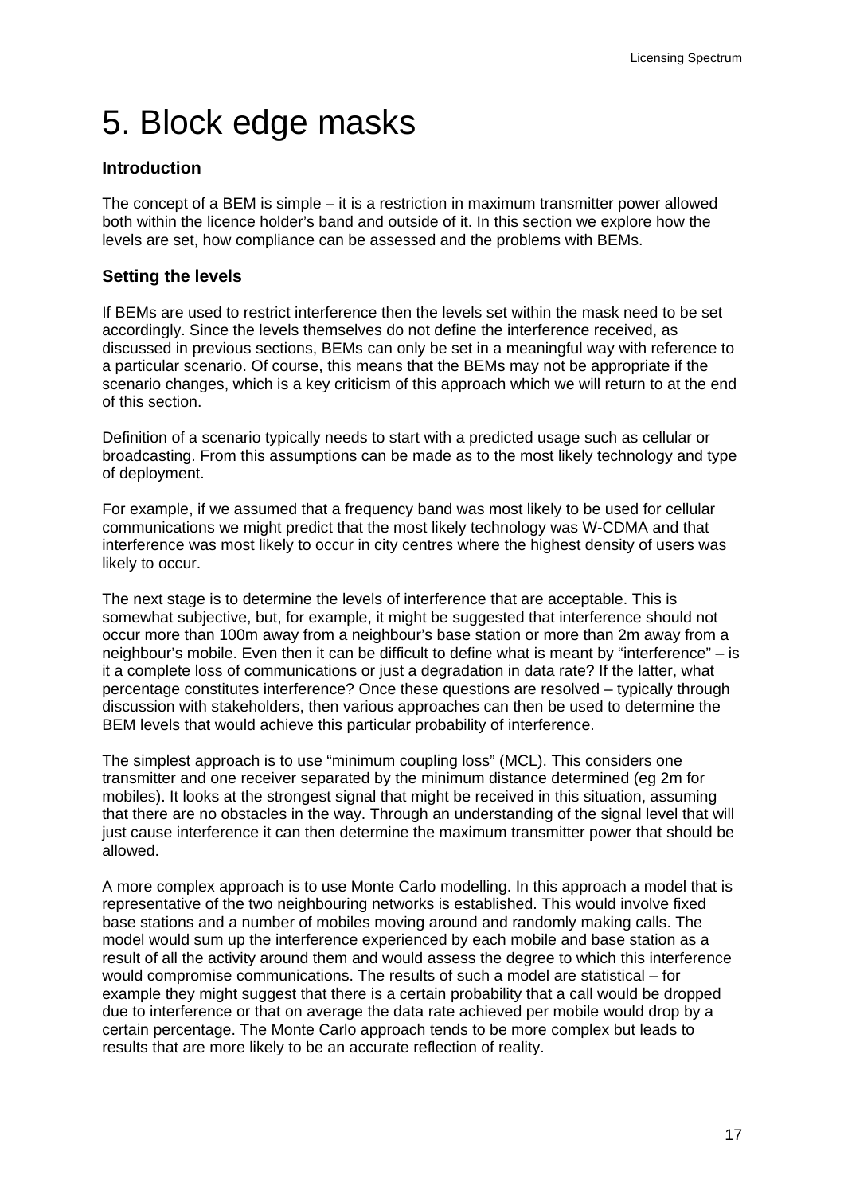# 5. Block edge masks

## Introduction

The concept of a BEM is simple – it is a restriction in maximum transmitter power allowed both within the licence holder's band and outside of it. In this section we explore how the levels are set, how compliance can be assessed and the problems with BEMs.

## Setting the levels

If BEMs are used to restrict interference then the levels set within the mask need to be set accordingly. Since the levels themselves do not define the interference received, as discussed in previous sections, BEMs can only be set in a meaningful way with reference to a particular scenario. Of course, this means that the BEMs may not be appropriate if the scenario changes, which is a key criticism of this approach which we will return to at the end of this section.

Definition of a scenario typically needs to start with a predicted usage such as cellular or broadcasting. From this assumptions can be made as to the most likely technology and type of deployment.

For example, if we assumed that a frequency band was most likely to be used for cellular communications we might predict that the most likely technology was W-CDMA and that interference was most likely to occur in city centres where the highest density of users was likely to occur.

The next stage is to determine the levels of interference that are acceptable. This is somewhat subjective, but, for example, it might be suggested that interference should not occur more than 100m away from a neighbour's base station or more than 2m away from a neighbour's mobile. Even then it can be difficult to define what is meant by "interference" – is it a complete loss of communications or just a degradation in data rate? If the latter, what percentage constitutes interference? Once these questions are resolved – typically through discussion with stakeholders, then various approaches can then be used to determine the BEM levels that would achieve this particular probability of interference.

The simplest approach is to use "minimum coupling loss" (MCL). This considers one transmitter and one receiver separated by the minimum distance determined (eg 2m for mobiles). It looks at the strongest signal that might be received in this situation, assuming that there are no obstacles in the way. Through an understanding of the signal level that will just cause interference it can then determine the maximum transmitter power that should be allowed.

A more complex approach is to use Monte Carlo modelling. In this approach a model that is representative of the two neighbouring networks is established. This would involve fixed base stations and a number of mobiles moving around and randomly making calls. The model would sum up the interference experienced by each mobile and base station as a result of all the activity around them and would assess the degree to which this interference would compromise communications. The results of such a model are statistical – for example they might suggest that there is a certain probability that a call would be dropped due to interference or that on average the data rate achieved per mobile would drop by a certain percentage. The Monte Carlo approach tends to be more complex but leads to results that are more likely to be an accurate reflection of reality.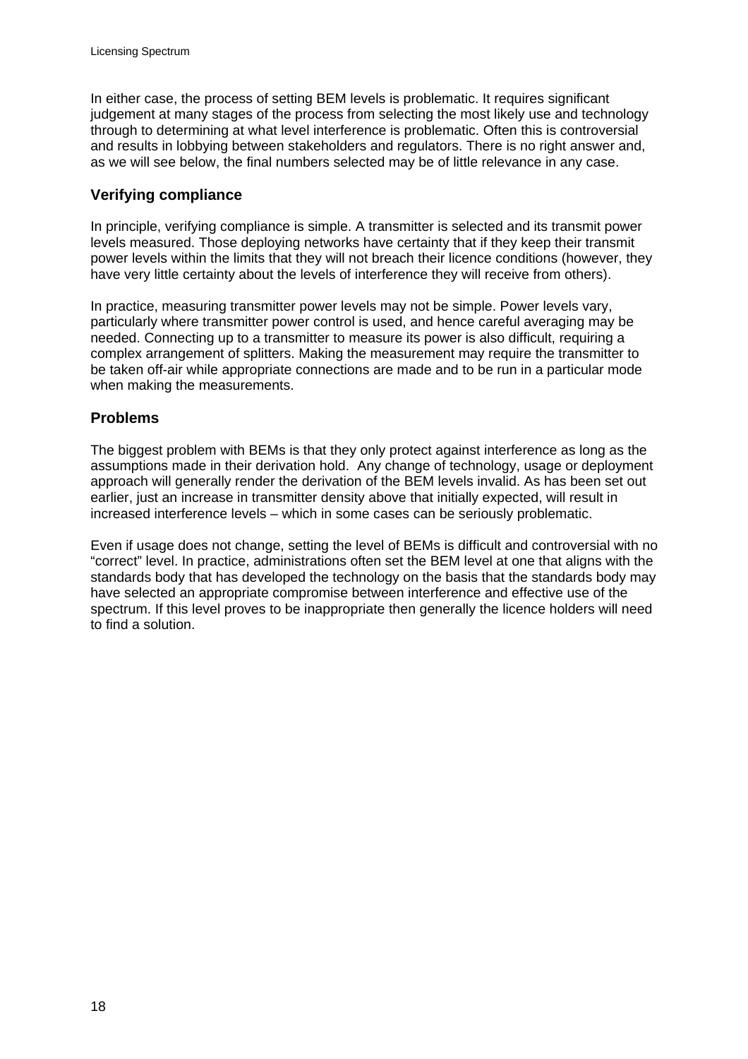In either case, the process of setting BEM levels is problematic. It requires significant judgement at many stages of the process from selecting the most likely use and technology through to determining at what level interference is problematic. Often this is controversial and results in lobbying between stakeholders and regulators. There is no right answer and, as we will see below, the final numbers selected may be of little relevance in any case.

### Verifying compliance

In principle, verifying compliance is simple. A transmitter is selected and its transmit power levels measured. Those deploying networks have certainty that if they keep their transmit power levels within the limits that they will not breach their licence conditions (however, they have very little certainty about the levels of interference they will receive from others).

In practice, measuring transmitter power levels may not be simple. Power levels vary, particularly where transmitter power control is used, and hence careful averaging may be needed. Connecting up to a transmitter to measure its power is also difficult, requiring a complex arrangement of splitters. Making the measurement may require the transmitter to be taken off-air while appropriate connections are made and to be run in a particular mode when making the measurements.

### Problems

The biggest problem with BEMs is that they only protect against interference as long as the assumptions made in their derivation hold. Any change of technology, usage or deployment approach will generally render the derivation of the BEM levels invalid. As has been set out earlier, just an increase in transmitter density above that initially expected, will result in increased interference levels – which in some cases can be seriously problematic.

Even if usage does not change, setting the level of BEMs is difficult and controversial with no "correct" level. In practice, administrations often set the BEM level at one that aligns with the standards body that has developed the technology on the basis that the standards body may have selected an appropriate compromise between interference and effective use of the spectrum. If this level proves to be inappropriate then generally the licence holders will need to find a solution.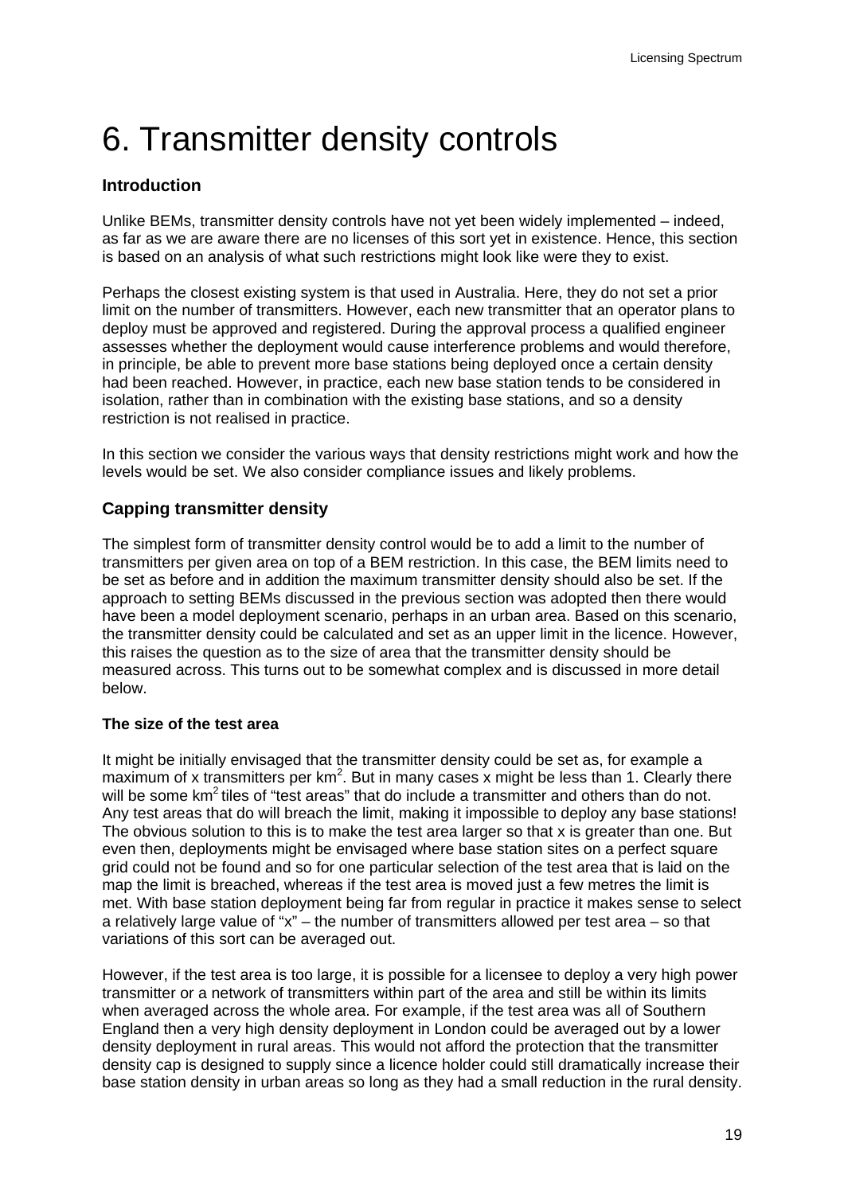# 6. Transmitter density controls

### Introduction

Unlike BEMs, transmitter density controls have not yet been widely implemented – indeed, as far as we are aware there are no licenses of this sort yet in existence. Hence, this section is based on an analysis of what such restrictions might look like were they to exist.

Perhaps the closest existing system is that used in Australia. Here, they do not set a prior limit on the number of transmitters. However, each new transmitter that an operator plans to deploy must be approved and registered. During the approval process a qualified engineer assesses whether the deployment would cause interference problems and would therefore, in principle, be able to prevent more base stations being deployed once a certain density had been reached. However, in practice, each new base station tends to be considered in isolation, rather than in combination with the existing base stations, and so a density restriction is not realised in practice.

In this section we consider the various ways that density restrictions might work and how the levels would be set. We also consider compliance issues and likely problems.

### Capping transmitter density

The simplest form of transmitter density control would be to add a limit to the number of transmitters per given area on top of a BEM restriction. In this case, the BEM limits need to be set as before and in addition the maximum transmitter density should also be set. If the approach to setting BEMs discussed in the previous section was adopted then there would have been a model deployment scenario, perhaps in an urban area. Based on this scenario, the transmitter density could be calculated and set as an upper limit in the licence. However, this raises the question as to the size of area that the transmitter density should be measured across. This turns out to be somewhat complex and is discussed in more detail below.

#### The size of the test area

It might be initially envisaged that the transmitter density could be set as, for example a maximum of x transmitters per $km^2$. But in many cases x might be less than 1. Clearly there will be some $km^2$ tiles of "test areas" that do include a transmitter and others than do not. Any test areas that do will breach the limit, making it impossible to deploy any base stations! The obvious solution to this is to make the test area larger so that x is greater than one. But even then, deployments might be envisaged where base station sites on a perfect square grid could not be found and so for one particular selection of the test area that is laid on the map the limit is breached, whereas if the test area is moved just a few metres the limit is met. With base station deployment being far from regular in practice it makes sense to select a relatively large value of "x" – the number of transmitters allowed per test area – so that variations of this sort can be averaged out.

However, if the test area is too large, it is possible for a licensee to deploy a very high power transmitter or a network of transmitters within part of the area and still be within its limits when averaged across the whole area. For example, if the test area was all of Southern England then a very high density deployment in London could be averaged out by a lower density deployment in rural areas. This would not afford the protection that the transmitter density cap is designed to supply since a licence holder could still dramatically increase their base station density in urban areas so long as they had a small reduction in the rural density.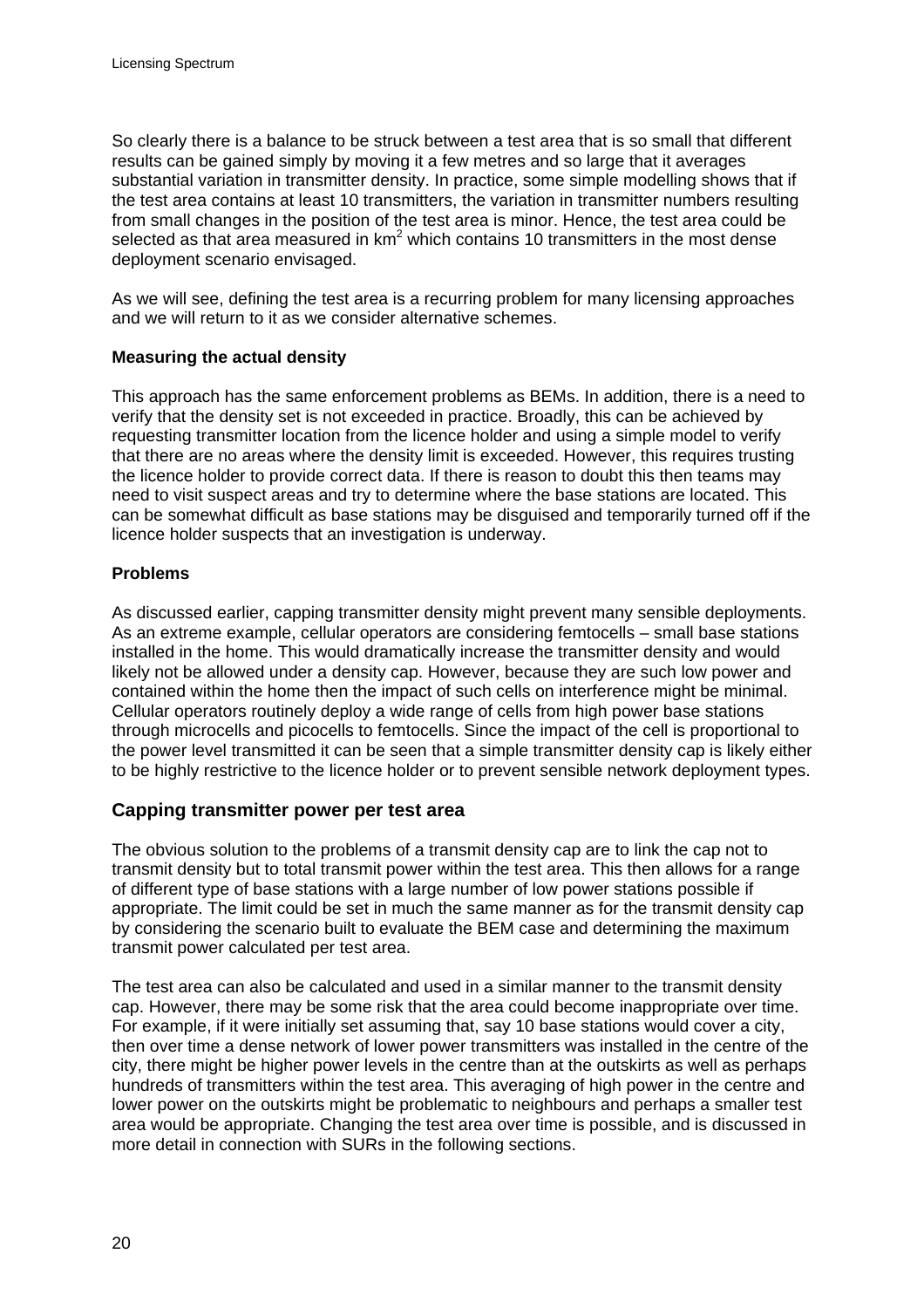So clearly there is a balance to be struck between a test area that is so small that different results can be gained simply by moving it a few metres and so large that it averages substantial variation in transmitter density. In practice, some simple modelling shows that if the test area contains at least 10 transmitters, the variation in transmitter numbers resulting from small changes in the position of the test area is minor. Hence, the test area could be selected as that area measured in $km^2$ which contains 10 transmitters in the most dense deployment scenario envisaged.

As we will see, defining the test area is a recurring problem for many licensing approaches and we will return to it as we consider alternative schemes.

**Measuring the actual density**

This approach has the same enforcement problems as BEMs. In addition, there is a need to verify that the density set is not exceeded in practice. Broadly, this can be achieved by requesting transmitter location from the licence holder and using a simple model to verify that there are no areas where the density limit is exceeded. However, this requires trusting the licence holder to provide correct data. If there is reason to doubt this then teams may need to visit suspect areas and try to determine where the base stations are located. This can be somewhat difficult as base stations may be disguised and temporarily turned off if the licence holder suspects that an investigation is underway.

**Problems**

As discussed earlier, capping transmitter density might prevent many sensible deployments. As an extreme example, cellular operators are considering femtocells – small base stations installed in the home. This would dramatically increase the transmitter density and would likely not be allowed under a density cap. However, because they are such low power and contained within the home then the impact of such cells on interference might be minimal. Cellular operators routinely deploy a wide range of cells from high power base stations through microcells and picocells to femtocells. Since the impact of the cell is proportional to the power level transmitted it can be seen that a simple transmitter density cap is likely either to be highly restrictive to the licence holder or to prevent sensible network deployment types.

### Capping transmitter power per test area

The obvious solution to the problems of a transmit density cap are to link the cap not to transmit density but to total transmit power within the test area. This then allows for a range of different type of base stations with a large number of low power stations possible if appropriate. The limit could be set in much the same manner as for the transmit density cap by considering the scenario built to evaluate the BEM case and determining the maximum transmit power calculated per test area.

The test area can also be calculated and used in a similar manner to the transmit density cap. However, there may be some risk that the area could become inappropriate over time. For example, if it were initially set assuming that, say 10 base stations would cover a city, then over time a dense network of lower power transmitters was installed in the centre of the city, there might be higher power levels in the centre than at the outskirts as well as perhaps hundreds of transmitters within the test area. This averaging of high power in the centre and lower power on the outskirts might be problematic to neighbours and perhaps a smaller test area would be appropriate. Changing the test area over time is possible, and is discussed in more detail in connection with SURs in the following sections.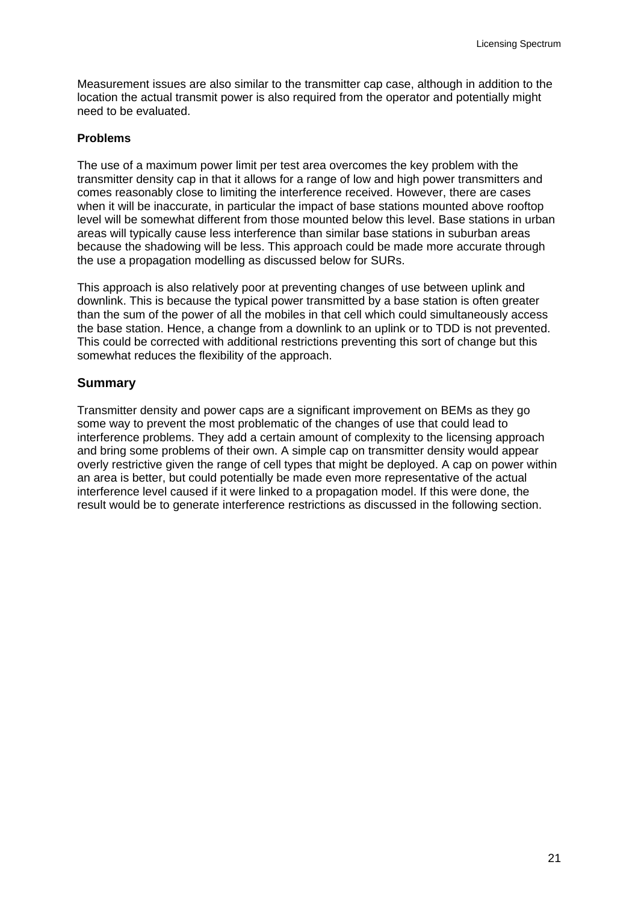Measurement issues are also similar to the transmitter cap case, although in addition to the location the actual transmit power is also required from the operator and potentially might need to be evaluated.

**Problems**

The use of a maximum power limit per test area overcomes the key problem with the transmitter density cap in that it allows for a range of low and high power transmitters and comes reasonably close to limiting the interference received. However, there are cases when it will be inaccurate, in particular the impact of base stations mounted above rooftop level will be somewhat different from those mounted below this level. Base stations in urban areas will typically cause less interference than similar base stations in suburban areas because the shadowing will be less. This approach could be made more accurate through the use a propagation modelling as discussed below for SURs.

This approach is also relatively poor at preventing changes of use between uplink and downlink. This is because the typical power transmitted by a base station is often greater than the sum of the power of all the mobiles in that cell which could simultaneously access the base station. Hence, a change from a downlink to an uplink or to TDD is not prevented. This could be corrected with additional restrictions preventing this sort of change but this somewhat reduces the flexibility of the approach.

## Summary

Transmitter density and power caps are a significant improvement on BEMs as they go some way to prevent the most problematic of the changes of use that could lead to interference problems. They add a certain amount of complexity to the licensing approach and bring some problems of their own. A simple cap on transmitter density would appear overly restrictive given the range of cell types that might be deployed. A cap on power within an area is better, but could potentially be made even more representative of the actual interference level caused if it were linked to a propagation model. If this were done, the result would be to generate interference restrictions as discussed in the following section.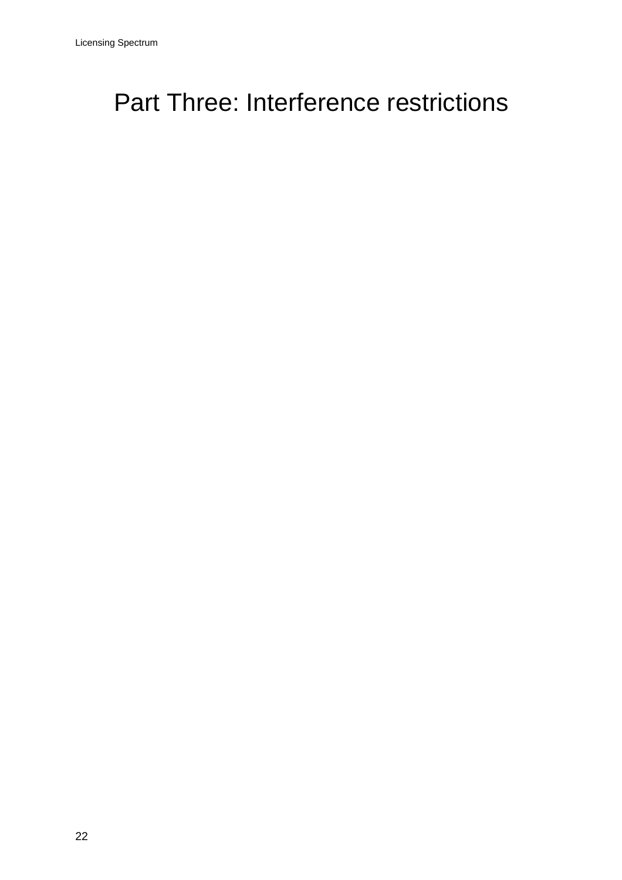# Part Three: Interference restrictions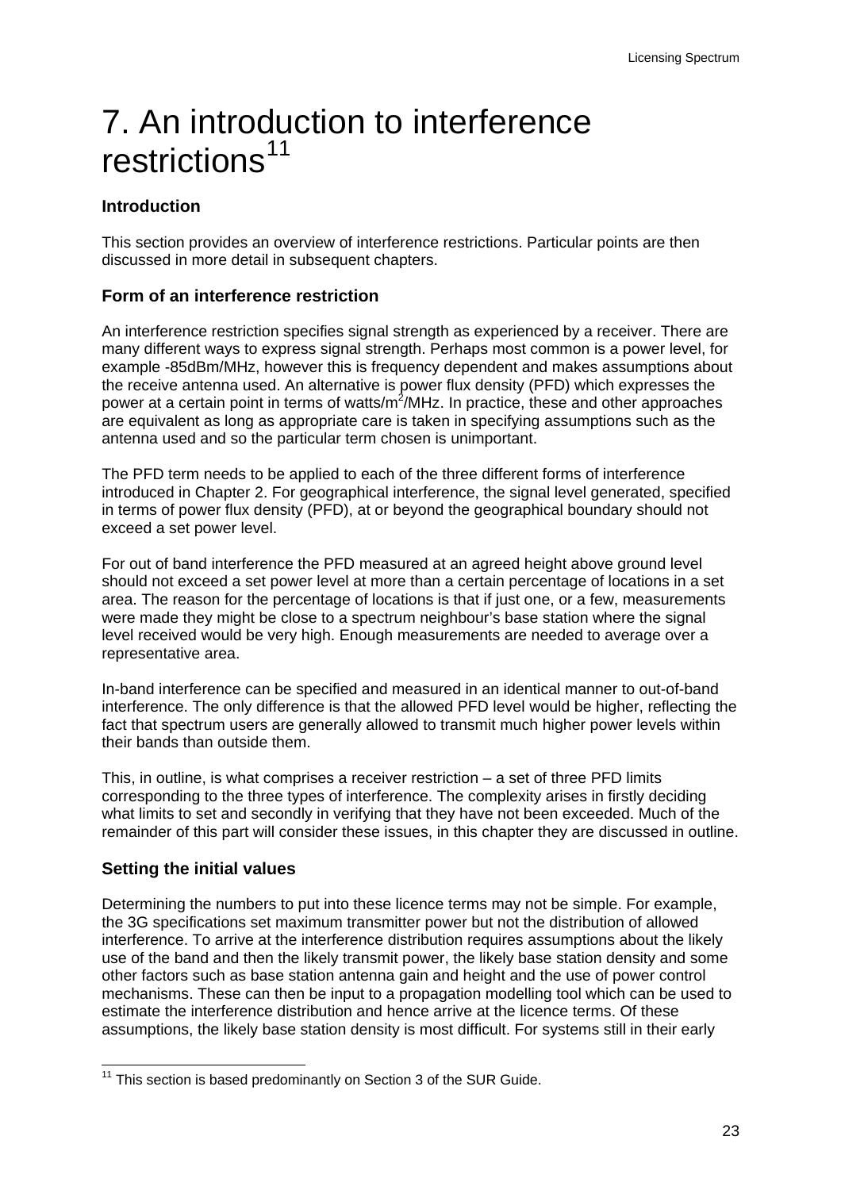# 7. An introduction to interference restrictions[11]

### Introduction

This section provides an overview of interference restrictions. Particular points are then discussed in more detail in subsequent chapters.

### Form of an interference restriction

An interference restriction specifies signal strength as experienced by a receiver. There are many different ways to express signal strength. Perhaps most common is a power level, for example -85dBm/MHz, however this is frequency dependent and makes assumptions about the receive antenna used. An alternative is power flux density (PFD) which expresses the power at a certain point in terms of watts/$m^2$/MHz. In practice, these and other approaches are equivalent as long as appropriate care is taken in specifying assumptions such as the antenna used and so the particular term chosen is unimportant.

The PFD term needs to be applied to each of the three different forms of interference introduced in Chapter 2. For geographical interference, the signal level generated, specified in terms of power flux density (PFD), at or beyond the geographical boundary should not exceed a set power level.

For out of band interference the PFD measured at an agreed height above ground level should not exceed a set power level at more than a certain percentage of locations in a set area. The reason for the percentage of locations is that if just one, or a few, measurements were made they might be close to a spectrum neighbour's base station where the signal level received would be very high. Enough measurements are needed to average over a representative area.

In-band interference can be specified and measured in an identical manner to out-of-band interference. The only difference is that the allowed PFD level would be higher, reflecting the fact that spectrum users are generally allowed to transmit much higher power levels within their bands than outside them.

This, in outline, is what comprises a receiver restriction – a set of three PFD limits corresponding to the three types of interference. The complexity arises in firstly deciding what limits to set and secondly in verifying that they have not been exceeded. Much of the remainder of this part will consider these issues, in this chapter they are discussed in outline.

### Setting the initial values

Determining the numbers to put into these licence terms may not be simple. For example, the 3G specifications set maximum transmitter power but not the distribution of allowed interference. To arrive at the interference distribution requires assumptions about the likely use of the band and then the likely transmit power, the likely base station density and some other factors such as base station antenna gain and height and the use of power control mechanisms. These can then be input to a propagation modelling tool which can be used to estimate the interference distribution and hence arrive at the licence terms. Of these assumptions, the likely base station density is most difficult. For systems still in their early

[11] This section is based predominantly on Section 3 of the SUR Guide.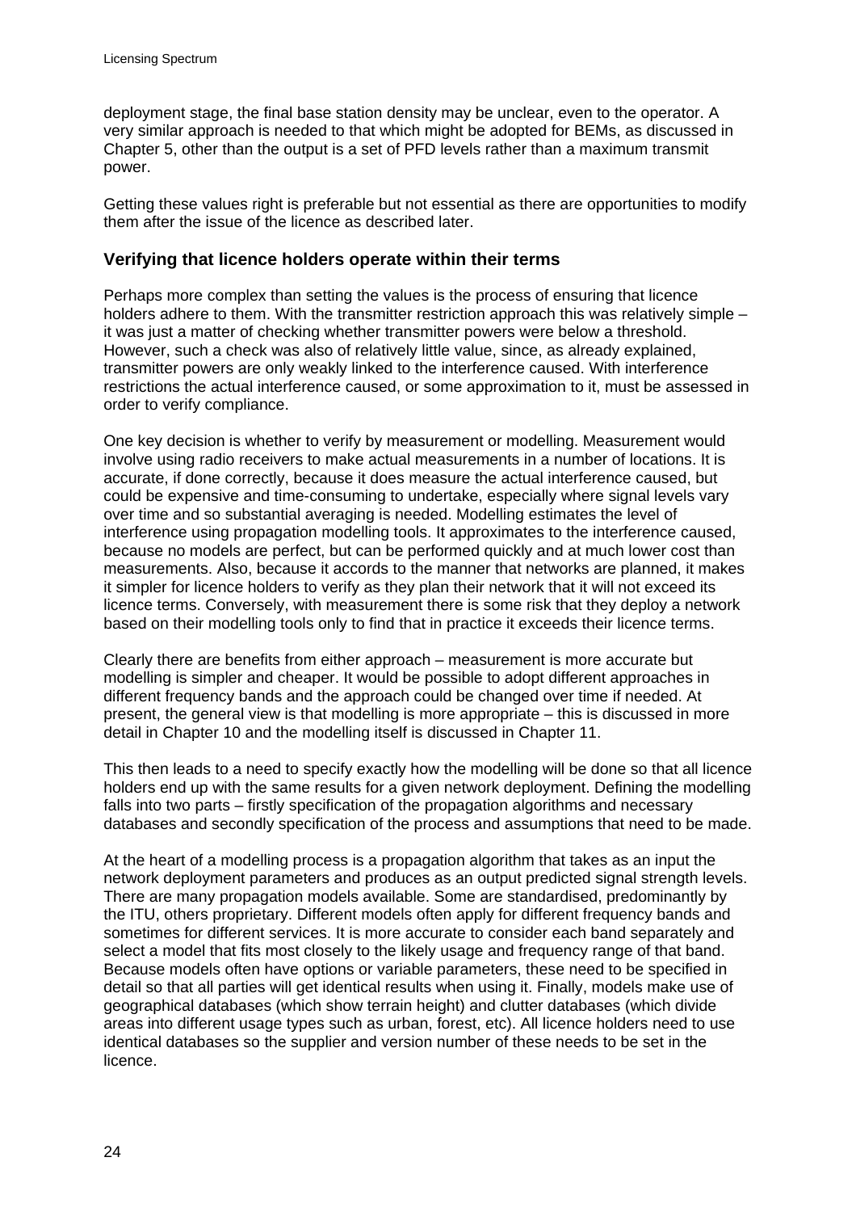deployment stage, the final base station density may be unclear, even to the operator. A very similar approach is needed to that which might be adopted for BEMs, as discussed in Chapter 5, other than the output is a set of PFD levels rather than a maximum transmit power.

Getting these values right is preferable but not essential as there are opportunities to modify them after the issue of the licence as described later.

### Verifying that licence holders operate within their terms

Perhaps more complex than setting the values is the process of ensuring that licence holders adhere to them. With the transmitter restriction approach this was relatively simple – it was just a matter of checking whether transmitter powers were below a threshold. However, such a check was also of relatively little value, since, as already explained, transmitter powers are only weakly linked to the interference caused. With interference restrictions the actual interference caused, or some approximation to it, must be assessed in order to verify compliance.

One key decision is whether to verify by measurement or modelling. Measurement would involve using radio receivers to make actual measurements in a number of locations. It is accurate, if done correctly, because it does measure the actual interference caused, but could be expensive and time-consuming to undertake, especially where signal levels vary over time and so substantial averaging is needed. Modelling estimates the level of interference using propagation modelling tools. It approximates to the interference caused, because no models are perfect, but can be performed quickly and at much lower cost than measurements. Also, because it accords to the manner that networks are planned, it makes it simpler for licence holders to verify as they plan their network that it will not exceed its licence terms. Conversely, with measurement there is some risk that they deploy a network based on their modelling tools only to find that in practice it exceeds their licence terms.

Clearly there are benefits from either approach – measurement is more accurate but modelling is simpler and cheaper. It would be possible to adopt different approaches in different frequency bands and the approach could be changed over time if needed. At present, the general view is that modelling is more appropriate – this is discussed in more detail in Chapter 10 and the modelling itself is discussed in Chapter 11.

This then leads to a need to specify exactly how the modelling will be done so that all licence holders end up with the same results for a given network deployment. Defining the modelling falls into two parts – firstly specification of the propagation algorithms and necessary databases and secondly specification of the process and assumptions that need to be made.

At the heart of a modelling process is a propagation algorithm that takes as an input the network deployment parameters and produces as an output predicted signal strength levels. There are many propagation models available. Some are standardised, predominantly by the ITU, others proprietary. Different models often apply for different frequency bands and sometimes for different services. It is more accurate to consider each band separately and select a model that fits most closely to the likely usage and frequency range of that band. Because models often have options or variable parameters, these need to be specified in detail so that all parties will get identical results when using it. Finally, models make use of geographical databases (which show terrain height) and clutter databases (which divide areas into different usage types such as urban, forest, etc). All licence holders need to use identical databases so the supplier and version number of these needs to be set in the licence.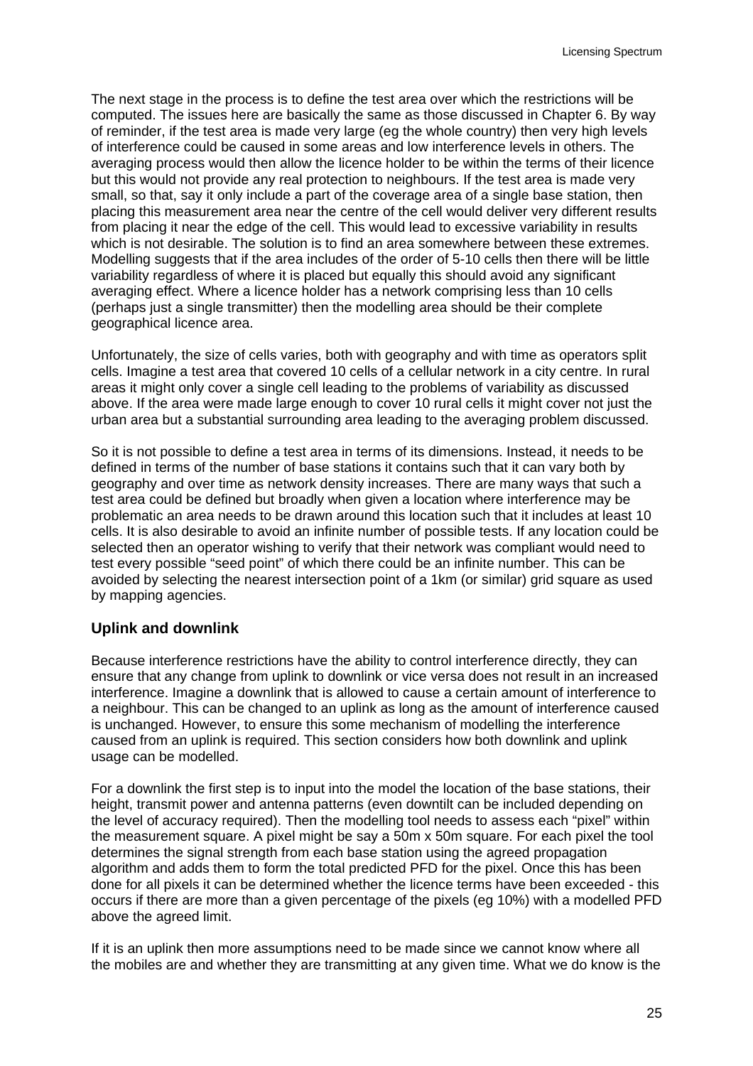The next stage in the process is to define the test area over which the restrictions will be computed. The issues here are basically the same as those discussed in Chapter 6. By way of reminder, if the test area is made very large (eg the whole country) then very high levels of interference could be caused in some areas and low interference levels in others. The averaging process would then allow the licence holder to be within the terms of their licence but this would not provide any real protection to neighbours. If the test area is made very small, so that, say it only include a part of the coverage area of a single base station, then placing this measurement area near the centre of the cell would deliver very different results from placing it near the edge of the cell. This would lead to excessive variability in results which is not desirable. The solution is to find an area somewhere between these extremes. Modelling suggests that if the area includes of the order of 5-10 cells then there will be little variability regardless of where it is placed but equally this should avoid any significant averaging effect. Where a licence holder has a network comprising less than 10 cells (perhaps just a single transmitter) then the modelling area should be their complete geographical licence area.

Unfortunately, the size of cells varies, both with geography and with time as operators split cells. Imagine a test area that covered 10 cells of a cellular network in a city centre. In rural areas it might only cover a single cell leading to the problems of variability as discussed above. If the area were made large enough to cover 10 rural cells it might cover not just the urban area but a substantial surrounding area leading to the averaging problem discussed.

So it is not possible to define a test area in terms of its dimensions. Instead, it needs to be defined in terms of the number of base stations it contains such that it can vary both by geography and over time as network density increases. There are many ways that such a test area could be defined but broadly when given a location where interference may be problematic an area needs to be drawn around this location such that it includes at least 10 cells. It is also desirable to avoid an infinite number of possible tests. If any location could be selected then an operator wishing to verify that their network was compliant would need to test every possible "seed point" of which there could be an infinite number. This can be avoided by selecting the nearest intersection point of a 1km (or similar) grid square as used by mapping agencies.

### Uplink and downlink

Because interference restrictions have the ability to control interference directly, they can ensure that any change from uplink to downlink or vice versa does not result in an increased interference. Imagine a downlink that is allowed to cause a certain amount of interference to a neighbour. This can be changed to an uplink as long as the amount of interference caused is unchanged. However, to ensure this some mechanism of modelling the interference caused from an uplink is required. This section considers how both downlink and uplink usage can be modelled.

For a downlink the first step is to input into the model the location of the base stations, their height, transmit power and antenna patterns (even downtilt can be included depending on the level of accuracy required). Then the modelling tool needs to assess each "pixel" within the measurement square. A pixel might be say a 50m x 50m square. For each pixel the tool determines the signal strength from each base station using the agreed propagation algorithm and adds them to form the total predicted PFD for the pixel. Once this has been done for all pixels it can be determined whether the licence terms have been exceeded - this occurs if there are more than a given percentage of the pixels (eg 10%) with a modelled PFD above the agreed limit.

If it is an uplink then more assumptions need to be made since we cannot know where all the mobiles are and whether they are transmitting at any given time. What we do know is the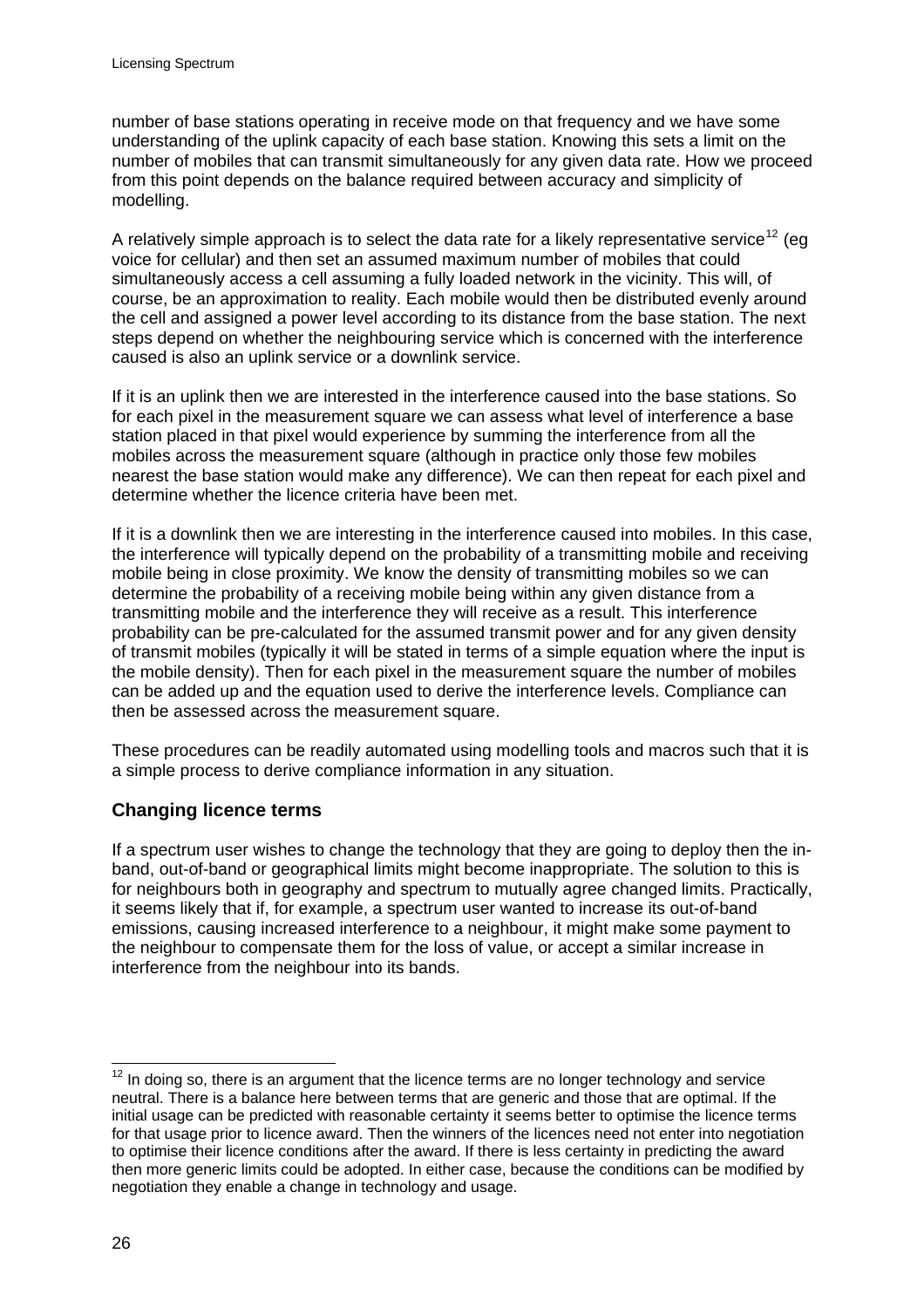number of base stations operating in receive mode on that frequency and we have some understanding of the uplink capacity of each base station. Knowing this sets a limit on the number of mobiles that can transmit simultaneously for any given data rate. How we proceed from this point depends on the balance required between accuracy and simplicity of modelling.

A relatively simple approach is to select the data rate for a likely representative service[12] (eg voice for cellular) and then set an assumed maximum number of mobiles that could simultaneously access a cell assuming a fully loaded network in the vicinity. This will, of course, be an approximation to reality. Each mobile would then be distributed evenly around the cell and assigned a power level according to its distance from the base station. The next steps depend on whether the neighbouring service which is concerned with the interference caused is also an uplink service or a downlink service.

If it is an uplink then we are interested in the interference caused into the base stations. So for each pixel in the measurement square we can assess what level of interference a base station placed in that pixel would experience by summing the interference from all the mobiles across the measurement square (although in practice only those few mobiles nearest the base station would make any difference). We can then repeat for each pixel and determine whether the licence criteria have been met.

If it is a downlink then we are interesting in the interference caused into mobiles. In this case, the interference will typically depend on the probability of a transmitting mobile and receiving mobile being in close proximity. We know the density of transmitting mobiles so we can determine the probability of a receiving mobile being within any given distance from a transmitting mobile and the interference they will receive as a result. This interference probability can be pre-calculated for the assumed transmit power and for any given density of transmit mobiles (typically it will be stated in terms of a simple equation where the input is the mobile density). Then for each pixel in the measurement square the number of mobiles can be added up and the equation used to derive the interference levels. Compliance can then be assessed across the measurement square.

These procedures can be readily automated using modelling tools and macros such that it is a simple process to derive compliance information in any situation.

### Changing licence terms

If a spectrum user wishes to change the technology that they are going to deploy then the in-band, out-of-band or geographical limits might become inappropriate. The solution to this is for neighbours both in geography and spectrum to mutually agree changed limits. Practically, it seems likely that if, for example, a spectrum user wanted to increase its out-of-band emissions, causing increased interference to a neighbour, it might make some payment to the neighbour to compensate them for the loss of value, or accept a similar increase in interference from the neighbour into its bands.

---

[12] In doing so, there is an argument that the licence terms are no longer technology and service neutral. There is a balance here between terms that are generic and those that are optimal. If the initial usage can be predicted with reasonable certainty it seems better to optimise the licence terms for that usage prior to licence award. Then the winners of the licences need not enter into negotiation to optimise their licence conditions after the award. If there is less certainty in predicting the award then more generic limits could be adopted. In either case, because the conditions can be modified by negotiation they enable a change in technology and usage.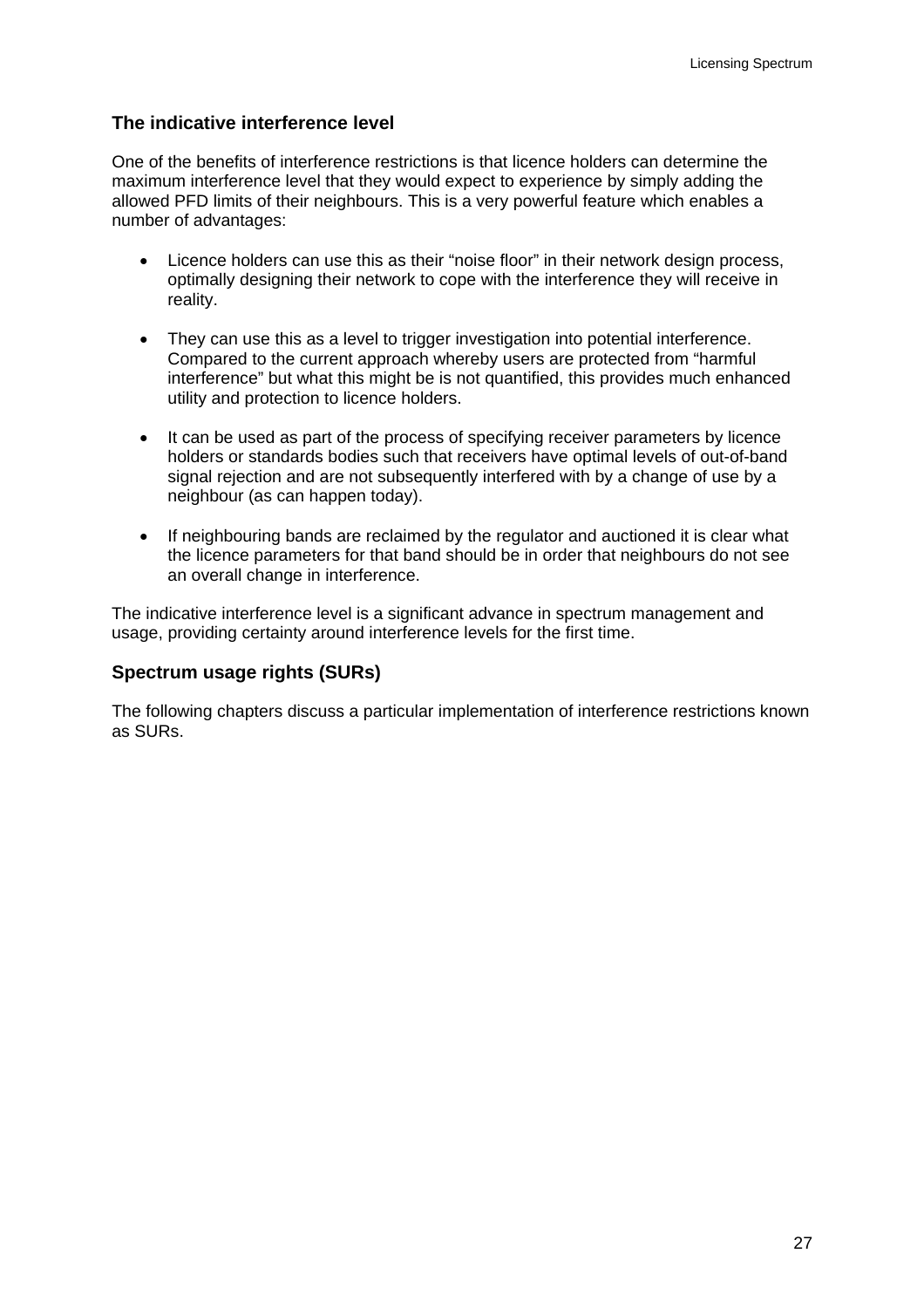### The indicative interference level

One of the benefits of interference restrictions is that licence holders can determine the maximum interference level that they would expect to experience by simply adding the allowed PFD limits of their neighbours. This is a very powerful feature which enables a number of advantages:

- Licence holders can use this as their "noise floor" in their network design process, optimally designing their network to cope with the interference they will receive in reality.

- They can use this as a level to trigger investigation into potential interference. Compared to the current approach whereby users are protected from "harmful interference" but what this might be is not quantified, this provides much enhanced utility and protection to licence holders.

- It can be used as part of the process of specifying receiver parameters by licence holders or standards bodies such that receivers have optimal levels of out-of-band signal rejection and are not subsequently interfered with by a change of use by a neighbour (as can happen today).

- If neighbouring bands are reclaimed by the regulator and auctioned it is clear what the licence parameters for that band should be in order that neighbours do not see an overall change in interference.

The indicative interference level is a significant advance in spectrum management and usage, providing certainty around interference levels for the first time.

### Spectrum usage rights (SURs)

The following chapters discuss a particular implementation of interference restrictions known as SURs.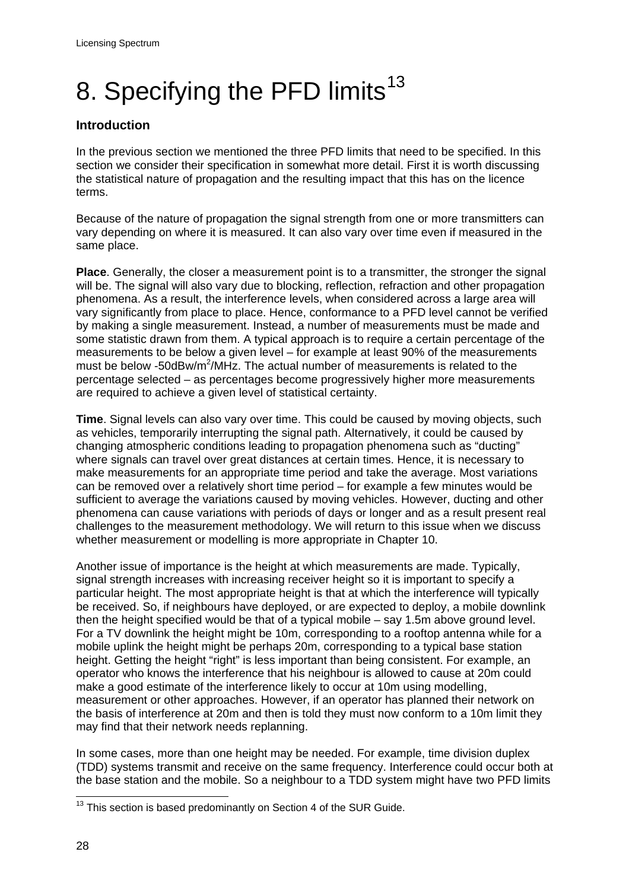# 8. Specifying the PFD limits[13]

## Introduction

In the previous section we mentioned the three PFD limits that need to be specified. In this section we consider their specification in somewhat more detail. First it is worth discussing the statistical nature of propagation and the resulting impact that this has on the licence terms.

Because of the nature of propagation the signal strength from one or more transmitters can vary depending on where it is measured. It can also vary over time even if measured in the same place.

**Place**. Generally, the closer a measurement point is to a transmitter, the stronger the signal will be. The signal will also vary due to blocking, reflection, refraction and other propagation phenomena. As a result, the interference levels, when considered across a large area will vary significantly from place to place. Hence, conformance to a PFD level cannot be verified by making a single measurement. Instead, a number of measurements must be made and some statistic drawn from them. A typical approach is to require a certain percentage of the measurements to be below a given level – for example at least 90% of the measurements must be below -50dBw/$m^2$/MHz. The actual number of measurements is related to the percentage selected – as percentages become progressively higher more measurements are required to achieve a given level of statistical certainty.

**Time**. Signal levels can also vary over time. This could be caused by moving objects, such as vehicles, temporarily interrupting the signal path. Alternatively, it could be caused by changing atmospheric conditions leading to propagation phenomena such as "ducting" where signals can travel over great distances at certain times. Hence, it is necessary to make measurements for an appropriate time period and take the average. Most variations can be removed over a relatively short time period – for example a few minutes would be sufficient to average the variations caused by moving vehicles. However, ducting and other phenomena can cause variations with periods of days or longer and as a result present real challenges to the measurement methodology. We will return to this issue when we discuss whether measurement or modelling is more appropriate in Chapter 10.

Another issue of importance is the height at which measurements are made. Typically, signal strength increases with increasing receiver height so it is important to specify a particular height. The most appropriate height is that at which the interference will typically be received. So, if neighbours have deployed, or are expected to deploy, a mobile downlink then the height specified would be that of a typical mobile – say 1.5m above ground level. For a TV downlink the height might be 10m, corresponding to a rooftop antenna while for a mobile uplink the height might be perhaps 20m, corresponding to a typical base station height. Getting the height "right" is less important than being consistent. For example, an operator who knows the interference that his neighbour is allowed to cause at 20m could make a good estimate of the interference likely to occur at 10m using modelling, measurement or other approaches. However, if an operator has planned their network on the basis of interference at 20m and then is told they must now conform to a 10m limit they may find that their network needs replanning.

In some cases, more than one height may be needed. For example, time division duplex (TDD) systems transmit and receive on the same frequency. Interference could occur both at the base station and the mobile. So a neighbour to a TDD system might have two PFD limits

[13] This section is based predominantly on Section 4 of the SUR Guide.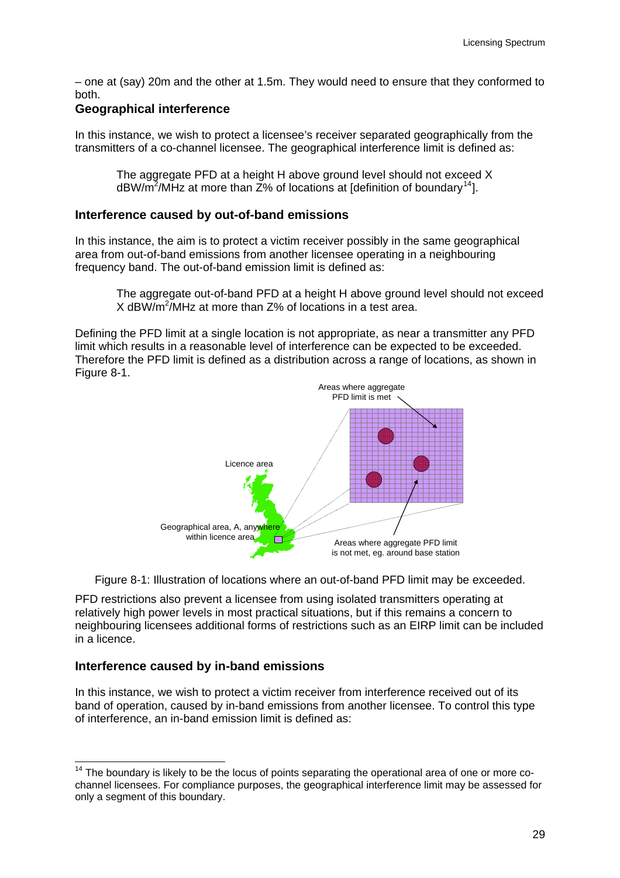– one at (say) 20m and the other at 1.5m. They would need to ensure that they conformed to both.

**Geographical interference**

In this instance, we wish to protect a licensee's receiver separated geographically from the transmitters of a co-channel licensee. The geographical interference limit is defined as:

> The aggregate PFD at a height H above ground level should not exceed X dBW/m$^2$/MHz at more than Z% of locations at [definition of boundary[14]].

### Interference caused by out-of-band emissions

In this instance, the aim is to protect a victim receiver possibly in the same geographical area from out-of-band emissions from another licensee operating in a neighbouring frequency band. The out-of-band emission limit is defined as:

> The aggregate out-of-band PFD at a height H above ground level should not exceed X dBW/m$^2$/MHz at more than Z% of locations in a test area.

Defining the PFD limit at a single location is not appropriate, as near a transmitter any PFD limit which results in a reasonable level of interference can be expected to be exceeded. Therefore the PFD limit is defined as a distribution across a range of locations, as shown in Figure 8-1.

Areas where aggregate PFD limit is met

Licence area

Geographical area, A, anywhere within licence area

Areas where aggregate PFD limit is not met, eg. around base station

Figure 8-1: Illustration of locations where an out-of-band PFD limit may be exceeded.

PFD restrictions also prevent a licensee from using isolated transmitters operating at relatively high power levels in most practical situations, but if this remains a concern to neighbouring licensees additional forms of restrictions such as an EIRP limit can be included in a licence.

### Interference caused by in-band emissions

In this instance, we wish to protect a victim receiver from interference received out of its band of operation, caused by in-band emissions from another licensee. To control this type of interference, an in-band emission limit is defined as:

---

[14] The boundary is likely to be the locus of points separating the operational area of one or more co-channel licensees. For compliance purposes, the geographical interference limit may be assessed for only a segment of this boundary.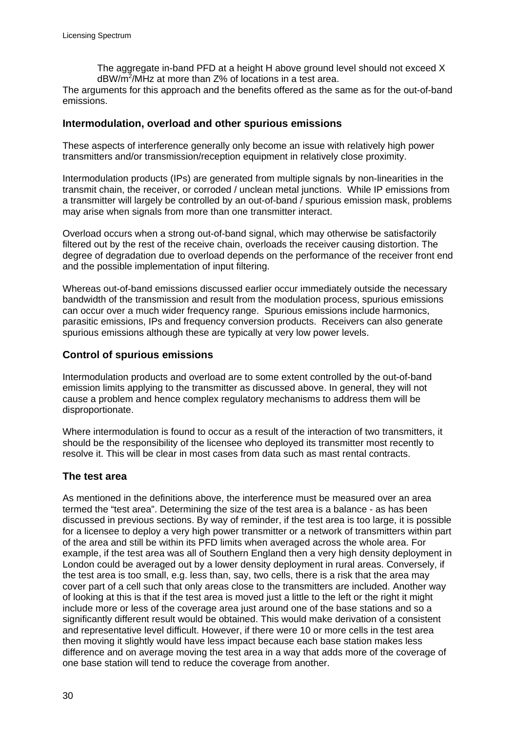> The aggregate in-band PFD at a height H above ground level should not exceed X $dBW/m^2/MHz$ at more than Z% of locations in a test area.

The arguments for this approach and the benefits offered as the same as for the out-of-band emissions.

### Intermodulation, overload and other spurious emissions

These aspects of interference generally only become an issue with relatively high power transmitters and/or transmission/reception equipment in relatively close proximity.

Intermodulation products (IPs) are generated from multiple signals by non-linearities in the transmit chain, the receiver, or corroded / unclean metal junctions. While IP emissions from a transmitter will largely be controlled by an out-of-band / spurious emission mask, problems may arise when signals from more than one transmitter interact.

Overload occurs when a strong out-of-band signal, which may otherwise be satisfactorily filtered out by the rest of the receive chain, overloads the receiver causing distortion. The degree of degradation due to overload depends on the performance of the receiver front end and the possible implementation of input filtering.

Whereas out-of-band emissions discussed earlier occur immediately outside the necessary bandwidth of the transmission and result from the modulation process, spurious emissions can occur over a much wider frequency range. Spurious emissions include harmonics, parasitic emissions, IPs and frequency conversion products. Receivers can also generate spurious emissions although these are typically at very low power levels.

### Control of spurious emissions

Intermodulation products and overload are to some extent controlled by the out-of-band emission limits applying to the transmitter as discussed above. In general, they will not cause a problem and hence complex regulatory mechanisms to address them will be disproportionate.

Where intermodulation is found to occur as a result of the interaction of two transmitters, it should be the responsibility of the licensee who deployed its transmitter most recently to resolve it. This will be clear in most cases from data such as mast rental contracts.

### The test area

As mentioned in the definitions above, the interference must be measured over an area termed the "test area". Determining the size of the test area is a balance - as has been discussed in previous sections. By way of reminder, if the test area is too large, it is possible for a licensee to deploy a very high power transmitter or a network of transmitters within part of the area and still be within its PFD limits when averaged across the whole area. For example, if the test area was all of Southern England then a very high density deployment in London could be averaged out by a lower density deployment in rural areas. Conversely, if the test area is too small, e.g. less than, say, two cells, there is a risk that the area may cover part of a cell such that only areas close to the transmitters are included. Another way of looking at this is that if the test area is moved just a little to the left or the right it might include more or less of the coverage area just around one of the base stations and so a significantly different result would be obtained. This would make derivation of a consistent and representative level difficult. However, if there were 10 or more cells in the test area then moving it slightly would have less impact because each base station makes less difference and on average moving the test area in a way that adds more of the coverage of one base station will tend to reduce the coverage from another.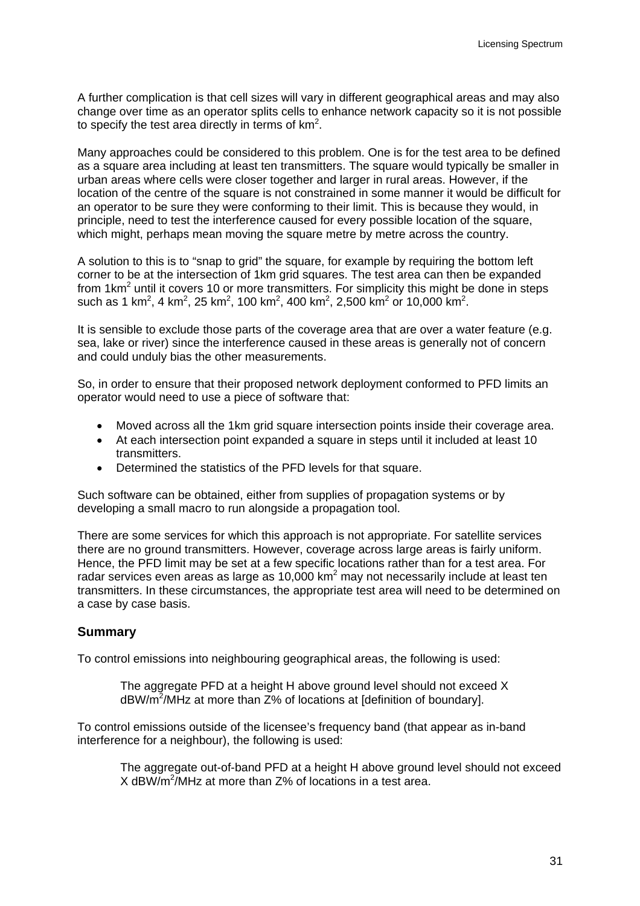A further complication is that cell sizes will vary in different geographical areas and may also change over time as an operator splits cells to enhance network capacity so it is not possible to specify the test area directly in terms of $km^2$.

Many approaches could be considered to this problem. One is for the test area to be defined as a square area including at least ten transmitters. The square would typically be smaller in urban areas where cells were closer together and larger in rural areas. However, if the location of the centre of the square is not constrained in some manner it would be difficult for an operator to be sure they were conforming to their limit. This is because they would, in principle, need to test the interference caused for every possible location of the square, which might, perhaps mean moving the square metre by metre across the country.

A solution to this is to "snap to grid" the square, for example by requiring the bottom left corner to be at the intersection of 1km grid squares. The test area can then be expanded from $1km^2$ until it covers 10 or more transmitters. For simplicity this might be done in steps such as 1 $km^2$, 4 $km^2$, 25 $km^2$, 100 $km^2$, 400 $km^2$, 2,500 $km^2$ or 10,000 $km^2$.

It is sensible to exclude those parts of the coverage area that are over a water feature (e.g. sea, lake or river) since the interference caused in these areas is generally not of concern and could unduly bias the other measurements.

So, in order to ensure that their proposed network deployment conformed to PFD limits an operator would need to use a piece of software that:

- Moved across all the 1km grid square intersection points inside their coverage area.
- At each intersection point expanded a square in steps until it included at least 10 transmitters.
- Determined the statistics of the PFD levels for that square.

Such software can be obtained, either from supplies of propagation systems or by developing a small macro to run alongside a propagation tool.

There are some services for which this approach is not appropriate. For satellite services there are no ground transmitters. However, coverage across large areas is fairly uniform. Hence, the PFD limit may be set at a few specific locations rather than for a test area. For radar services even areas as large as 10,000 $km^2$ may not necessarily include at least ten transmitters. In these circumstances, the appropriate test area will need to be determined on a case by case basis.

### Summary

To control emissions into neighbouring geographical areas, the following is used:

> The aggregate PFD at a height H above ground level should not exceed X $dBW/m^2/MHz$ at more than Z% of locations at [definition of boundary].

To control emissions outside of the licensee's frequency band (that appear as in-band interference for a neighbour), the following is used:

> The aggregate out-of-band PFD at a height H above ground level should not exceed X $dBW/m^2/MHz$ at more than Z% of locations in a test area.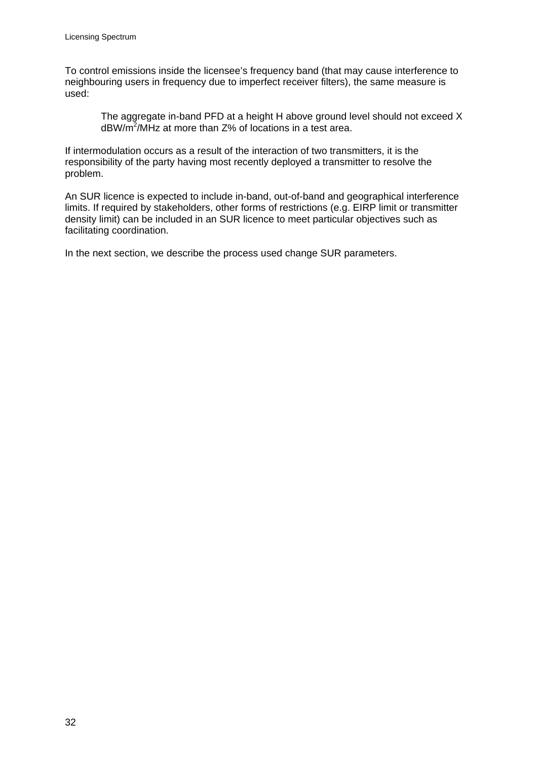To control emissions inside the licensee's frequency band (that may cause interference to neighbouring users in frequency due to imperfect receiver filters), the same measure is used:

> The aggregate in-band PFD at a height H above ground level should not exceed X $dBW/m^2$/MHz at more than Z% of locations in a test area.

If intermodulation occurs as a result of the interaction of two transmitters, it is the responsibility of the party having most recently deployed a transmitter to resolve the problem.

An SUR licence is expected to include in-band, out-of-band and geographical interference limits. If required by stakeholders, other forms of restrictions (e.g. EIRP limit or transmitter density limit) can be included in an SUR licence to meet particular objectives such as facilitating coordination.

In the next section, we describe the process used change SUR parameters.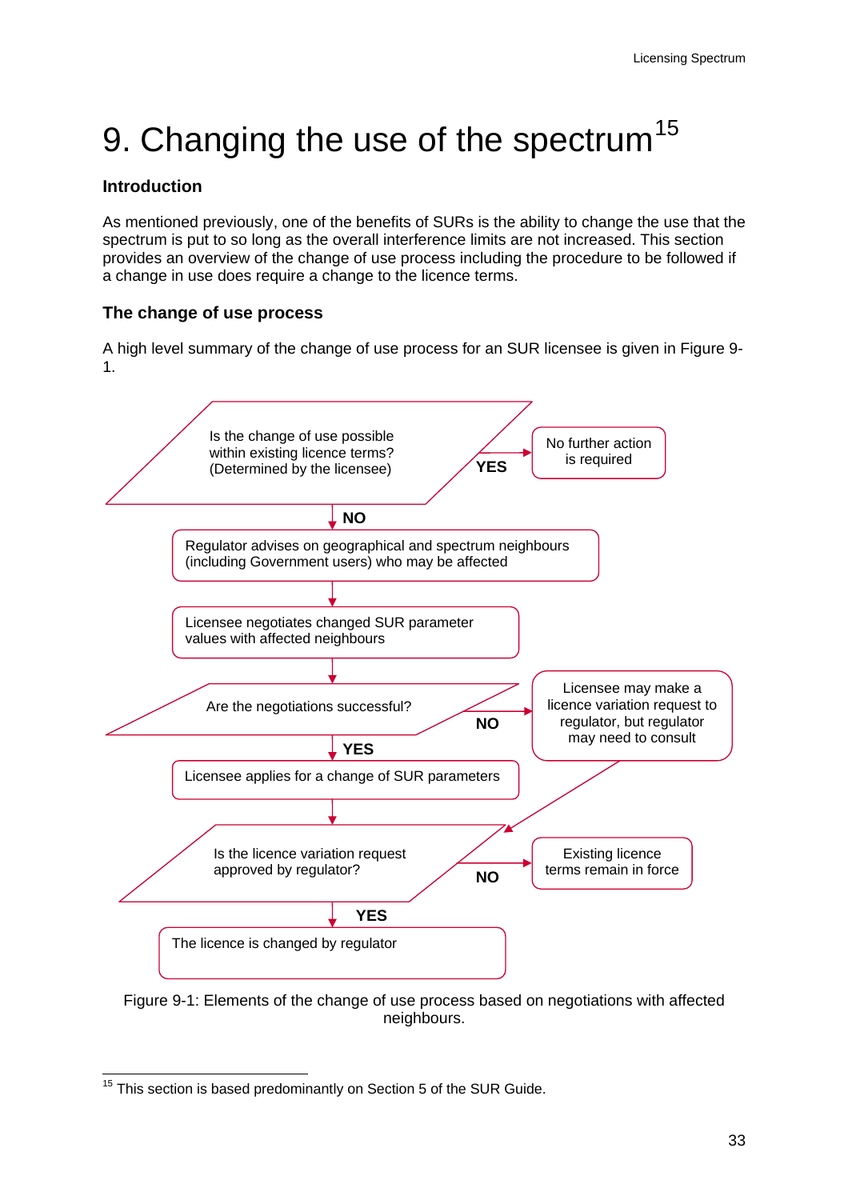# 9. Changing the use of the spectrum[15]

### Introduction

As mentioned previously, one of the benefits of SURs is the ability to change the use that the spectrum is put to so long as the overall interference limits are not increased. This section provides an overview of the change of use process including the procedure to be followed if a change in use does require a change to the licence terms.

### The change of use process

A high level summary of the change of use process for an SUR licensee is given in Figure 9-1.

Is the change of use possible within existing licence terms? (Determined by the licensee)

YES → No further action is required

NO ↓

Regulator advises on geographical and spectrum neighbours (including Government users) who may be affected

↓

Licensee negotiates changed SUR parameter values with affected neighbours

↓

Are the negotiations successful?

NO → Licensee may make a licence variation request to regulator, but regulator may need to consult

YES ↓

Licensee applies for a change of SUR parameters

↓

Is the licence variation request approved by regulator?

NO → Existing licence terms remain in force

YES ↓

The licence is changed by regulator

Figure 9-1: Elements of the change of use process based on negotiations with affected neighbours.

[15] This section is based predominantly on Section 5 of the SUR Guide.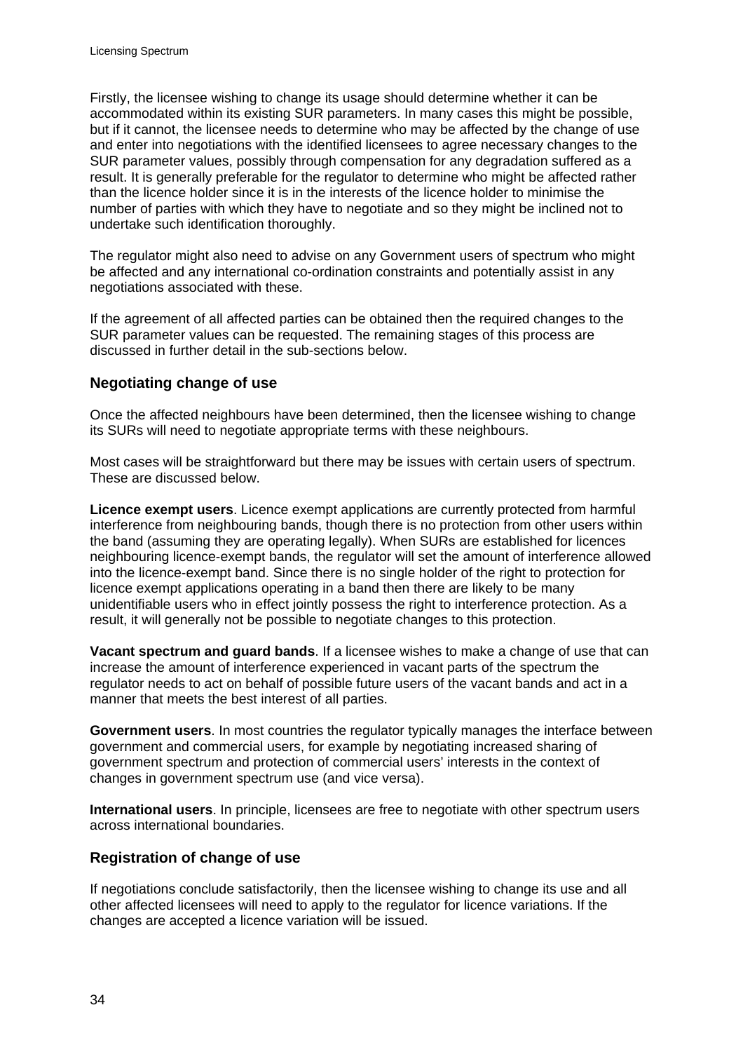Firstly, the licensee wishing to change its usage should determine whether it can be accommodated within its existing SUR parameters. In many cases this might be possible, but if it cannot, the licensee needs to determine who may be affected by the change of use and enter into negotiations with the identified licensees to agree necessary changes to the SUR parameter values, possibly through compensation for any degradation suffered as a result. It is generally preferable for the regulator to determine who might be affected rather than the licence holder since it is in the interests of the licence holder to minimise the number of parties with which they have to negotiate and so they might be inclined not to undertake such identification thoroughly.

The regulator might also need to advise on any Government users of spectrum who might be affected and any international co-ordination constraints and potentially assist in any negotiations associated with these.

If the agreement of all affected parties can be obtained then the required changes to the SUR parameter values can be requested. The remaining stages of this process are discussed in further detail in the sub-sections below.

### Negotiating change of use

Once the affected neighbours have been determined, then the licensee wishing to change its SURs will need to negotiate appropriate terms with these neighbours.

Most cases will be straightforward but there may be issues with certain users of spectrum. These are discussed below.

**Licence exempt users**. Licence exempt applications are currently protected from harmful interference from neighbouring bands, though there is no protection from other users within the band (assuming they are operating legally). When SURs are established for licences neighbouring licence-exempt bands, the regulator will set the amount of interference allowed into the licence-exempt band. Since there is no single holder of the right to protection for licence exempt applications operating in a band then there are likely to be many unidentifiable users who in effect jointly possess the right to interference protection. As a result, it will generally not be possible to negotiate changes to this protection.

**Vacant spectrum and guard bands**. If a licensee wishes to make a change of use that can increase the amount of interference experienced in vacant parts of the spectrum the regulator needs to act on behalf of possible future users of the vacant bands and act in a manner that meets the best interest of all parties.

**Government users**. In most countries the regulator typically manages the interface between government and commercial users, for example by negotiating increased sharing of government spectrum and protection of commercial users' interests in the context of changes in government spectrum use (and vice versa).

**International users**. In principle, licensees are free to negotiate with other spectrum users across international boundaries.

### Registration of change of use

If negotiations conclude satisfactorily, then the licensee wishing to change its use and all other affected licensees will need to apply to the regulator for licence variations. If the changes are accepted a licence variation will be issued.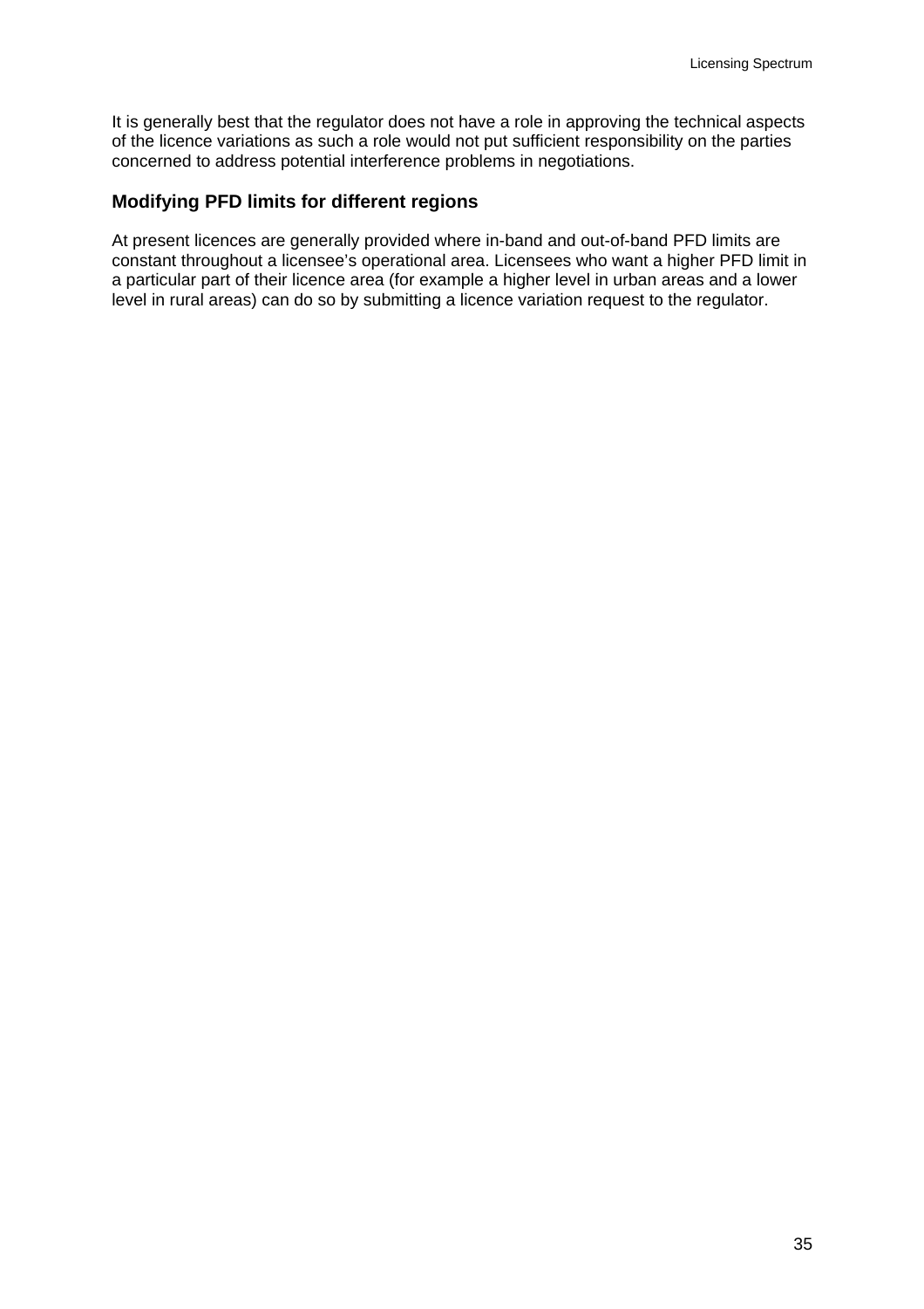It is generally best that the regulator does not have a role in approving the technical aspects of the licence variations as such a role would not put sufficient responsibility on the parties concerned to address potential interference problems in negotiations.

### Modifying PFD limits for different regions

At present licences are generally provided where in-band and out-of-band PFD limits are constant throughout a licensee's operational area. Licensees who want a higher PFD limit in a particular part of their licence area (for example a higher level in urban areas and a lower level in rural areas) can do so by submitting a licence variation request to the regulator.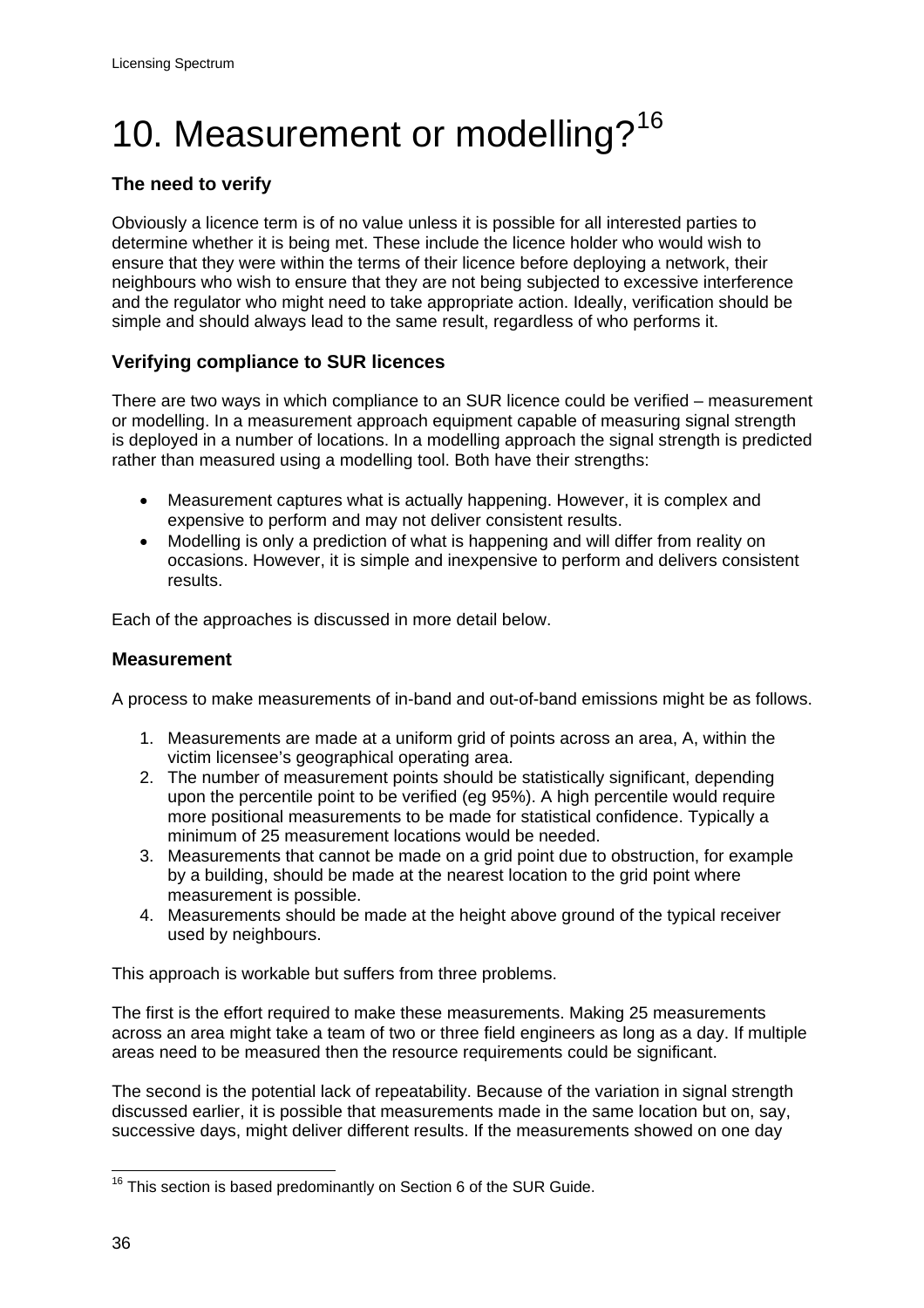# 10. Measurement or modelling?[16]

### The need to verify

Obviously a licence term is of no value unless it is possible for all interested parties to determine whether it is being met. These include the licence holder who would wish to ensure that they were within the terms of their licence before deploying a network, their neighbours who wish to ensure that they are not being subjected to excessive interference and the regulator who might need to take appropriate action. Ideally, verification should be simple and should always lead to the same result, regardless of who performs it.

### Verifying compliance to SUR licences

There are two ways in which compliance to an SUR licence could be verified – measurement or modelling. In a measurement approach equipment capable of measuring signal strength is deployed in a number of locations. In a modelling approach the signal strength is predicted rather than measured using a modelling tool. Both have their strengths:

- Measurement captures what is actually happening. However, it is complex and expensive to perform and may not deliver consistent results.
- Modelling is only a prediction of what is happening and will differ from reality on occasions. However, it is simple and inexpensive to perform and delivers consistent results.

Each of the approaches is discussed in more detail below.

### Measurement

A process to make measurements of in-band and out-of-band emissions might be as follows.

1. Measurements are made at a uniform grid of points across an area, A, within the victim licensee's geographical operating area.
2. The number of measurement points should be statistically significant, depending upon the percentile point to be verified (eg 95%). A high percentile would require more positional measurements to be made for statistical confidence. Typically a minimum of 25 measurement locations would be needed.
3. Measurements that cannot be made on a grid point due to obstruction, for example by a building, should be made at the nearest location to the grid point where measurement is possible.
4. Measurements should be made at the height above ground of the typical receiver used by neighbours.

This approach is workable but suffers from three problems.

The first is the effort required to make these measurements. Making 25 measurements across an area might take a team of two or three field engineers as long as a day. If multiple areas need to be measured then the resource requirements could be significant.

The second is the potential lack of repeatability. Because of the variation in signal strength discussed earlier, it is possible that measurements made in the same location but on, say, successive days, might deliver different results. If the measurements showed on one day

[16] This section is based predominantly on Section 6 of the SUR Guide.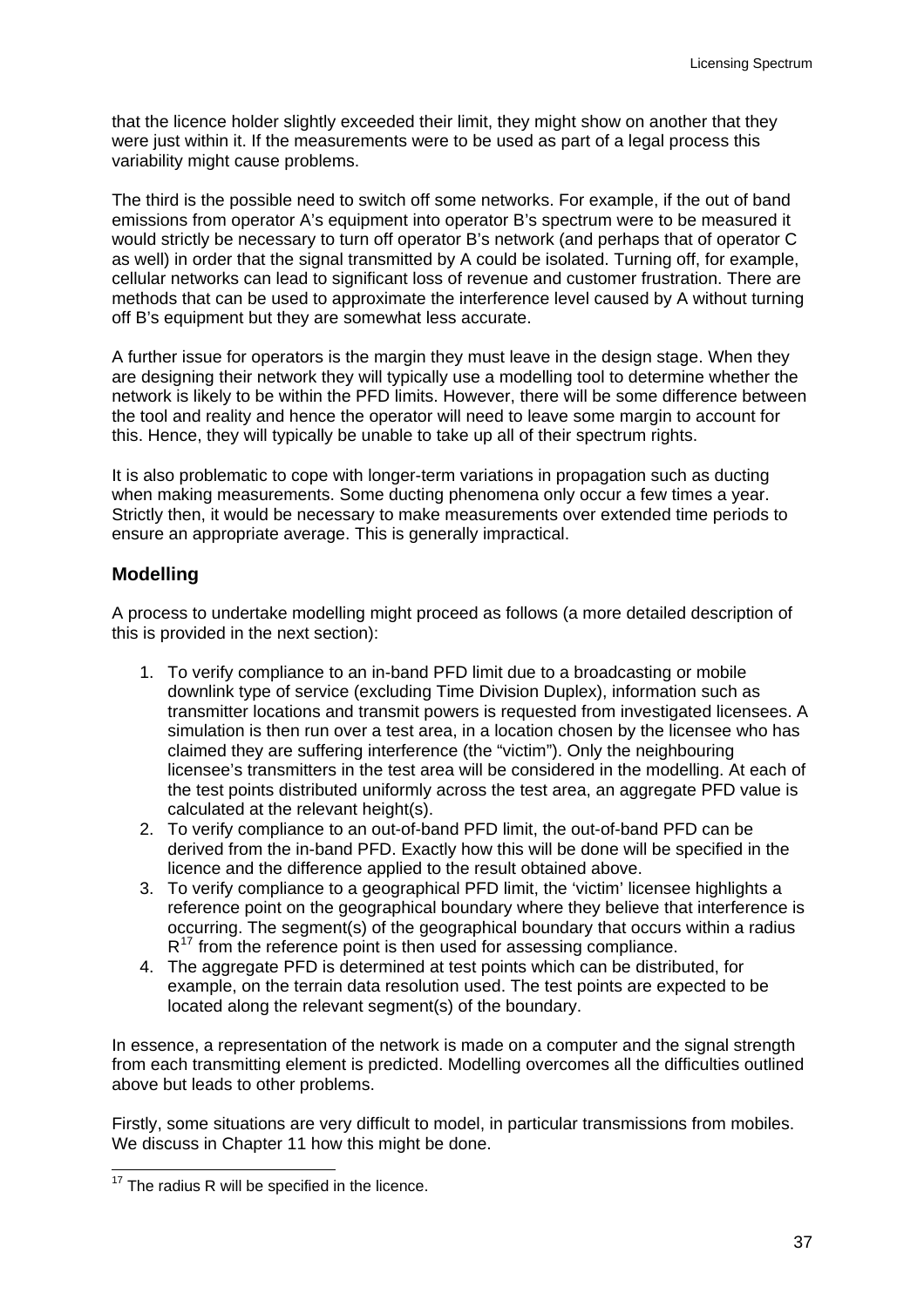that the licence holder slightly exceeded their limit, they might show on another that they were just within it. If the measurements were to be used as part of a legal process this variability might cause problems.

The third is the possible need to switch off some networks. For example, if the out of band emissions from operator A's equipment into operator B's spectrum were to be measured it would strictly be necessary to turn off operator B's network (and perhaps that of operator C as well) in order that the signal transmitted by A could be isolated. Turning off, for example, cellular networks can lead to significant loss of revenue and customer frustration. There are methods that can be used to approximate the interference level caused by A without turning off B's equipment but they are somewhat less accurate.

A further issue for operators is the margin they must leave in the design stage. When they are designing their network they will typically use a modelling tool to determine whether the network is likely to be within the PFD limits. However, there will be some difference between the tool and reality and hence the operator will need to leave some margin to account for this. Hence, they will typically be unable to take up all of their spectrum rights.

It is also problematic to cope with longer-term variations in propagation such as ducting when making measurements. Some ducting phenomena only occur a few times a year. Strictly then, it would be necessary to make measurements over extended time periods to ensure an appropriate average. This is generally impractical.

### Modelling

A process to undertake modelling might proceed as follows (a more detailed description of this is provided in the next section):

1. To verify compliance to an in-band PFD limit due to a broadcasting or mobile downlink type of service (excluding Time Division Duplex), information such as transmitter locations and transmit powers is requested from investigated licensees. A simulation is then run over a test area, in a location chosen by the licensee who has claimed they are suffering interference (the "victim"). Only the neighbouring licensee's transmitters in the test area will be considered in the modelling. At each of the test points distributed uniformly across the test area, an aggregate PFD value is calculated at the relevant height(s).
2. To verify compliance to an out-of-band PFD limit, the out-of-band PFD can be derived from the in-band PFD. Exactly how this will be done will be specified in the licence and the difference applied to the result obtained above.
3. To verify compliance to a geographical PFD limit, the 'victim' licensee highlights a reference point on the geographical boundary where they believe that interference is occurring. The segment(s) of the geographical boundary that occurs within a radius R[17] from the reference point is then used for assessing compliance.
4. The aggregate PFD is determined at test points which can be distributed, for example, on the terrain data resolution used. The test points are expected to be located along the relevant segment(s) of the boundary.

In essence, a representation of the network is made on a computer and the signal strength from each transmitting element is predicted. Modelling overcomes all the difficulties outlined above but leads to other problems.

Firstly, some situations are very difficult to model, in particular transmissions from mobiles. We discuss in Chapter 11 how this might be done.

[17] The radius R will be specified in the licence.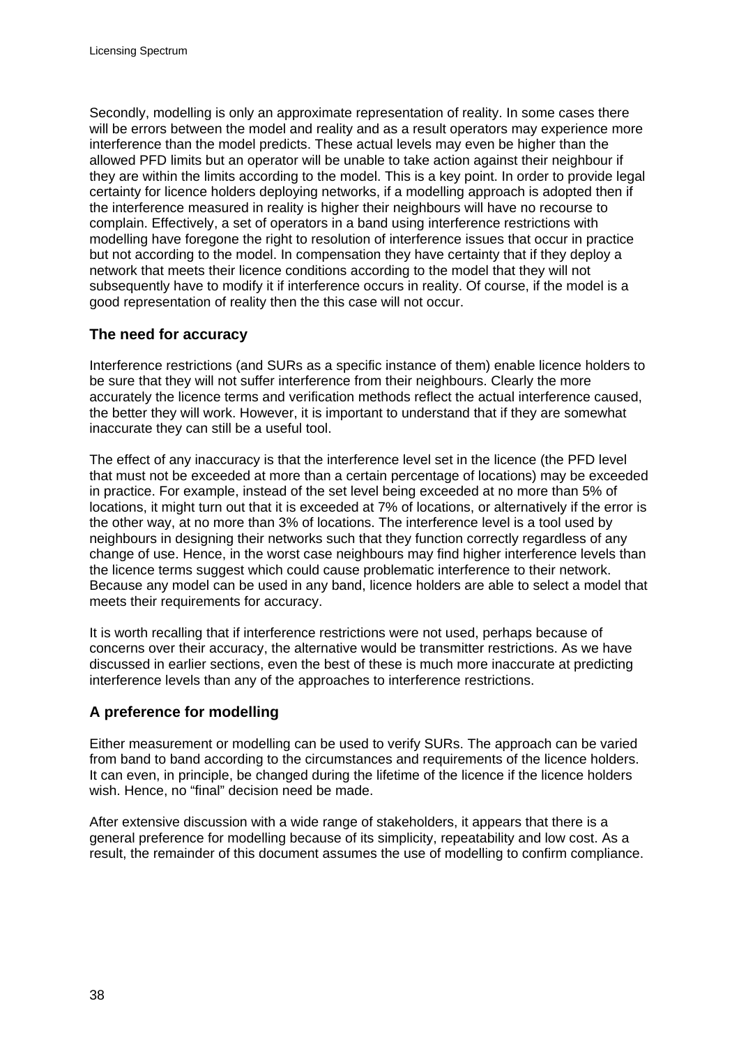Secondly, modelling is only an approximate representation of reality. In some cases there will be errors between the model and reality and as a result operators may experience more interference than the model predicts. These actual levels may even be higher than the allowed PFD limits but an operator will be unable to take action against their neighbour if they are within the limits according to the model. This is a key point. In order to provide legal certainty for licence holders deploying networks, if a modelling approach is adopted then if the interference measured in reality is higher their neighbours will have no recourse to complain. Effectively, a set of operators in a band using interference restrictions with modelling have foregone the right to resolution of interference issues that occur in practice but not according to the model. In compensation they have certainty that if they deploy a network that meets their licence conditions according to the model that they will not subsequently have to modify it if interference occurs in reality. Of course, if the model is a good representation of reality then the this case will not occur.

### The need for accuracy

Interference restrictions (and SURs as a specific instance of them) enable licence holders to be sure that they will not suffer interference from their neighbours. Clearly the more accurately the licence terms and verification methods reflect the actual interference caused, the better they will work. However, it is important to understand that if they are somewhat inaccurate they can still be a useful tool.

The effect of any inaccuracy is that the interference level set in the licence (the PFD level that must not be exceeded at more than a certain percentage of locations) may be exceeded in practice. For example, instead of the set level being exceeded at no more than 5% of locations, it might turn out that it is exceeded at 7% of locations, or alternatively if the error is the other way, at no more than 3% of locations. The interference level is a tool used by neighbours in designing their networks such that they function correctly regardless of any change of use. Hence, in the worst case neighbours may find higher interference levels than the licence terms suggest which could cause problematic interference to their network. Because any model can be used in any band, licence holders are able to select a model that meets their requirements for accuracy.

It is worth recalling that if interference restrictions were not used, perhaps because of concerns over their accuracy, the alternative would be transmitter restrictions. As we have discussed in earlier sections, even the best of these is much more inaccurate at predicting interference levels than any of the approaches to interference restrictions.

### A preference for modelling

Either measurement or modelling can be used to verify SURs. The approach can be varied from band to band according to the circumstances and requirements of the licence holders. It can even, in principle, be changed during the lifetime of the licence if the licence holders wish. Hence, no "final" decision need be made.

After extensive discussion with a wide range of stakeholders, it appears that there is a general preference for modelling because of its simplicity, repeatability and low cost. As a result, the remainder of this document assumes the use of modelling to confirm compliance.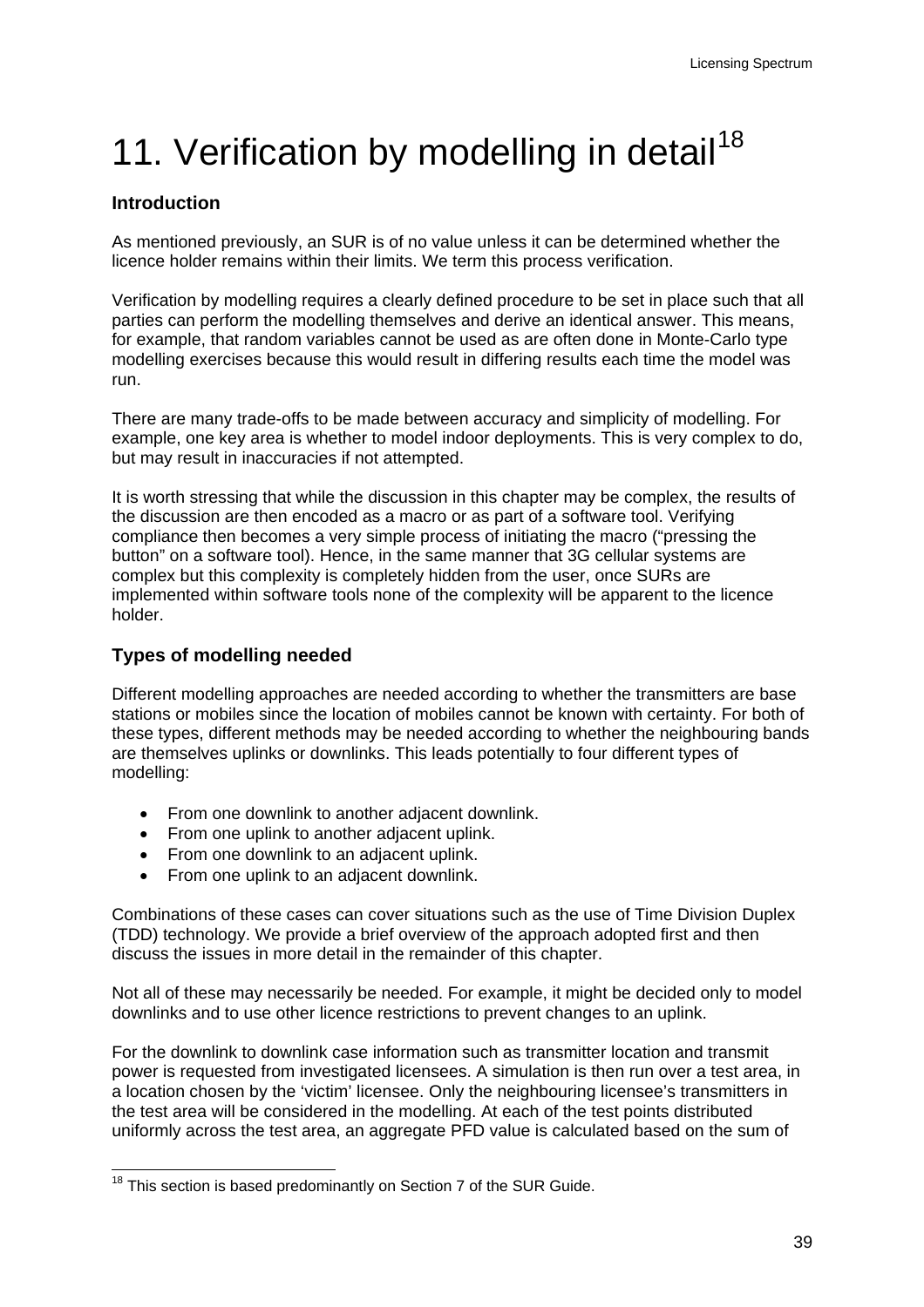# 11. Verification by modelling in detail[18]

### Introduction

As mentioned previously, an SUR is of no value unless it can be determined whether the licence holder remains within their limits. We term this process verification.

Verification by modelling requires a clearly defined procedure to be set in place such that all parties can perform the modelling themselves and derive an identical answer. This means, for example, that random variables cannot be used as are often done in Monte-Carlo type modelling exercises because this would result in differing results each time the model was run.

There are many trade-offs to be made between accuracy and simplicity of modelling. For example, one key area is whether to model indoor deployments. This is very complex to do, but may result in inaccuracies if not attempted.

It is worth stressing that while the discussion in this chapter may be complex, the results of the discussion are then encoded as a macro or as part of a software tool. Verifying compliance then becomes a very simple process of initiating the macro ("pressing the button" on a software tool). Hence, in the same manner that 3G cellular systems are complex but this complexity is completely hidden from the user, once SURs are implemented within software tools none of the complexity will be apparent to the licence holder.

### Types of modelling needed

Different modelling approaches are needed according to whether the transmitters are base stations or mobiles since the location of mobiles cannot be known with certainty. For both of these types, different methods may be needed according to whether the neighbouring bands are themselves uplinks or downlinks. This leads potentially to four different types of modelling:

- From one downlink to another adjacent downlink.
- From one uplink to another adjacent uplink.
- From one downlink to an adjacent uplink.
- From one uplink to an adjacent downlink.

Combinations of these cases can cover situations such as the use of Time Division Duplex (TDD) technology. We provide a brief overview of the approach adopted first and then discuss the issues in more detail in the remainder of this chapter.

Not all of these may necessarily be needed. For example, it might be decided only to model downlinks and to use other licence restrictions to prevent changes to an uplink.

For the downlink to downlink case information such as transmitter location and transmit power is requested from investigated licensees. A simulation is then run over a test area, in a location chosen by the 'victim' licensee. Only the neighbouring licensee's transmitters in the test area will be considered in the modelling. At each of the test points distributed uniformly across the test area, an aggregate PFD value is calculated based on the sum of

[18] This section is based predominantly on Section 7 of the SUR Guide.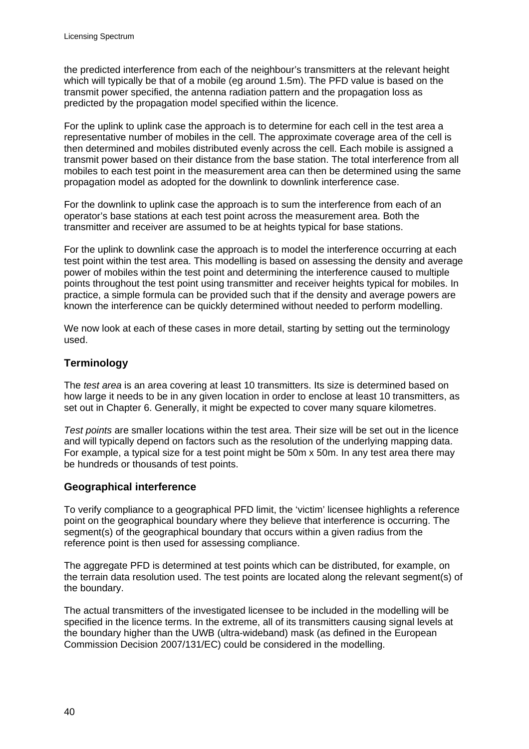the predicted interference from each of the neighbour's transmitters at the relevant height which will typically be that of a mobile (eg around 1.5m). The PFD value is based on the transmit power specified, the antenna radiation pattern and the propagation loss as predicted by the propagation model specified within the licence.

For the uplink to uplink case the approach is to determine for each cell in the test area a representative number of mobiles in the cell. The approximate coverage area of the cell is then determined and mobiles distributed evenly across the cell. Each mobile is assigned a transmit power based on their distance from the base station. The total interference from all mobiles to each test point in the measurement area can then be determined using the same propagation model as adopted for the downlink to downlink interference case.

For the downlink to uplink case the approach is to sum the interference from each of an operator's base stations at each test point across the measurement area. Both the transmitter and receiver are assumed to be at heights typical for base stations.

For the uplink to downlink case the approach is to model the interference occurring at each test point within the test area. This modelling is based on assessing the density and average power of mobiles within the test point and determining the interference caused to multiple points throughout the test point using transmitter and receiver heights typical for mobiles. In practice, a simple formula can be provided such that if the density and average powers are known the interference can be quickly determined without needed to perform modelling.

We now look at each of these cases in more detail, starting by setting out the terminology used.

### Terminology

The *test area* is an area covering at least 10 transmitters. Its size is determined based on how large it needs to be in any given location in order to enclose at least 10 transmitters, as set out in Chapter 6. Generally, it might be expected to cover many square kilometres.

*Test points* are smaller locations within the test area. Their size will be set out in the licence and will typically depend on factors such as the resolution of the underlying mapping data. For example, a typical size for a test point might be 50m x 50m. In any test area there may be hundreds or thousands of test points.

### Geographical interference

To verify compliance to a geographical PFD limit, the 'victim' licensee highlights a reference point on the geographical boundary where they believe that interference is occurring. The segment(s) of the geographical boundary that occurs within a given radius from the reference point is then used for assessing compliance.

The aggregate PFD is determined at test points which can be distributed, for example, on the terrain data resolution used. The test points are located along the relevant segment(s) of the boundary.

The actual transmitters of the investigated licensee to be included in the modelling will be specified in the licence terms. In the extreme, all of its transmitters causing signal levels at the boundary higher than the UWB (ultra-wideband) mask (as defined in the European Commission Decision 2007/131/EC) could be considered in the modelling.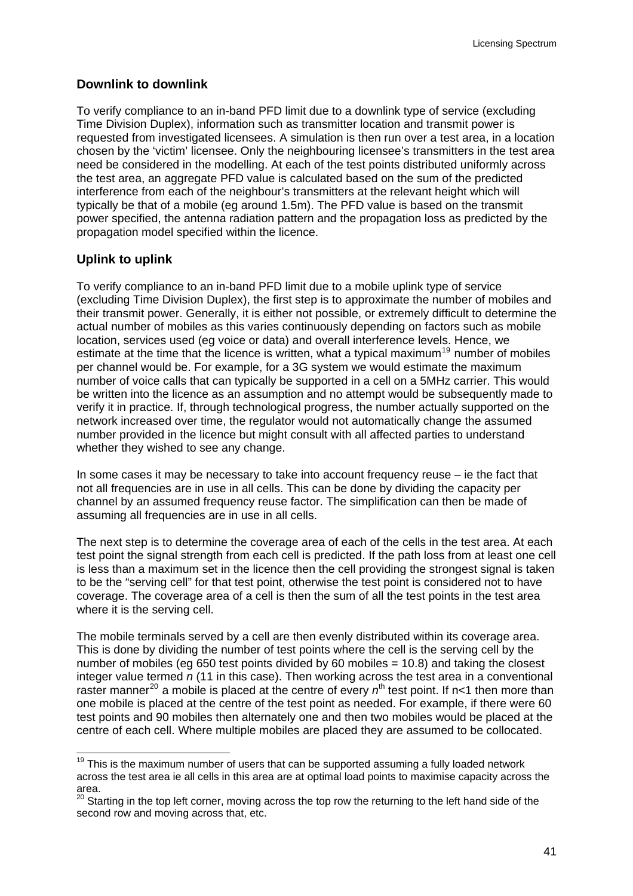### Downlink to downlink

To verify compliance to an in-band PFD limit due to a downlink type of service (excluding Time Division Duplex), information such as transmitter location and transmit power is requested from investigated licensees. A simulation is then run over a test area, in a location chosen by the 'victim' licensee. Only the neighbouring licensee's transmitters in the test area need be considered in the modelling. At each of the test points distributed uniformly across the test area, an aggregate PFD value is calculated based on the sum of the predicted interference from each of the neighbour's transmitters at the relevant height which will typically be that of a mobile (eg around 1.5m). The PFD value is based on the transmit power specified, the antenna radiation pattern and the propagation loss as predicted by the propagation model specified within the licence.

### Uplink to uplink

To verify compliance to an in-band PFD limit due to a mobile uplink type of service (excluding Time Division Duplex), the first step is to approximate the number of mobiles and their transmit power. Generally, it is either not possible, or extremely difficult to determine the actual number of mobiles as this varies continuously depending on factors such as mobile location, services used (eg voice or data) and overall interference levels. Hence, we estimate at the time that the licence is written, what a typical maximum[19] number of mobiles per channel would be. For example, for a 3G system we would estimate the maximum number of voice calls that can typically be supported in a cell on a 5MHz carrier. This would be written into the licence as an assumption and no attempt would be subsequently made to verify it in practice. If, through technological progress, the number actually supported on the network increased over time, the regulator would not automatically change the assumed number provided in the licence but might consult with all affected parties to understand whether they wished to see any change.

In some cases it may be necessary to take into account frequency reuse – ie the fact that not all frequencies are in use in all cells. This can be done by dividing the capacity per channel by an assumed frequency reuse factor. The simplification can then be made of assuming all frequencies are in use in all cells.

The next step is to determine the coverage area of each of the cells in the test area. At each test point the signal strength from each cell is predicted. If the path loss from at least one cell is less than a maximum set in the licence then the cell providing the strongest signal is taken to be the "serving cell" for that test point, otherwise the test point is considered not to have coverage. The coverage area of a cell is then the sum of all the test points in the test area where it is the serving cell.

The mobile terminals served by a cell are then evenly distributed within its coverage area. This is done by dividing the number of test points where the cell is the serving cell by the number of mobiles (eg 650 test points divided by 60 mobiles = 10.8) and taking the closest integer value termed $n$ (11 in this case). Then working across the test area in a conventional raster manner[20] a mobile is placed at the centre of every $n^{th}$ test point. If $n<1$ then more than one mobile is placed at the centre of the test point as needed. For example, if there were 60 test points and 90 mobiles then alternately one and then two mobiles would be placed at the centre of each cell. Where multiple mobiles are placed they are assumed to be collocated.

---

[19] This is the maximum number of users that can be supported assuming a fully loaded network across the test area ie all cells in this area are at optimal load points to maximise capacity across the area.

[20] Starting in the top left corner, moving across the top row the returning to the left hand side of the second row and moving across that, etc.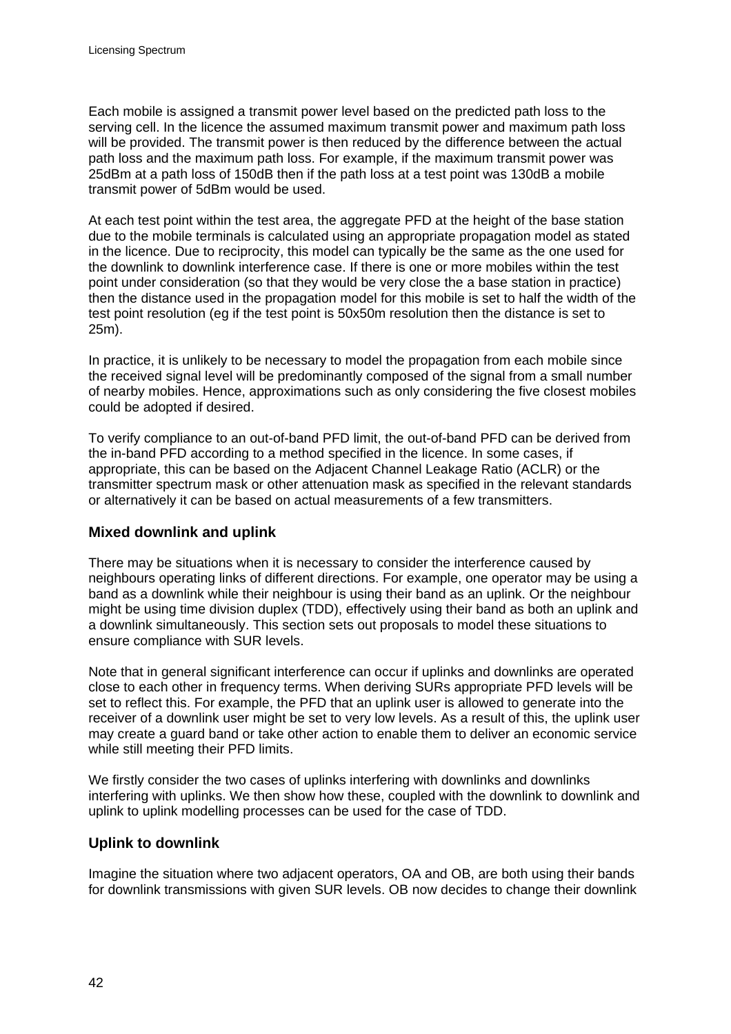Each mobile is assigned a transmit power level based on the predicted path loss to the serving cell. In the licence the assumed maximum transmit power and maximum path loss will be provided. The transmit power is then reduced by the difference between the actual path loss and the maximum path loss. For example, if the maximum transmit power was 25dBm at a path loss of 150dB then if the path loss at a test point was 130dB a mobile transmit power of 5dBm would be used.

At each test point within the test area, the aggregate PFD at the height of the base station due to the mobile terminals is calculated using an appropriate propagation model as stated in the licence. Due to reciprocity, this model can typically be the same as the one used for the downlink to downlink interference case. If there is one or more mobiles within the test point under consideration (so that they would be very close the a base station in practice) then the distance used in the propagation model for this mobile is set to half the width of the test point resolution (eg if the test point is 50x50m resolution then the distance is set to 25m).

In practice, it is unlikely to be necessary to model the propagation from each mobile since the received signal level will be predominantly composed of the signal from a small number of nearby mobiles. Hence, approximations such as only considering the five closest mobiles could be adopted if desired.

To verify compliance to an out-of-band PFD limit, the out-of-band PFD can be derived from the in-band PFD according to a method specified in the licence. In some cases, if appropriate, this can be based on the Adjacent Channel Leakage Ratio (ACLR) or the transmitter spectrum mask or other attenuation mask as specified in the relevant standards or alternatively it can be based on actual measurements of a few transmitters.

### Mixed downlink and uplink

There may be situations when it is necessary to consider the interference caused by neighbours operating links of different directions. For example, one operator may be using a band as a downlink while their neighbour is using their band as an uplink. Or the neighbour might be using time division duplex (TDD), effectively using their band as both an uplink and a downlink simultaneously. This section sets out proposals to model these situations to ensure compliance with SUR levels.

Note that in general significant interference can occur if uplinks and downlinks are operated close to each other in frequency terms. When deriving SURs appropriate PFD levels will be set to reflect this. For example, the PFD that an uplink user is allowed to generate into the receiver of a downlink user might be set to very low levels. As a result of this, the uplink user may create a guard band or take other action to enable them to deliver an economic service while still meeting their PFD limits.

We firstly consider the two cases of uplinks interfering with downlinks and downlinks interfering with uplinks. We then show how these, coupled with the downlink to downlink and uplink to uplink modelling processes can be used for the case of TDD.

### Uplink to downlink

Imagine the situation where two adjacent operators, OA and OB, are both using their bands for downlink transmissions with given SUR levels. OB now decides to change their downlink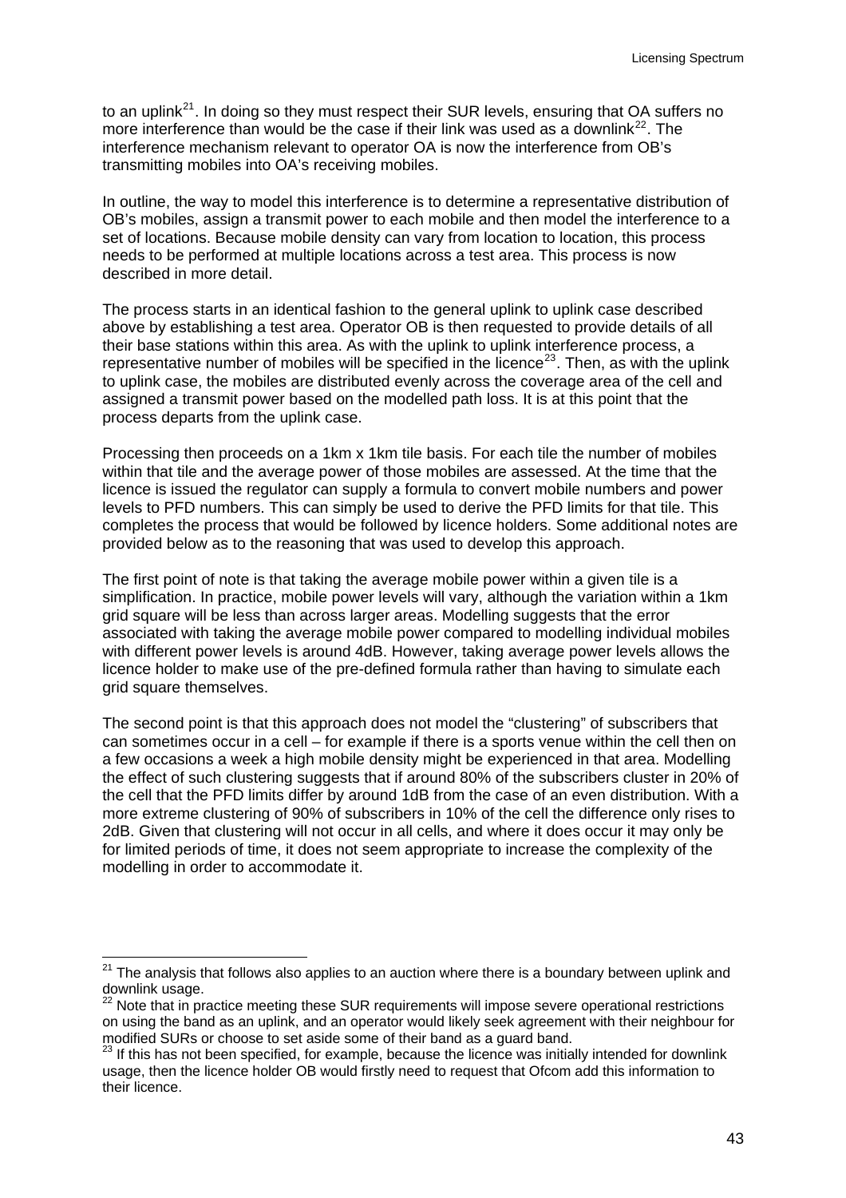to an uplink[21]. In doing so they must respect their SUR levels, ensuring that OA suffers no more interference than would be the case if their link was used as a downlink[22]. The interference mechanism relevant to operator OA is now the interference from OB's transmitting mobiles into OA's receiving mobiles.

In outline, the way to model this interference is to determine a representative distribution of OB's mobiles, assign a transmit power to each mobile and then model the interference to a set of locations. Because mobile density can vary from location to location, this process needs to be performed at multiple locations across a test area. This process is now described in more detail.

The process starts in an identical fashion to the general uplink to uplink case described above by establishing a test area. Operator OB is then requested to provide details of all their base stations within this area. As with the uplink to uplink interference process, a representative number of mobiles will be specified in the licence[23]. Then, as with the uplink to uplink case, the mobiles are distributed evenly across the coverage area of the cell and assigned a transmit power based on the modelled path loss. It is at this point that the process departs from the uplink case.

Processing then proceeds on a 1km x 1km tile basis. For each tile the number of mobiles within that tile and the average power of those mobiles are assessed. At the time that the licence is issued the regulator can supply a formula to convert mobile numbers and power levels to PFD numbers. This can simply be used to derive the PFD limits for that tile. This completes the process that would be followed by licence holders. Some additional notes are provided below as to the reasoning that was used to develop this approach.

The first point of note is that taking the average mobile power within a given tile is a simplification. In practice, mobile power levels will vary, although the variation within a 1km grid square will be less than across larger areas. Modelling suggests that the error associated with taking the average mobile power compared to modelling individual mobiles with different power levels is around 4dB. However, taking average power levels allows the licence holder to make use of the pre-defined formula rather than having to simulate each grid square themselves.

The second point is that this approach does not model the "clustering" of subscribers that can sometimes occur in a cell – for example if there is a sports venue within the cell then on a few occasions a week a high mobile density might be experienced in that area. Modelling the effect of such clustering suggests that if around 80% of the subscribers cluster in 20% of the cell that the PFD limits differ by around 1dB from the case of an even distribution. With a more extreme clustering of 90% of subscribers in 10% of the cell the difference only rises to 2dB. Given that clustering will not occur in all cells, and where it does occur it may only be for limited periods of time, it does not seem appropriate to increase the complexity of the modelling in order to accommodate it.

---

[21] The analysis that follows also applies to an auction where there is a boundary between uplink and downlink usage.

[22] Note that in practice meeting these SUR requirements will impose severe operational restrictions on using the band as an uplink, and an operator would likely seek agreement with their neighbour for modified SURs or choose to set aside some of their band as a guard band.

[23] If this has not been specified, for example, because the licence was initially intended for downlink usage, then the licence holder OB would firstly need to request that Ofcom add this information to their licence.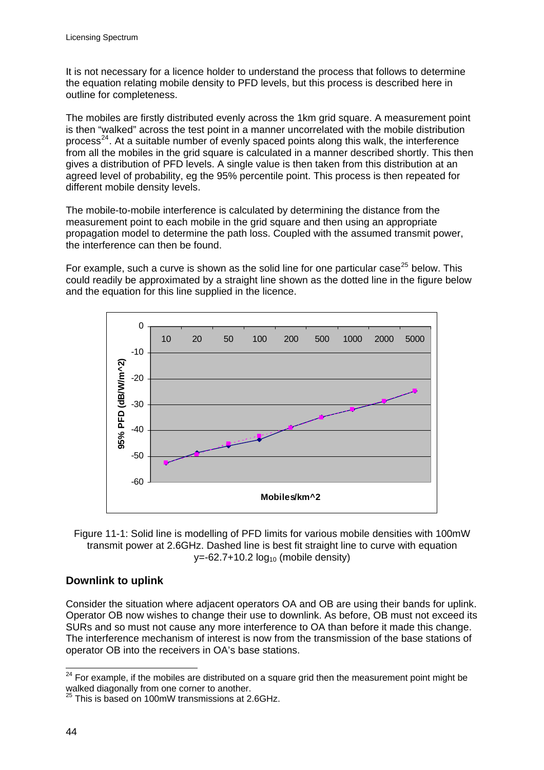It is not necessary for a licence holder to understand the process that follows to determine the equation relating mobile density to PFD levels, but this process is described here in outline for completeness.

The mobiles are firstly distributed evenly across the 1km grid square. A measurement point is then "walked" across the test point in a manner uncorrelated with the mobile distribution process[24]. At a suitable number of evenly spaced points along this walk, the interference from all the mobiles in the grid square is calculated in a manner described shortly. This then gives a distribution of PFD levels. A single value is then taken from this distribution at an agreed level of probability, eg the 95% percentile point. This process is then repeated for different mobile density levels.

The mobile-to-mobile interference is calculated by determining the distance from the measurement point to each mobile in the grid square and then using an appropriate propagation model to determine the path loss. Coupled with the assumed transmit power, the interference can then be found.

For example, such a curve is shown as the solid line for one particular case[25] below. This could readily be approximated by a straight line shown as the dotted line in the figure below and the equation for this line supplied in the licence.

Figure 11-1: Solid line is modelling of PFD limits for various mobile densities with 100mW transmit power at 2.6GHz. Dashed line is best fit straight line to curve with equation $y=-62.7+10.2 \log_{10}$ (mobile density)

## Downlink to uplink

Consider the situation where adjacent operators OA and OB are using their bands for uplink. Operator OB now wishes to change their use to downlink. As before, OB must not exceed its SURs and so must not cause any more interference to OA than before it made this change. The interference mechanism of interest is now from the transmission of the base stations of operator OB into the receivers in OA's base stations.

[24] For example, if the mobiles are distributed on a square grid then the measurement point might be walked diagonally from one corner to another.

[25] This is based on 100mW transmissions at 2.6GHz.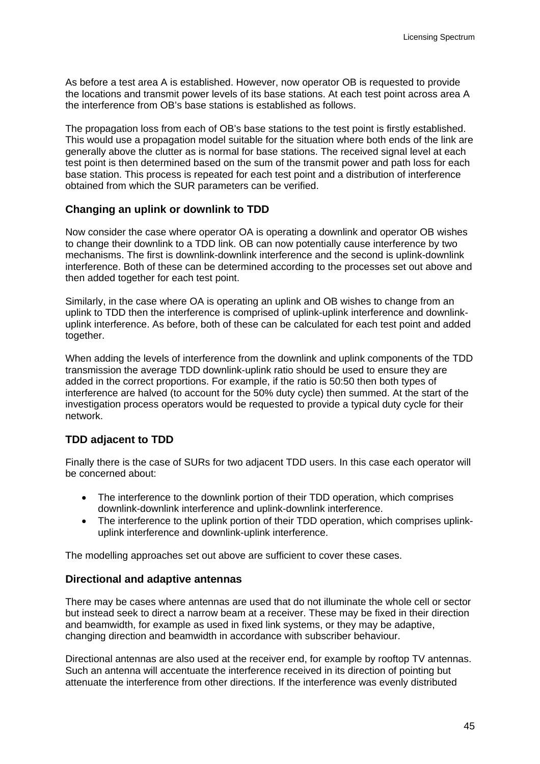As before a test area A is established. However, now operator OB is requested to provide the locations and transmit power levels of its base stations. At each test point across area A the interference from OB's base stations is established as follows.

The propagation loss from each of OB's base stations to the test point is firstly established. This would use a propagation model suitable for the situation where both ends of the link are generally above the clutter as is normal for base stations. The received signal level at each test point is then determined based on the sum of the transmit power and path loss for each base station. This process is repeated for each test point and a distribution of interference obtained from which the SUR parameters can be verified.

### Changing an uplink or downlink to TDD

Now consider the case where operator OA is operating a downlink and operator OB wishes to change their downlink to a TDD link. OB can now potentially cause interference by two mechanisms. The first is downlink-downlink interference and the second is uplink-downlink interference. Both of these can be determined according to the processes set out above and then added together for each test point.

Similarly, in the case where OA is operating an uplink and OB wishes to change from an uplink to TDD then the interference is comprised of uplink-uplink interference and downlink-uplink interference. As before, both of these can be calculated for each test point and added together.

When adding the levels of interference from the downlink and uplink components of the TDD transmission the average TDD downlink-uplink ratio should be used to ensure they are added in the correct proportions. For example, if the ratio is 50:50 then both types of interference are halved (to account for the 50% duty cycle) then summed. At the start of the investigation process operators would be requested to provide a typical duty cycle for their network.

### TDD adjacent to TDD

Finally there is the case of SURs for two adjacent TDD users. In this case each operator will be concerned about:

- The interference to the downlink portion of their TDD operation, which comprises downlink-downlink interference and uplink-downlink interference.
- The interference to the uplink portion of their TDD operation, which comprises uplink-uplink interference and downlink-uplink interference.

The modelling approaches set out above are sufficient to cover these cases.

### Directional and adaptive antennas

There may be cases where antennas are used that do not illuminate the whole cell or sector but instead seek to direct a narrow beam at a receiver. These may be fixed in their direction and beamwidth, for example as used in fixed link systems, or they may be adaptive, changing direction and beamwidth in accordance with subscriber behaviour.

Directional antennas are also used at the receiver end, for example by rooftop TV antennas. Such an antenna will accentuate the interference received in its direction of pointing but attenuate the interference from other directions. If the interference was evenly distributed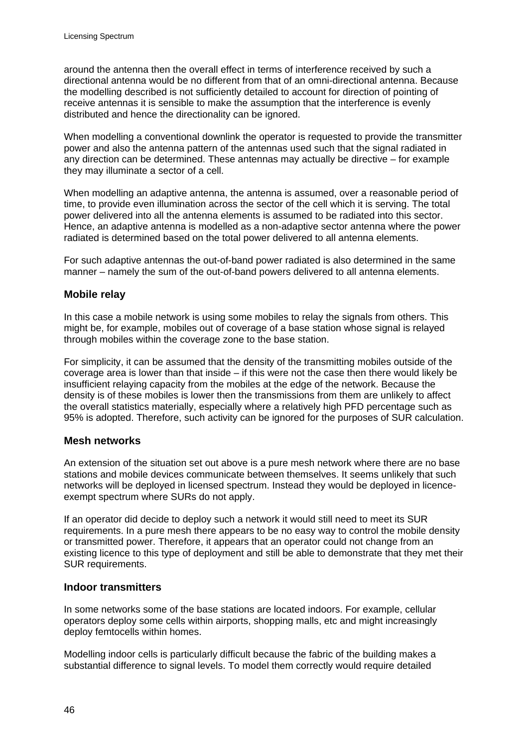around the antenna then the overall effect in terms of interference received by such a directional antenna would be no different from that of an omni-directional antenna. Because the modelling described is not sufficiently detailed to account for direction of pointing of receive antennas it is sensible to make the assumption that the interference is evenly distributed and hence the directionality can be ignored.

When modelling a conventional downlink the operator is requested to provide the transmitter power and also the antenna pattern of the antennas used such that the signal radiated in any direction can be determined. These antennas may actually be directive – for example they may illuminate a sector of a cell.

When modelling an adaptive antenna, the antenna is assumed, over a reasonable period of time, to provide even illumination across the sector of the cell which it is serving. The total power delivered into all the antenna elements is assumed to be radiated into this sector. Hence, an adaptive antenna is modelled as a non-adaptive sector antenna where the power radiated is determined based on the total power delivered to all antenna elements.

For such adaptive antennas the out-of-band power radiated is also determined in the same manner – namely the sum of the out-of-band powers delivered to all antenna elements.

### Mobile relay

In this case a mobile network is using some mobiles to relay the signals from others. This might be, for example, mobiles out of coverage of a base station whose signal is relayed through mobiles within the coverage zone to the base station.

For simplicity, it can be assumed that the density of the transmitting mobiles outside of the coverage area is lower than that inside – if this were not the case then there would likely be insufficient relaying capacity from the mobiles at the edge of the network. Because the density is of these mobiles is lower then the transmissions from them are unlikely to affect the overall statistics materially, especially where a relatively high PFD percentage such as 95% is adopted. Therefore, such activity can be ignored for the purposes of SUR calculation.

### Mesh networks

An extension of the situation set out above is a pure mesh network where there are no base stations and mobile devices communicate between themselves. It seems unlikely that such networks will be deployed in licensed spectrum. Instead they would be deployed in licence-exempt spectrum where SURs do not apply.

If an operator did decide to deploy such a network it would still need to meet its SUR requirements. In a pure mesh there appears to be no easy way to control the mobile density or transmitted power. Therefore, it appears that an operator could not change from an existing licence to this type of deployment and still be able to demonstrate that they met their SUR requirements.

### Indoor transmitters

In some networks some of the base stations are located indoors. For example, cellular operators deploy some cells within airports, shopping malls, etc and might increasingly deploy femtocells within homes.

Modelling indoor cells is particularly difficult because the fabric of the building makes a substantial difference to signal levels. To model them correctly would require detailed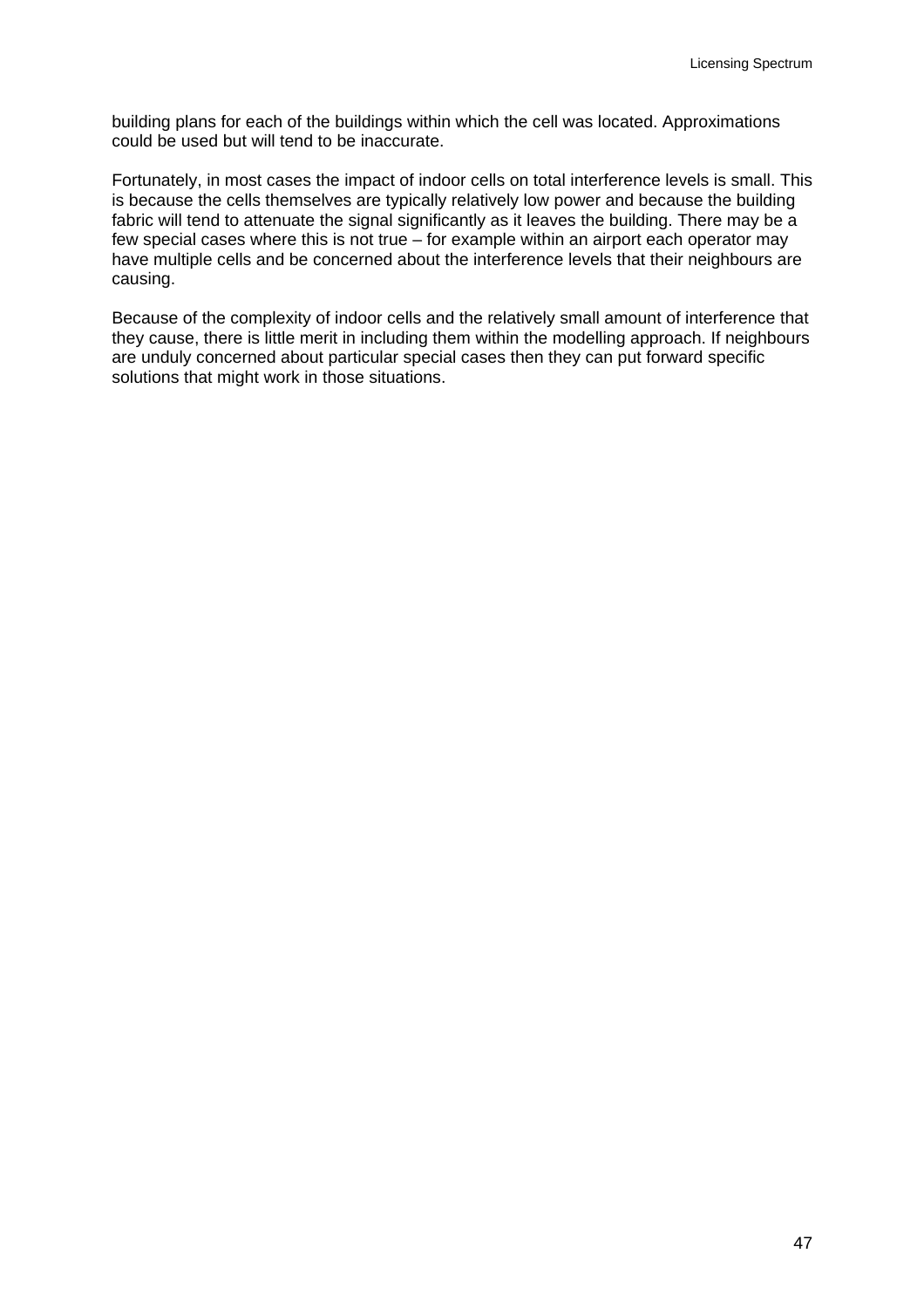building plans for each of the buildings within which the cell was located. Approximations could be used but will tend to be inaccurate.

Fortunately, in most cases the impact of indoor cells on total interference levels is small. This is because the cells themselves are typically relatively low power and because the building fabric will tend to attenuate the signal significantly as it leaves the building. There may be a few special cases where this is not true – for example within an airport each operator may have multiple cells and be concerned about the interference levels that their neighbours are causing.

Because of the complexity of indoor cells and the relatively small amount of interference that they cause, there is little merit in including them within the modelling approach. If neighbours are unduly concerned about particular special cases then they can put forward specific solutions that might work in those situations.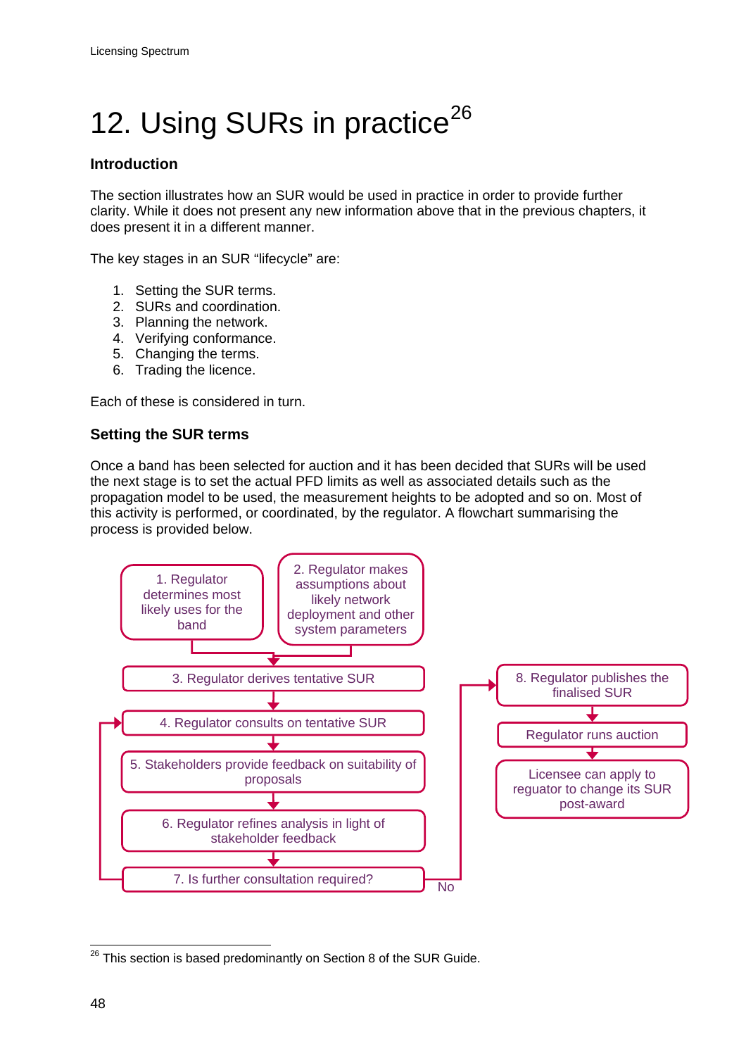# 12. Using SURs in practice[26]

### Introduction

The section illustrates how an SUR would be used in practice in order to provide further clarity. While it does not present any new information above that in the previous chapters, it does present it in a different manner.

The key stages in an SUR "lifecycle" are:

1. Setting the SUR terms.
2. SURs and coordination.
3. Planning the network.
4. Verifying conformance.
5. Changing the terms.
6. Trading the licence.

Each of these is considered in turn.

### Setting the SUR terms

Once a band has been selected for auction and it has been decided that SURs will be used the next stage is to set the actual PFD limits as well as associated details such as the propagation model to be used, the measurement heights to be adopted and so on. Most of this activity is performed, or coordinated, by the regulator. A flowchart summarising the process is provided below.

1. Regulator determines most likely uses for the band
2. Regulator makes assumptions about likely network deployment and other system parameters
3. Regulator derives tentative SUR
4. Regulator consults on tentative SUR
5. Stakeholders provide feedback on suitability of proposals
6. Regulator refines analysis in light of stakeholder feedback
7. Is further consultation required?
   - Yes → back to 4
   - No → 8
8. Regulator publishes the finalised SUR
   - Regulator runs auction
   - Licensee can apply to reguator to change its SUR post-award

---

[26] This section is based predominantly on Section 8 of the SUR Guide.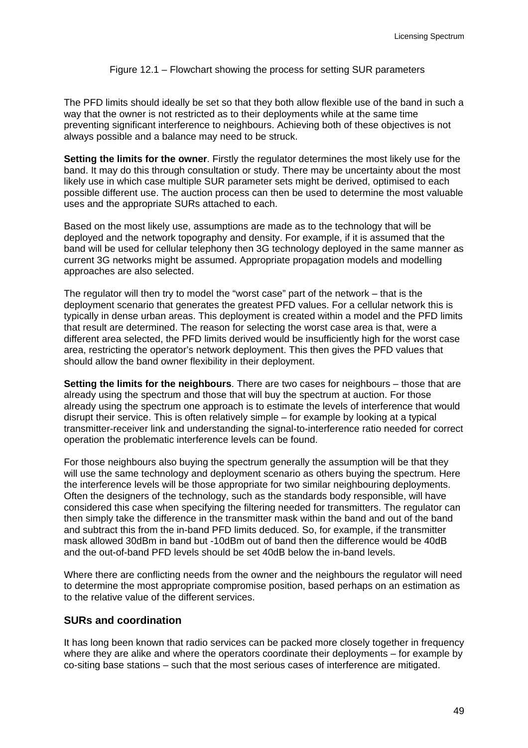Figure 12.1 – Flowchart showing the process for setting SUR parameters

The PFD limits should ideally be set so that they both allow flexible use of the band in such a way that the owner is not restricted as to their deployments while at the same time preventing significant interference to neighbours. Achieving both of these objectives is not always possible and a balance may need to be struck.

**Setting the limits for the owner**. Firstly the regulator determines the most likely use for the band. It may do this through consultation or study. There may be uncertainty about the most likely use in which case multiple SUR parameter sets might be derived, optimised to each possible different use. The auction process can then be used to determine the most valuable uses and the appropriate SURs attached to each.

Based on the most likely use, assumptions are made as to the technology that will be deployed and the network topography and density. For example, if it is assumed that the band will be used for cellular telephony then 3G technology deployed in the same manner as current 3G networks might be assumed. Appropriate propagation models and modelling approaches are also selected.

The regulator will then try to model the "worst case" part of the network – that is the deployment scenario that generates the greatest PFD values. For a cellular network this is typically in dense urban areas. This deployment is created within a model and the PFD limits that result are determined. The reason for selecting the worst case area is that, were a different area selected, the PFD limits derived would be insufficiently high for the worst case area, restricting the operator's network deployment. This then gives the PFD values that should allow the band owner flexibility in their deployment.

**Setting the limits for the neighbours**. There are two cases for neighbours – those that are already using the spectrum and those that will buy the spectrum at auction. For those already using the spectrum one approach is to estimate the levels of interference that would disrupt their service. This is often relatively simple – for example by looking at a typical transmitter-receiver link and understanding the signal-to-interference ratio needed for correct operation the problematic interference levels can be found.

For those neighbours also buying the spectrum generally the assumption will be that they will use the same technology and deployment scenario as others buying the spectrum. Here the interference levels will be those appropriate for two similar neighbouring deployments. Often the designers of the technology, such as the standards body responsible, will have considered this case when specifying the filtering needed for transmitters. The regulator can then simply take the difference in the transmitter mask within the band and out of the band and subtract this from the in-band PFD limits deduced. So, for example, if the transmitter mask allowed 30dBm in band but -10dBm out of band then the difference would be 40dB and the out-of-band PFD levels should be set 40dB below the in-band levels.

Where there are conflicting needs from the owner and the neighbours the regulator will need to determine the most appropriate compromise position, based perhaps on an estimation as to the relative value of the different services.

## SURs and coordination

It has long been known that radio services can be packed more closely together in frequency where they are alike and where the operators coordinate their deployments – for example by co-siting base stations – such that the most serious cases of interference are mitigated.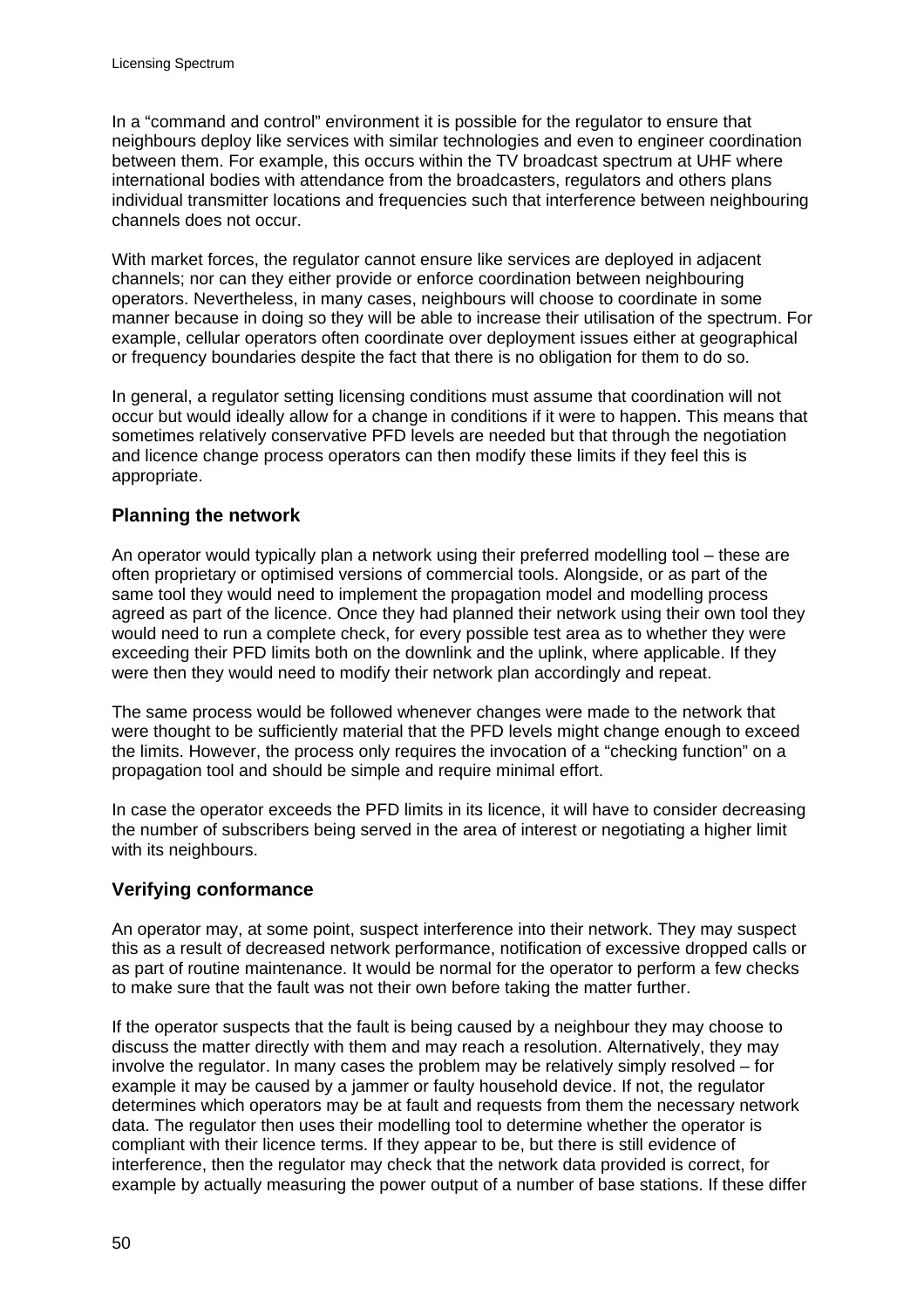In a "command and control" environment it is possible for the regulator to ensure that neighbours deploy like services with similar technologies and even to engineer coordination between them. For example, this occurs within the TV broadcast spectrum at UHF where international bodies with attendance from the broadcasters, regulators and others plans individual transmitter locations and frequencies such that interference between neighbouring channels does not occur.

With market forces, the regulator cannot ensure like services are deployed in adjacent channels; nor can they either provide or enforce coordination between neighbouring operators. Nevertheless, in many cases, neighbours will choose to coordinate in some manner because in doing so they will be able to increase their utilisation of the spectrum. For example, cellular operators often coordinate over deployment issues either at geographical or frequency boundaries despite the fact that there is no obligation for them to do so.

In general, a regulator setting licensing conditions must assume that coordination will not occur but would ideally allow for a change in conditions if it were to happen. This means that sometimes relatively conservative PFD levels are needed but that through the negotiation and licence change process operators can then modify these limits if they feel this is appropriate.

### Planning the network

An operator would typically plan a network using their preferred modelling tool – these are often proprietary or optimised versions of commercial tools. Alongside, or as part of the same tool they would need to implement the propagation model and modelling process agreed as part of the licence. Once they had planned their network using their own tool they would need to run a complete check, for every possible test area as to whether they were exceeding their PFD limits both on the downlink and the uplink, where applicable. If they were then they would need to modify their network plan accordingly and repeat.

The same process would be followed whenever changes were made to the network that were thought to be sufficiently material that the PFD levels might change enough to exceed the limits. However, the process only requires the invocation of a "checking function" on a propagation tool and should be simple and require minimal effort.

In case the operator exceeds the PFD limits in its licence, it will have to consider decreasing the number of subscribers being served in the area of interest or negotiating a higher limit with its neighbours.

### Verifying conformance

An operator may, at some point, suspect interference into their network. They may suspect this as a result of decreased network performance, notification of excessive dropped calls or as part of routine maintenance. It would be normal for the operator to perform a few checks to make sure that the fault was not their own before taking the matter further.

If the operator suspects that the fault is being caused by a neighbour they may choose to discuss the matter directly with them and may reach a resolution. Alternatively, they may involve the regulator. In many cases the problem may be relatively simply resolved – for example it may be caused by a jammer or faulty household device. If not, the regulator determines which operators may be at fault and requests from them the necessary network data. The regulator then uses their modelling tool to determine whether the operator is compliant with their licence terms. If they appear to be, but there is still evidence of interference, then the regulator may check that the network data provided is correct, for example by actually measuring the power output of a number of base stations. If these differ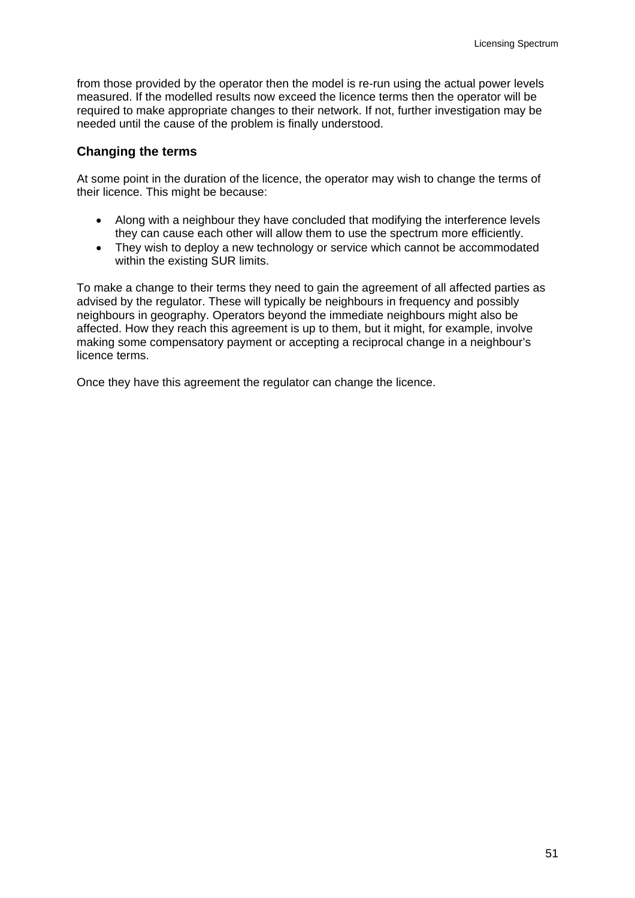from those provided by the operator then the model is re-run using the actual power levels measured. If the modelled results now exceed the licence terms then the operator will be required to make appropriate changes to their network. If not, further investigation may be needed until the cause of the problem is finally understood.

### Changing the terms

At some point in the duration of the licence, the operator may wish to change the terms of their licence. This might be because:

- Along with a neighbour they have concluded that modifying the interference levels they can cause each other will allow them to use the spectrum more efficiently.
- They wish to deploy a new technology or service which cannot be accommodated within the existing SUR limits.

To make a change to their terms they need to gain the agreement of all affected parties as advised by the regulator. These will typically be neighbours in frequency and possibly neighbours in geography. Operators beyond the immediate neighbours might also be affected. How they reach this agreement is up to them, but it might, for example, involve making some compensatory payment or accepting a reciprocal change in a neighbour's licence terms.

Once they have this agreement the regulator can change the licence.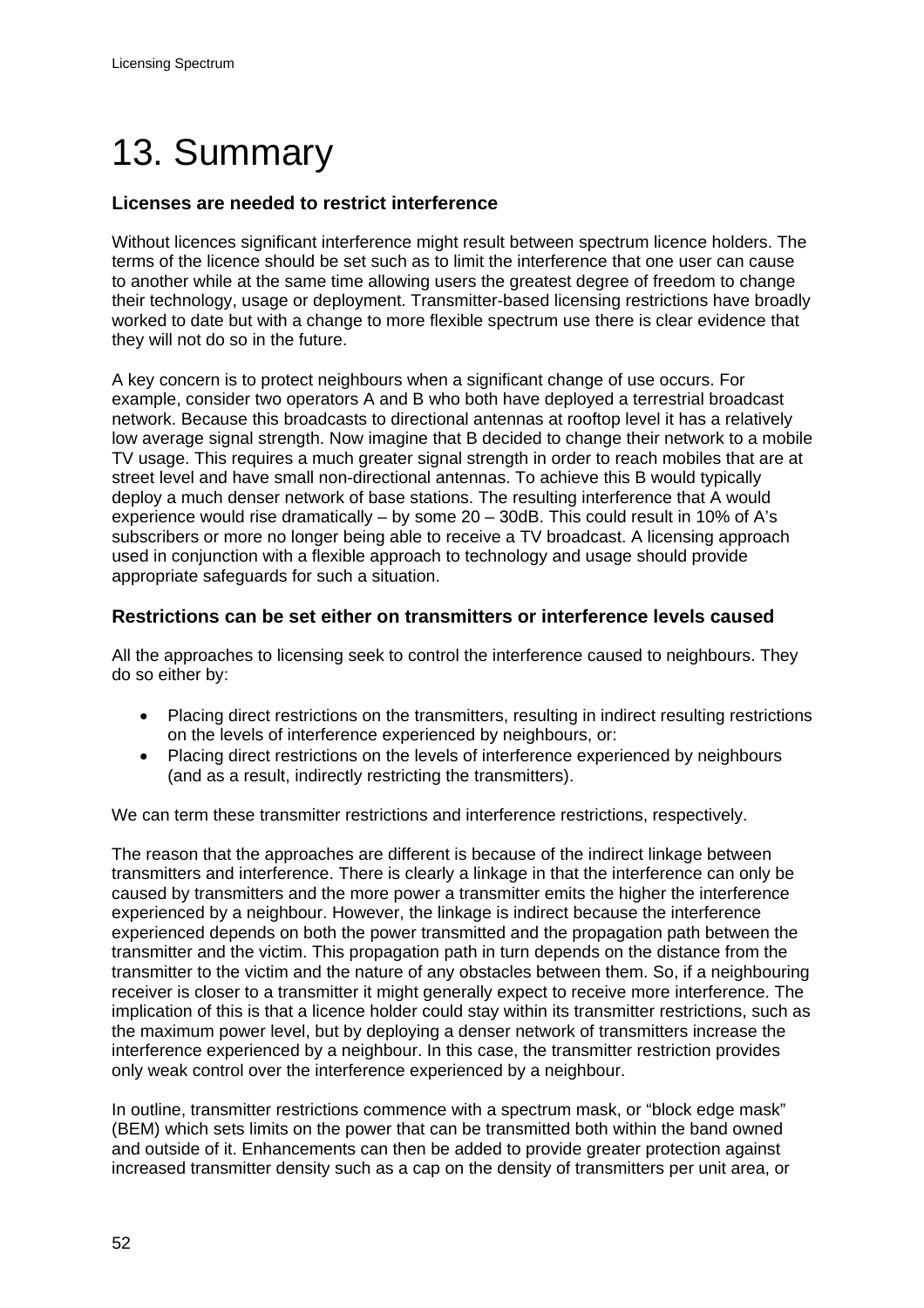# 13. Summary

### Licenses are needed to restrict interference

Without licences significant interference might result between spectrum licence holders. The terms of the licence should be set such as to limit the interference that one user can cause to another while at the same time allowing users the greatest degree of freedom to change their technology, usage or deployment. Transmitter-based licensing restrictions have broadly worked to date but with a change to more flexible spectrum use there is clear evidence that they will not do so in the future.

A key concern is to protect neighbours when a significant change of use occurs. For example, consider two operators A and B who both have deployed a terrestrial broadcast network. Because this broadcasts to directional antennas at rooftop level it has a relatively low average signal strength. Now imagine that B decided to change their network to a mobile TV usage. This requires a much greater signal strength in order to reach mobiles that are at street level and have small non-directional antennas. To achieve this B would typically deploy a much denser network of base stations. The resulting interference that A would experience would rise dramatically – by some 20 – 30dB. This could result in 10% of A's subscribers or more no longer being able to receive a TV broadcast. A licensing approach used in conjunction with a flexible approach to technology and usage should provide appropriate safeguards for such a situation.

### Restrictions can be set either on transmitters or interference levels caused

All the approaches to licensing seek to control the interference caused to neighbours. They do so either by:

- Placing direct restrictions on the transmitters, resulting in indirect resulting restrictions on the levels of interference experienced by neighbours, or:
- Placing direct restrictions on the levels of interference experienced by neighbours (and as a result, indirectly restricting the transmitters).

We can term these transmitter restrictions and interference restrictions, respectively.

The reason that the approaches are different is because of the indirect linkage between transmitters and interference. There is clearly a linkage in that the interference can only be caused by transmitters and the more power a transmitter emits the higher the interference experienced by a neighbour. However, the linkage is indirect because the interference experienced depends on both the power transmitted and the propagation path between the transmitter and the victim. This propagation path in turn depends on the distance from the transmitter to the victim and the nature of any obstacles between them. So, if a neighbouring receiver is closer to a transmitter it might generally expect to receive more interference. The implication of this is that a licence holder could stay within its transmitter restrictions, such as the maximum power level, but by deploying a denser network of transmitters increase the interference experienced by a neighbour. In this case, the transmitter restriction provides only weak control over the interference experienced by a neighbour.

In outline, transmitter restrictions commence with a spectrum mask, or "block edge mask" (BEM) which sets limits on the power that can be transmitted both within the band owned and outside of it. Enhancements can then be added to provide greater protection against increased transmitter density such as a cap on the density of transmitters per unit area, or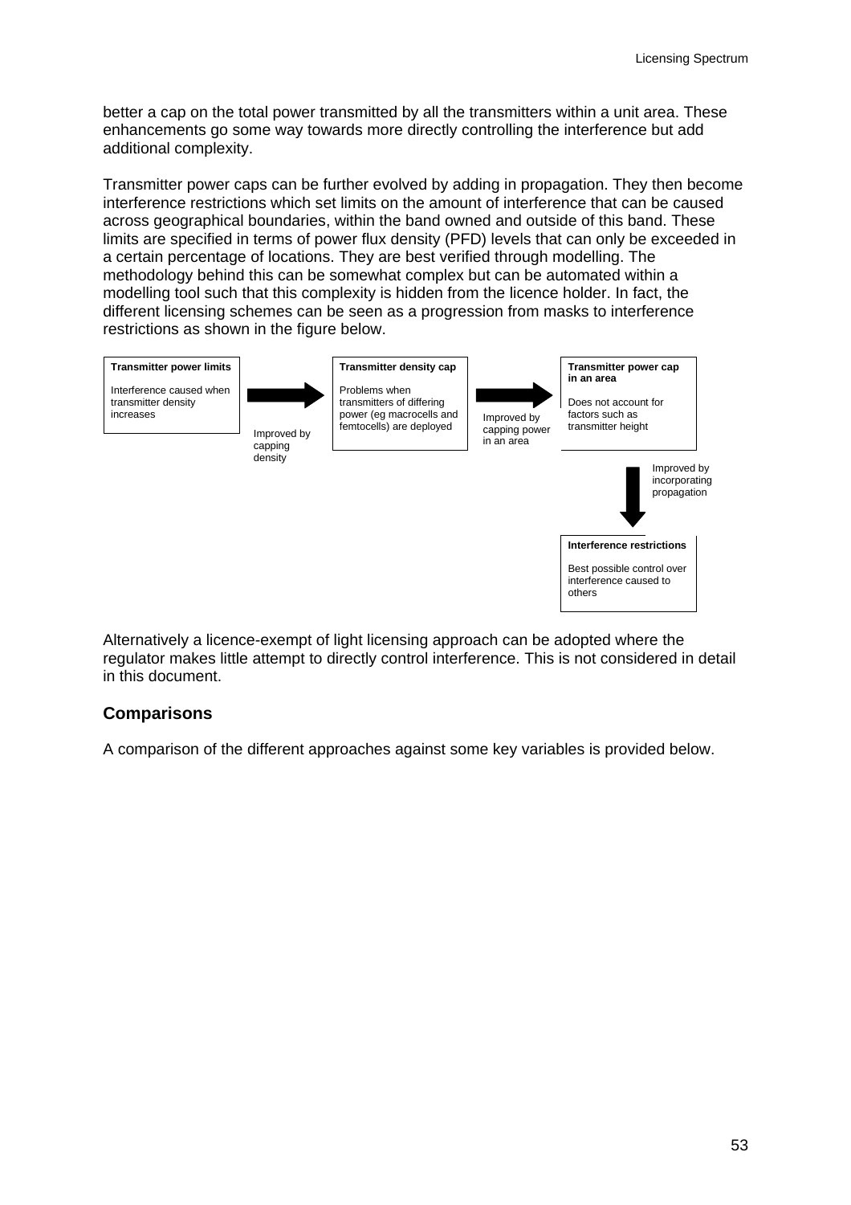better a cap on the total power transmitted by all the transmitters within a unit area. These enhancements go some way towards more directly controlling the interference but add additional complexity.

Transmitter power caps can be further evolved by adding in propagation. They then become interference restrictions which set limits on the amount of interference that can be caused across geographical boundaries, within the band owned and outside of this band. These limits are specified in terms of power flux density (PFD) levels that can only be exceeded in a certain percentage of locations. They are best verified through modelling. The methodology behind this can be somewhat complex but can be automated within a modelling tool such that this complexity is hidden from the licence holder. In fact, the different licensing schemes can be seen as a progression from masks to interference restrictions as shown in the figure below.

**Transmitter power limits**

Interference caused when transmitter density increases

→ Improved by capping density

**Transmitter density cap**

Problems when transmitters of differing power (eg macrocells and femtocells) are deployed

→ Improved by capping power in an area

**Transmitter power cap in an area**

Does not account for factors such as transmitter height

↓ Improved by incorporating propagation

**Interference restrictions**

Best possible control over interference caused to others

Alternatively a licence-exempt of light licensing approach can be adopted where the regulator makes little attempt to directly control interference. This is not considered in detail in this document.

## Comparisons

A comparison of the different approaches against some key variables is provided below.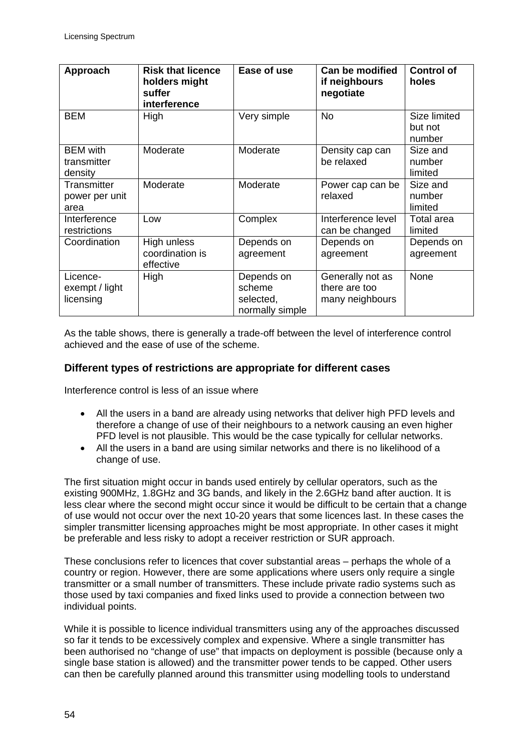| Approach | Risk that licence holders might suffer interference | Ease of use | Can be modified if neighbours negotiate | Control of holes |
|---|---|---|---|---|
| BEM | High | Very simple | No | Size limited but not number |
| BEM with transmitter density | Moderate | Moderate | Density cap can be relaxed | Size and number limited |
| Transmitter power per unit area | Moderate | Moderate | Power cap can be relaxed | Size and number limited |
| Interference restrictions | Low | Complex | Interference level can be changed | Total area limited |
| Coordination | High unless coordination is effective | Depends on agreement | Depends on agreement | Depends on agreement |
| Licence-exempt / light licensing | High | Depends on scheme selected, normally simple | Generally not as there are too many neighbours | None |

As the table shows, there is generally a trade-off between the level of interference control achieved and the ease of use of the scheme.

### Different types of restrictions are appropriate for different cases

Interference control is less of an issue where

- All the users in a band are already using networks that deliver high PFD levels and therefore a change of use of their neighbours to a network causing an even higher PFD level is not plausible. This would be the case typically for cellular networks.
- All the users in a band are using similar networks and there is no likelihood of a change of use.

The first situation might occur in bands used entirely by cellular operators, such as the existing 900MHz, 1.8GHz and 3G bands, and likely in the 2.6GHz band after auction. It is less clear where the second might occur since it would be difficult to be certain that a change of use would not occur over the next 10-20 years that some licences last. In these cases the simpler transmitter licensing approaches might be most appropriate. In other cases it might be preferable and less risky to adopt a receiver restriction or SUR approach.

These conclusions refer to licences that cover substantial areas – perhaps the whole of a country or region. However, there are some applications where users only require a single transmitter or a small number of transmitters. These include private radio systems such as those used by taxi companies and fixed links used to provide a connection between two individual points.

While it is possible to licence individual transmitters using any of the approaches discussed so far it tends to be excessively complex and expensive. Where a single transmitter has been authorised no "change of use" that impacts on deployment is possible (because only a single base station is allowed) and the transmitter power tends to be capped. Other users can then be carefully planned around this transmitter using modelling tools to understand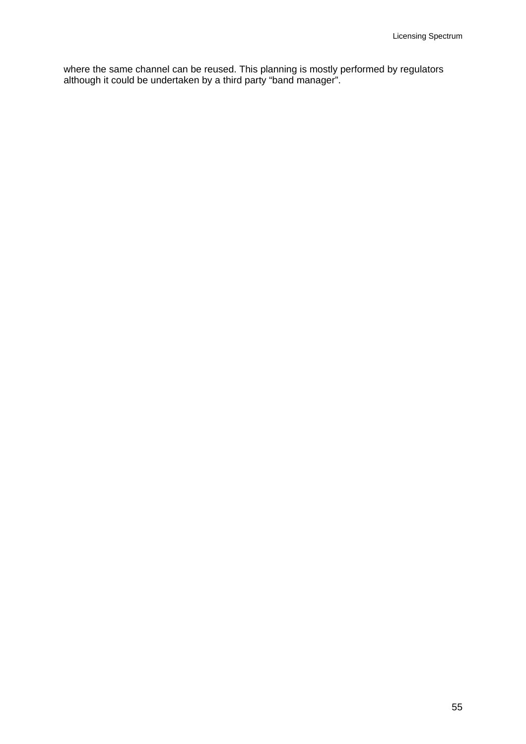where the same channel can be reused. This planning is mostly performed by regulators although it could be undertaken by a third party “band manager”.